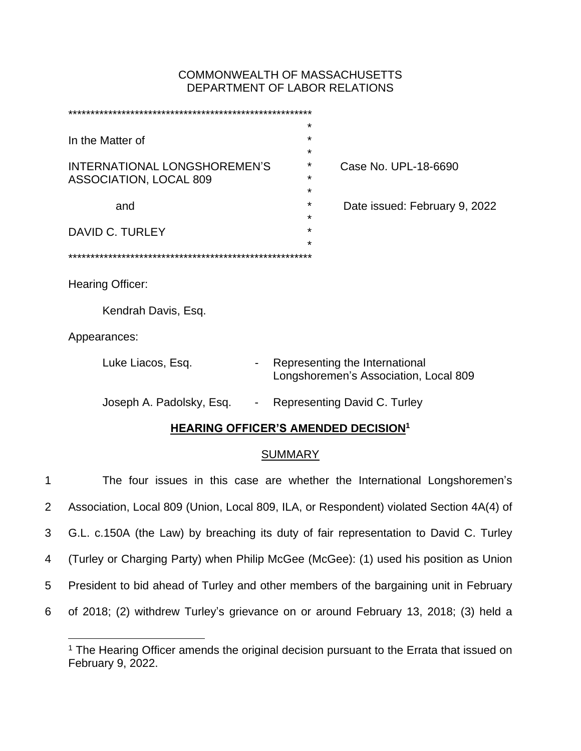COMMONWEALTH OF MASSACHUSETTS
DEPARTMENT OF LABOR RELATIONS

*******************************************************

In the Matter of

INTERNATIONAL LONGSHOREMEN'S ASSOCIATION, LOCAL 809

and

DAVID C. TURLEY

*******************************************************

Case No. UPL-18-6690

Date issued: February 9, 2022

Hearing Officer:

Kendrah Davis, Esq.

Appearances:

| | | |
|---|---|---|
| Luke Liacos, Esq. | - | Representing the International Longshoremen's Association, Local 809 |
| Joseph A. Padolsky, Esq. | - | Representing David C. Turley |

## HEARING OFFICER'S AMENDED DECISION[1]

### SUMMARY

1 The four issues in this case are whether the International Longshoremen's
2 Association, Local 809 (Union, Local 809, ILA, or Respondent) violated Section 4A(4) of
3 G.L. c.150A (the Law) by breaching its duty of fair representation to David C. Turley
4 (Turley or Charging Party) when Philip McGee (McGee): (1) used his position as Union
5 President to bid ahead of Turley and other members of the bargaining unit in February
6 of 2018; (2) withdrew Turley's grievance on or around February 13, 2018; (3) held a

[1] The Hearing Officer amends the original decision pursuant to the Errata that issued on February 9, 2022.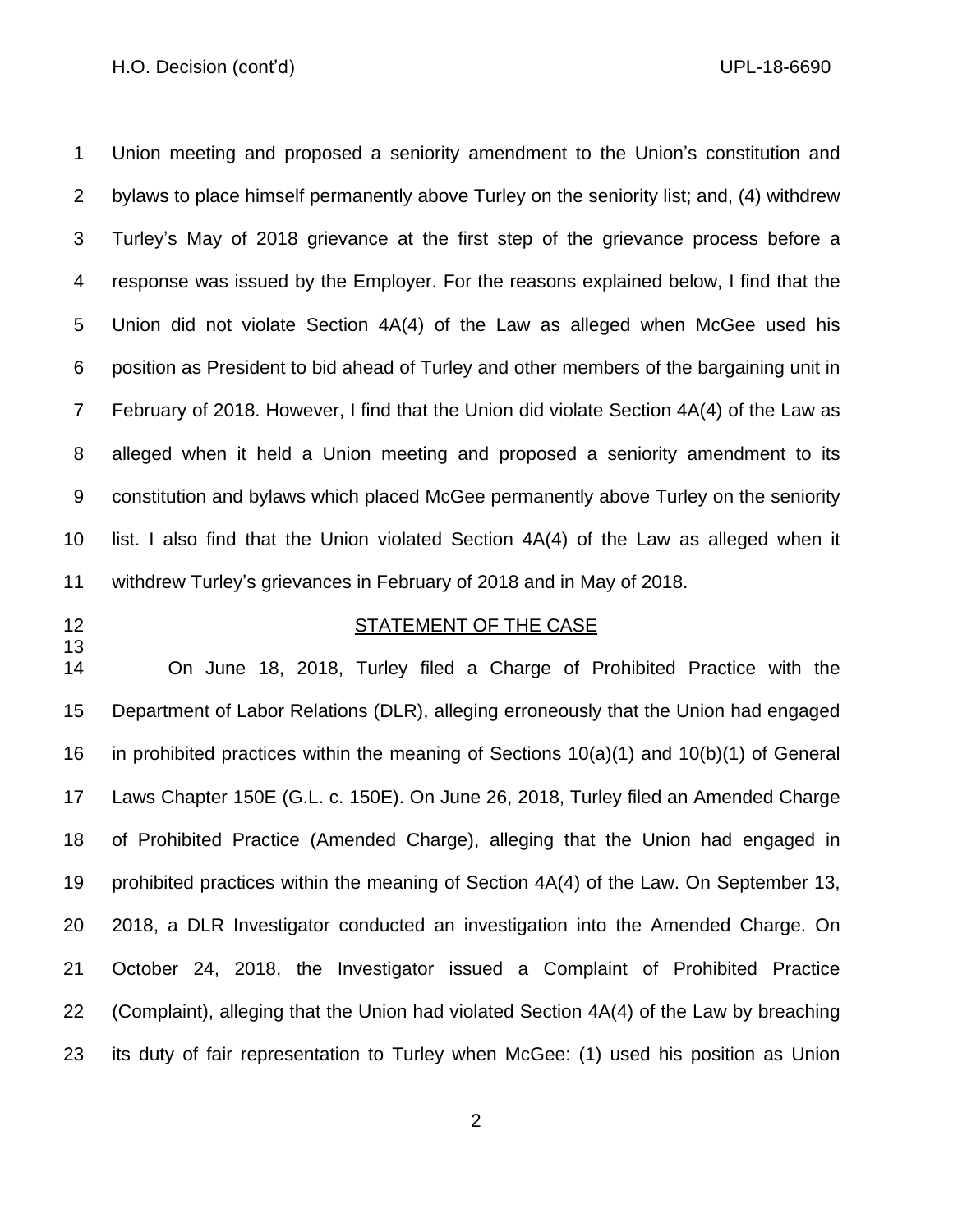Union meeting and proposed a seniority amendment to the Union's constitution and bylaws to place himself permanently above Turley on the seniority list; and, (4) withdrew Turley's May of 2018 grievance at the first step of the grievance process before a response was issued by the Employer. For the reasons explained below, I find that the Union did not violate Section 4A(4) of the Law as alleged when McGee used his position as President to bid ahead of Turley and other members of the bargaining unit in February of 2018. However, I find that the Union did violate Section 4A(4) of the Law as alleged when it held a Union meeting and proposed a seniority amendment to its constitution and bylaws which placed McGee permanently above Turley on the seniority list. I also find that the Union violated Section 4A(4) of the Law as alleged when it withdrew Turley's grievances in February of 2018 and in May of 2018.

## STATEMENT OF THE CASE

On June 18, 2018, Turley filed a Charge of Prohibited Practice with the Department of Labor Relations (DLR), alleging erroneously that the Union had engaged in prohibited practices within the meaning of Sections 10(a)(1) and 10(b)(1) of General Laws Chapter 150E (G.L. c. 150E). On June 26, 2018, Turley filed an Amended Charge of Prohibited Practice (Amended Charge), alleging that the Union had engaged in prohibited practices within the meaning of Section 4A(4) of the Law. On September 13, 2018, a DLR Investigator conducted an investigation into the Amended Charge. On October 24, 2018, the Investigator issued a Complaint of Prohibited Practice (Complaint), alleging that the Union had violated Section 4A(4) of the Law by breaching its duty of fair representation to Turley when McGee: (1) used his position as Union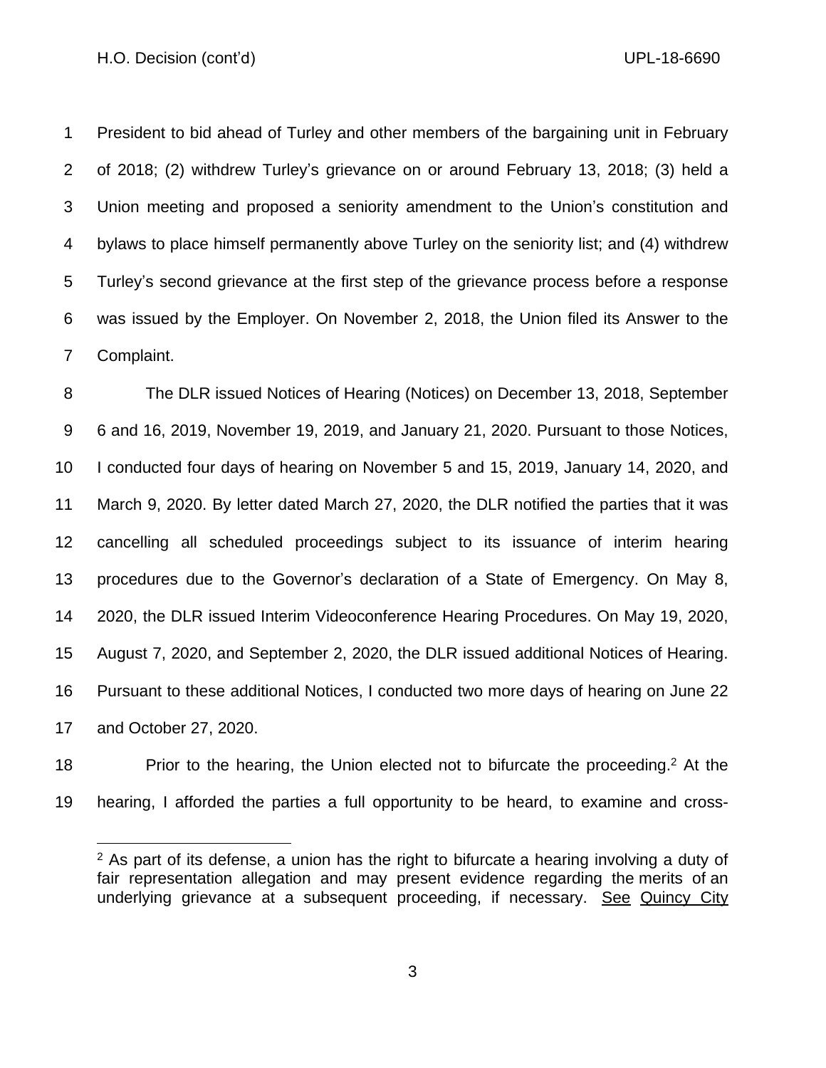President to bid ahead of Turley and other members of the bargaining unit in February of 2018; (2) withdrew Turley's grievance on or around February 13, 2018; (3) held a Union meeting and proposed a seniority amendment to the Union's constitution and bylaws to place himself permanently above Turley on the seniority list; and (4) withdrew Turley's second grievance at the first step of the grievance process before a response was issued by the Employer. On November 2, 2018, the Union filed its Answer to the Complaint.

The DLR issued Notices of Hearing (Notices) on December 13, 2018, September 6 and 16, 2019, November 19, 2019, and January 21, 2020. Pursuant to those Notices, I conducted four days of hearing on November 5 and 15, 2019, January 14, 2020, and March 9, 2020. By letter dated March 27, 2020, the DLR notified the parties that it was cancelling all scheduled proceedings subject to its issuance of interim hearing procedures due to the Governor's declaration of a State of Emergency. On May 8, 2020, the DLR issued Interim Videoconference Hearing Procedures. On May 19, 2020, August 7, 2020, and September 2, 2020, the DLR issued additional Notices of Hearing. Pursuant to these additional Notices, I conducted two more days of hearing on June 22 and October 27, 2020.

Prior to the hearing, the Union elected not to bifurcate the proceeding.[2] At the hearing, I afforded the parties a full opportunity to be heard, to examine and cross-

---

[2] As part of its defense, a union has the right to bifurcate a hearing involving a duty of fair representation allegation and may present evidence regarding the merits of an underlying grievance at a subsequent proceeding, if necessary. See Quincy City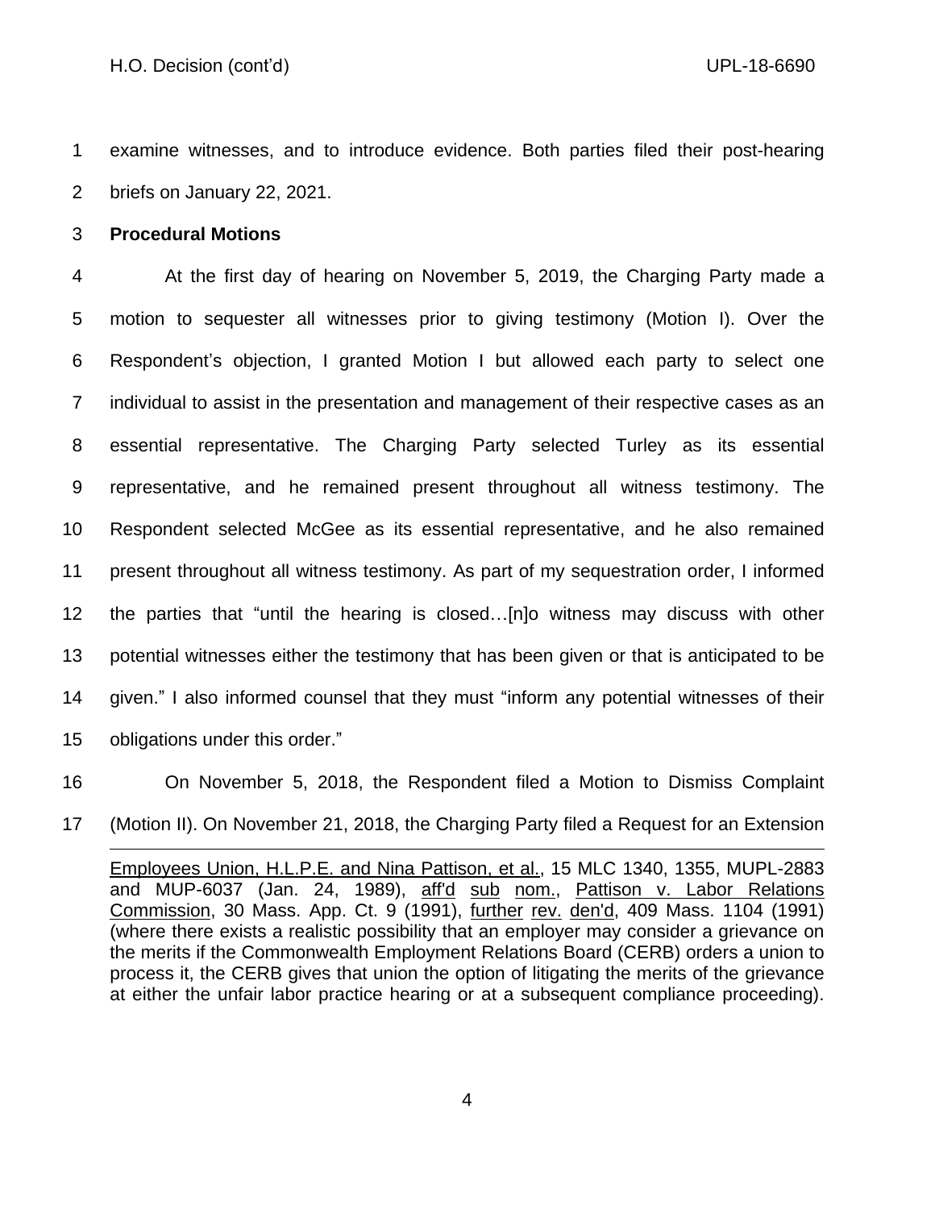examine witnesses, and to introduce evidence. Both parties filed their post-hearing briefs on January 22, 2021.

**Procedural Motions**

At the first day of hearing on November 5, 2019, the Charging Party made a motion to sequester all witnesses prior to giving testimony (Motion I). Over the Respondent's objection, I granted Motion I but allowed each party to select one individual to assist in the presentation and management of their respective cases as an essential representative. The Charging Party selected Turley as its essential representative, and he remained present throughout all witness testimony. The Respondent selected McGee as its essential representative, and he also remained present throughout all witness testimony. As part of my sequestration order, I informed the parties that "until the hearing is closed…[n]o witness may discuss with other potential witnesses either the testimony that has been given or that is anticipated to be given." I also informed counsel that they must "inform any potential witnesses of their obligations under this order."

On November 5, 2018, the Respondent filed a Motion to Dismiss Complaint (Motion II). On November 21, 2018, the Charging Party filed a Request for an Extension

---

Employees Union, H.L.P.E. and Nina Pattison, et al., 15 MLC 1340, 1355, MUPL-2883 and MUP-6037 (Jan. 24, 1989), aff'd sub nom., Pattison v. Labor Relations Commission, 30 Mass. App. Ct. 9 (1991), further rev. den'd, 409 Mass. 1104 (1991) (where there exists a realistic possibility that an employer may consider a grievance on the merits if the Commonwealth Employment Relations Board (CERB) orders a union to process it, the CERB gives that union the option of litigating the merits of the grievance at either the unfair labor practice hearing or at a subsequent compliance proceeding).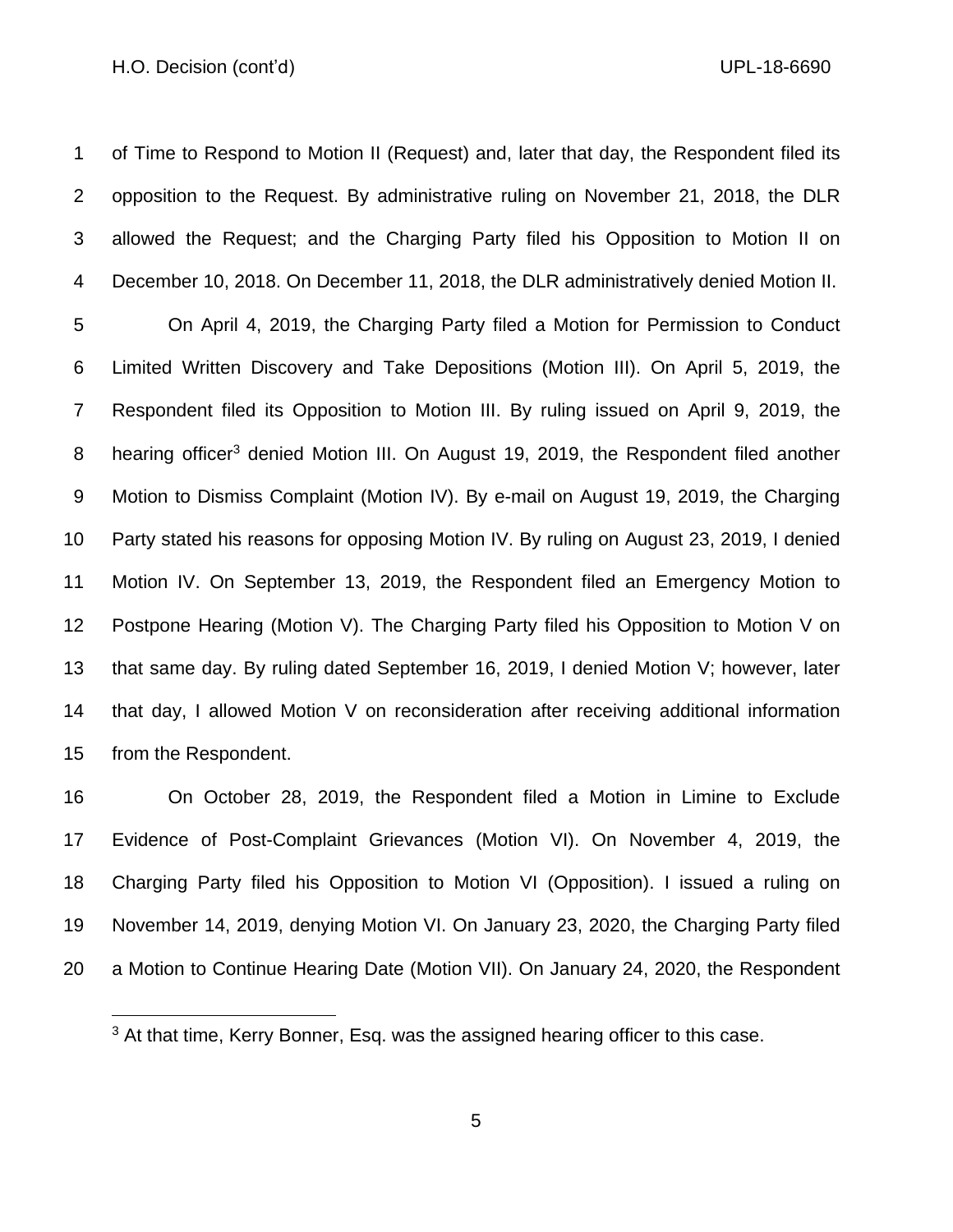of Time to Respond to Motion II (Request) and, later that day, the Respondent filed its opposition to the Request. By administrative ruling on November 21, 2018, the DLR allowed the Request; and the Charging Party filed his Opposition to Motion II on December 10, 2018. On December 11, 2018, the DLR administratively denied Motion II.

On April 4, 2019, the Charging Party filed a Motion for Permission to Conduct Limited Written Discovery and Take Depositions (Motion III). On April 5, 2019, the Respondent filed its Opposition to Motion III. By ruling issued on April 9, 2019, the hearing officer[3] denied Motion III. On August 19, 2019, the Respondent filed another Motion to Dismiss Complaint (Motion IV). By e-mail on August 19, 2019, the Charging Party stated his reasons for opposing Motion IV. By ruling on August 23, 2019, I denied Motion IV. On September 13, 2019, the Respondent filed an Emergency Motion to Postpone Hearing (Motion V). The Charging Party filed his Opposition to Motion V on that same day. By ruling dated September 16, 2019, I denied Motion V; however, later that day, I allowed Motion V on reconsideration after receiving additional information from the Respondent.

On October 28, 2019, the Respondent filed a Motion in Limine to Exclude Evidence of Post-Complaint Grievances (Motion VI). On November 4, 2019, the Charging Party filed his Opposition to Motion VI (Opposition). I issued a ruling on November 14, 2019, denying Motion VI. On January 23, 2020, the Charging Party filed a Motion to Continue Hearing Date (Motion VII). On January 24, 2020, the Respondent

[3] At that time, Kerry Bonner, Esq. was the assigned hearing officer to this case.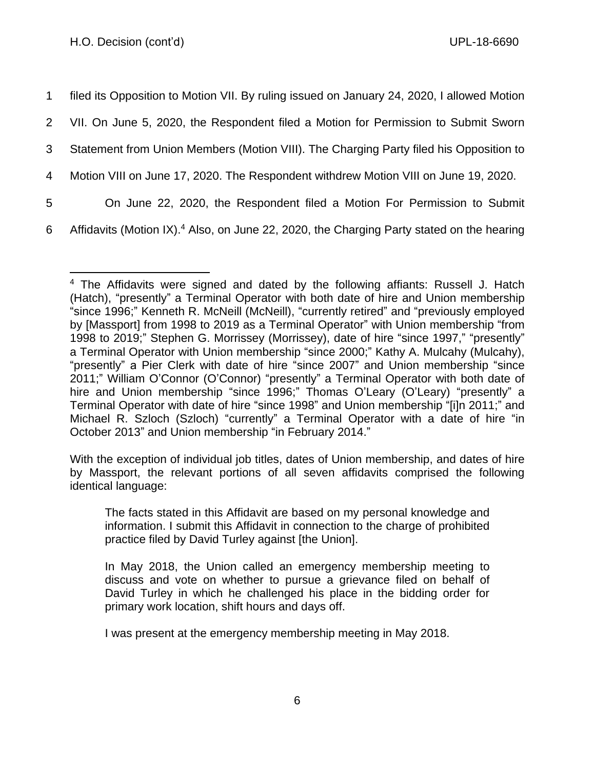filed its Opposition to Motion VII. By ruling issued on January 24, 2020, I allowed Motion VII. On June 5, 2020, the Respondent filed a Motion for Permission to Submit Sworn Statement from Union Members (Motion VIII). The Charging Party filed his Opposition to Motion VIII on June 17, 2020. The Respondent withdrew Motion VIII on June 19, 2020.

On June 22, 2020, the Respondent filed a Motion For Permission to Submit Affidavits (Motion IX).[4] Also, on June 22, 2020, the Charging Party stated on the hearing

---

[4] The Affidavits were signed and dated by the following affiants: Russell J. Hatch (Hatch), "presently" a Terminal Operator with both date of hire and Union membership "since 1996;" Kenneth R. McNeill (McNeill), "currently retired" and "previously employed by [Massport] from 1998 to 2019 as a Terminal Operator" with Union membership "from 1998 to 2019;" Stephen G. Morrissey (Morrissey), date of hire "since 1997," "presently" a Terminal Operator with Union membership "since 2000;" Kathy A. Mulcahy (Mulcahy), "presently" a Pier Clerk with date of hire "since 2007" and Union membership "since 2011;" William O'Connor (O'Connor) "presently" a Terminal Operator with both date of hire and Union membership "since 1996;" Thomas O'Leary (O'Leary) "presently" a Terminal Operator with date of hire "since 1998" and Union membership "[i]n 2011;" and Michael R. Szloch (Szloch) "currently" a Terminal Operator with a date of hire "in October 2013" and Union membership "in February 2014."

With the exception of individual job titles, dates of Union membership, and dates of hire by Massport, the relevant portions of all seven affidavits comprised the following identical language:

> The facts stated in this Affidavit are based on my personal knowledge and information. I submit this Affidavit in connection to the charge of prohibited practice filed by David Turley against [the Union].
>
> In May 2018, the Union called an emergency membership meeting to discuss and vote on whether to pursue a grievance filed on behalf of David Turley in which he challenged his place in the bidding order for primary work location, shift hours and days off.
>
> I was present at the emergency membership meeting in May 2018.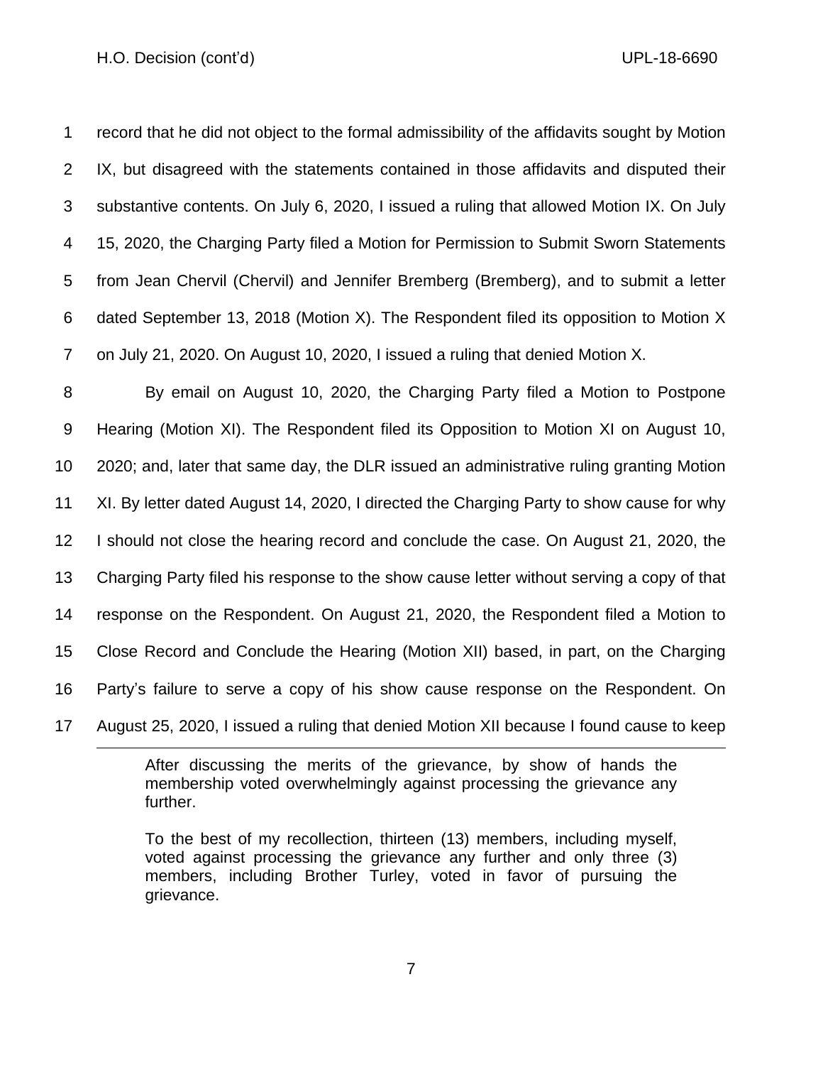record that he did not object to the formal admissibility of the affidavits sought by Motion IX, but disagreed with the statements contained in those affidavits and disputed their substantive contents. On July 6, 2020, I issued a ruling that allowed Motion IX. On July 15, 2020, the Charging Party filed a Motion for Permission to Submit Sworn Statements from Jean Chervil (Chervil) and Jennifer Bremberg (Bremberg), and to submit a letter dated September 13, 2018 (Motion X). The Respondent filed its opposition to Motion X on July 21, 2020. On August 10, 2020, I issued a ruling that denied Motion X.

By email on August 10, 2020, the Charging Party filed a Motion to Postpone Hearing (Motion XI). The Respondent filed its Opposition to Motion XI on August 10, 2020; and, later that same day, the DLR issued an administrative ruling granting Motion XI. By letter dated August 14, 2020, I directed the Charging Party to show cause for why I should not close the hearing record and conclude the case. On August 21, 2020, the Charging Party filed his response to the show cause letter without serving a copy of that response on the Respondent. On August 21, 2020, the Respondent filed a Motion to Close Record and Conclude the Hearing (Motion XII) based, in part, on the Charging Party's failure to serve a copy of his show cause response on the Respondent. On August 25, 2020, I issued a ruling that denied Motion XII because I found cause to keep

---

> After discussing the merits of the grievance, by show of hands the membership voted overwhelmingly against processing the grievance any further.
>
> To the best of my recollection, thirteen (13) members, including myself, voted against processing the grievance any further and only three (3) members, including Brother Turley, voted in favor of pursuing the grievance.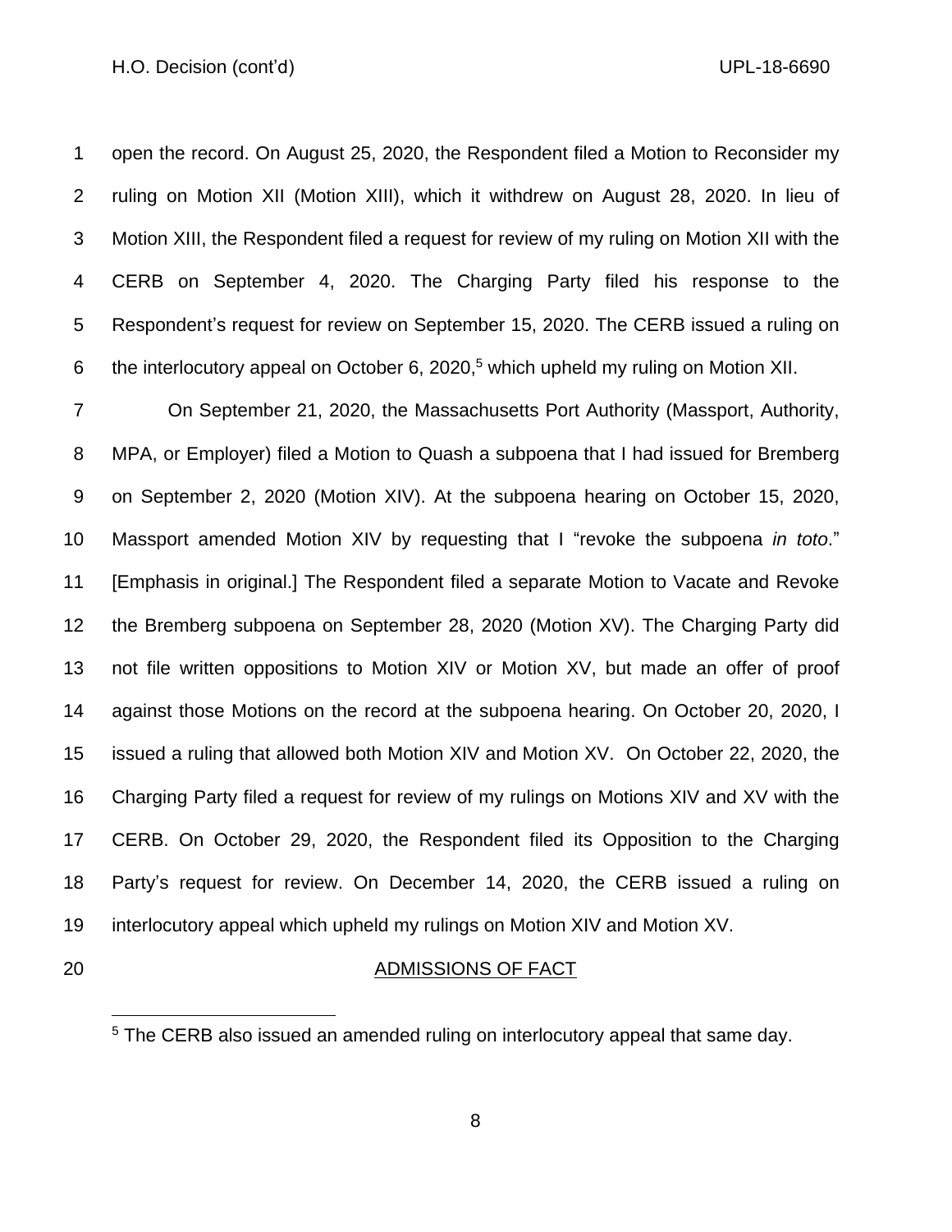open the record. On August 25, 2020, the Respondent filed a Motion to Reconsider my ruling on Motion XII (Motion XIII), which it withdrew on August 28, 2020. In lieu of Motion XIII, the Respondent filed a request for review of my ruling on Motion XII with the CERB on September 4, 2020. The Charging Party filed his response to the Respondent's request for review on September 15, 2020. The CERB issued a ruling on the interlocutory appeal on October 6, 2020,[5] which upheld my ruling on Motion XII.

On September 21, 2020, the Massachusetts Port Authority (Massport, Authority, MPA, or Employer) filed a Motion to Quash a subpoena that I had issued for Bremberg on September 2, 2020 (Motion XIV). At the subpoena hearing on October 15, 2020, Massport amended Motion XIV by requesting that I "revoke the subpoena *in toto*." [Emphasis in original.] The Respondent filed a separate Motion to Vacate and Revoke the Bremberg subpoena on September 28, 2020 (Motion XV). The Charging Party did not file written oppositions to Motion XIV or Motion XV, but made an offer of proof against those Motions on the record at the subpoena hearing. On October 20, 2020, I issued a ruling that allowed both Motion XIV and Motion XV. On October 22, 2020, the Charging Party filed a request for review of my rulings on Motions XIV and XV with the CERB. On October 29, 2020, the Respondent filed its Opposition to the Charging Party's request for review. On December 14, 2020, the CERB issued a ruling on interlocutory appeal which upheld my rulings on Motion XIV and Motion XV.

## ADMISSIONS OF FACT

[5] The CERB also issued an amended ruling on interlocutory appeal that same day.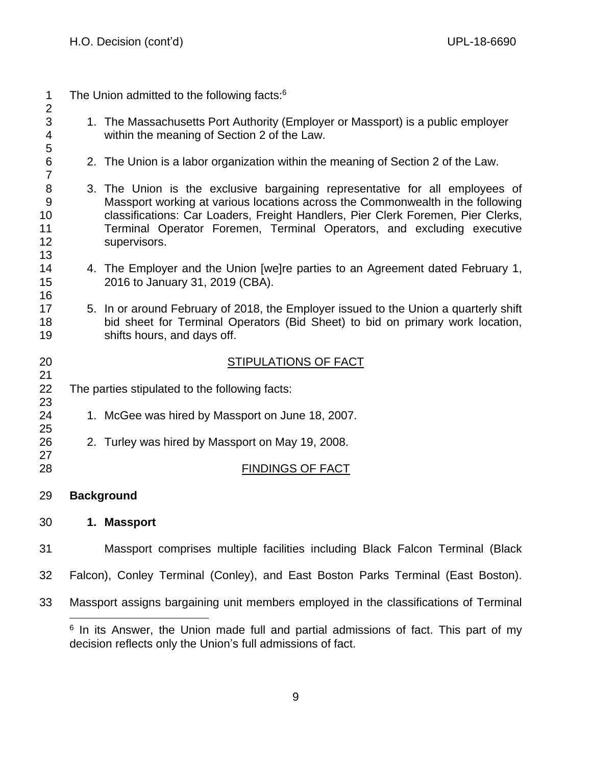The Union admitted to the following facts:[6]

1. The Massachusetts Port Authority (Employer or Massport) is a public employer within the meaning of Section 2 of the Law.

2. The Union is a labor organization within the meaning of Section 2 of the Law.

3. The Union is the exclusive bargaining representative for all employees of Massport working at various locations across the Commonwealth in the following classifications: Car Loaders, Freight Handlers, Pier Clerk Foremen, Pier Clerks, Terminal Operator Foremen, Terminal Operators, and excluding executive supervisors.

4. The Employer and the Union [we]re parties to an Agreement dated February 1, 2016 to January 31, 2019 (CBA).

5. In or around February of 2018, the Employer issued to the Union a quarterly shift bid sheet for Terminal Operators (Bid Sheet) to bid on primary work location, shifts hours, and days off.

## STIPULATIONS OF FACT

The parties stipulated to the following facts:

1. McGee was hired by Massport on June 18, 2007.

2. Turley was hired by Massport on May 19, 2008.

## FINDINGS OF FACT

### Background

#### 1. Massport

Massport comprises multiple facilities including Black Falcon Terminal (Black Falcon), Conley Terminal (Conley), and East Boston Parks Terminal (East Boston). Massport assigns bargaining unit members employed in the classifications of Terminal

[6] In its Answer, the Union made full and partial admissions of fact. This part of my decision reflects only the Union's full admissions of fact.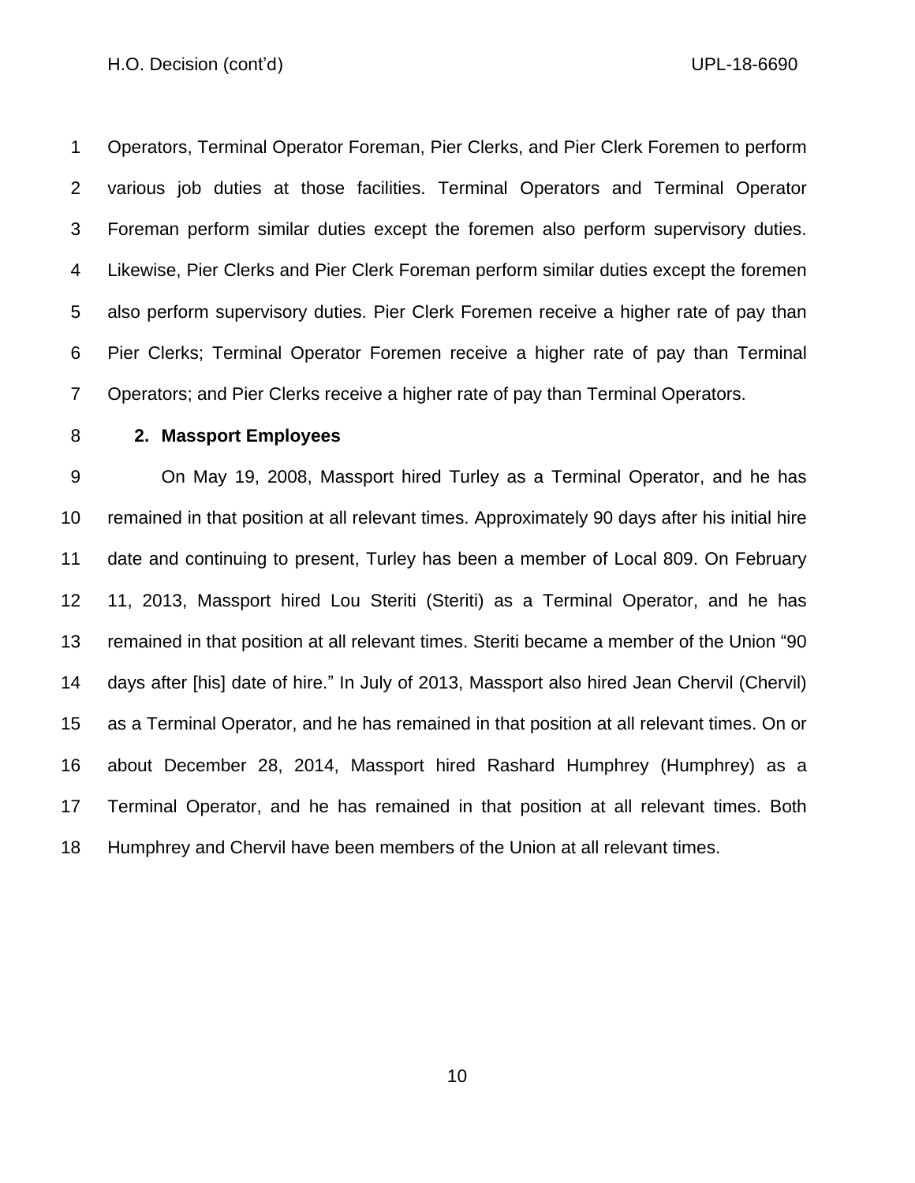Operators, Terminal Operator Foreman, Pier Clerks, and Pier Clerk Foremen to perform various job duties at those facilities. Terminal Operators and Terminal Operator Foreman perform similar duties except the foremen also perform supervisory duties. Likewise, Pier Clerks and Pier Clerk Foreman perform similar duties except the foremen also perform supervisory duties. Pier Clerk Foremen receive a higher rate of pay than Pier Clerks; Terminal Operator Foremen receive a higher rate of pay than Terminal Operators; and Pier Clerks receive a higher rate of pay than Terminal Operators.

**2. Massport Employees**

On May 19, 2008, Massport hired Turley as a Terminal Operator, and he has remained in that position at all relevant times. Approximately 90 days after his initial hire date and continuing to present, Turley has been a member of Local 809. On February 11, 2013, Massport hired Lou Steriti (Steriti) as a Terminal Operator, and he has remained in that position at all relevant times. Steriti became a member of the Union "90 days after [his] date of hire." In July of 2013, Massport also hired Jean Chervil (Chervil) as a Terminal Operator, and he has remained in that position at all relevant times. On or about December 28, 2014, Massport hired Rashard Humphrey (Humphrey) as a Terminal Operator, and he has remained in that position at all relevant times. Both Humphrey and Chervil have been members of the Union at all relevant times.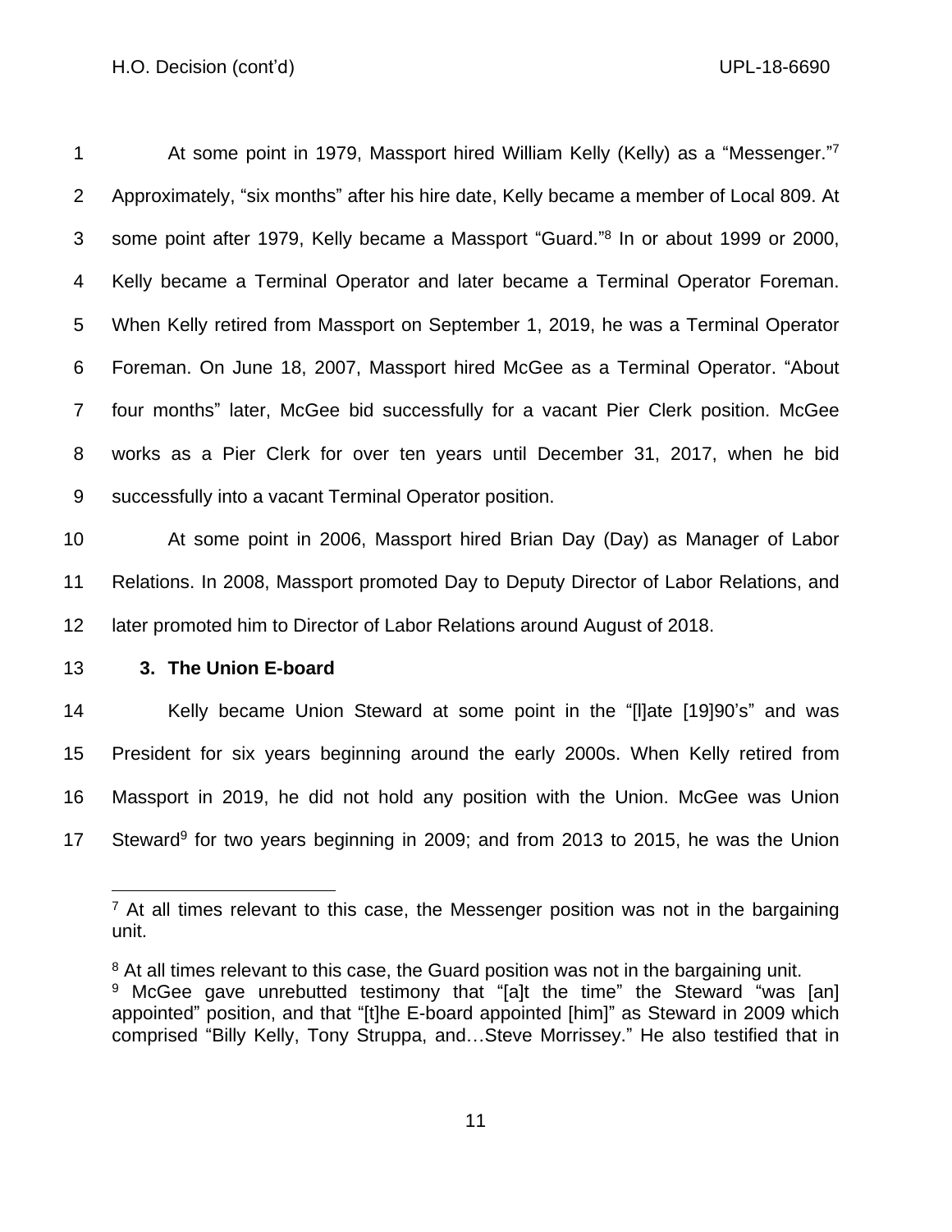At some point in 1979, Massport hired William Kelly (Kelly) as a "Messenger."[7] Approximately, "six months" after his hire date, Kelly became a member of Local 809. At some point after 1979, Kelly became a Massport "Guard."[8] In or about 1999 or 2000, Kelly became a Terminal Operator and later became a Terminal Operator Foreman. When Kelly retired from Massport on September 1, 2019, he was a Terminal Operator Foreman. On June 18, 2007, Massport hired McGee as a Terminal Operator. "About four months" later, McGee bid successfully for a vacant Pier Clerk position. McGee works as a Pier Clerk for over ten years until December 31, 2017, when he bid successfully into a vacant Terminal Operator position.

At some point in 2006, Massport hired Brian Day (Day) as Manager of Labor Relations. In 2008, Massport promoted Day to Deputy Director of Labor Relations, and later promoted him to Director of Labor Relations around August of 2018.

### 3. The Union E-board

Kelly became Union Steward at some point in the "[l]ate [19]90's" and was President for six years beginning around the early 2000s. When Kelly retired from Massport in 2019, he did not hold any position with the Union. McGee was Union Steward[9] for two years beginning in 2009; and from 2013 to 2015, he was the Union

---

[7] At all times relevant to this case, the Messenger position was not in the bargaining unit.

[8] At all times relevant to this case, the Guard position was not in the bargaining unit.

[9] McGee gave unrebutted testimony that "[a]t the time" the Steward "was [an] appointed" position, and that "[t]he E-board appointed [him]" as Steward in 2009 which comprised "Billy Kelly, Tony Struppa, and…Steve Morrissey." He also testified that in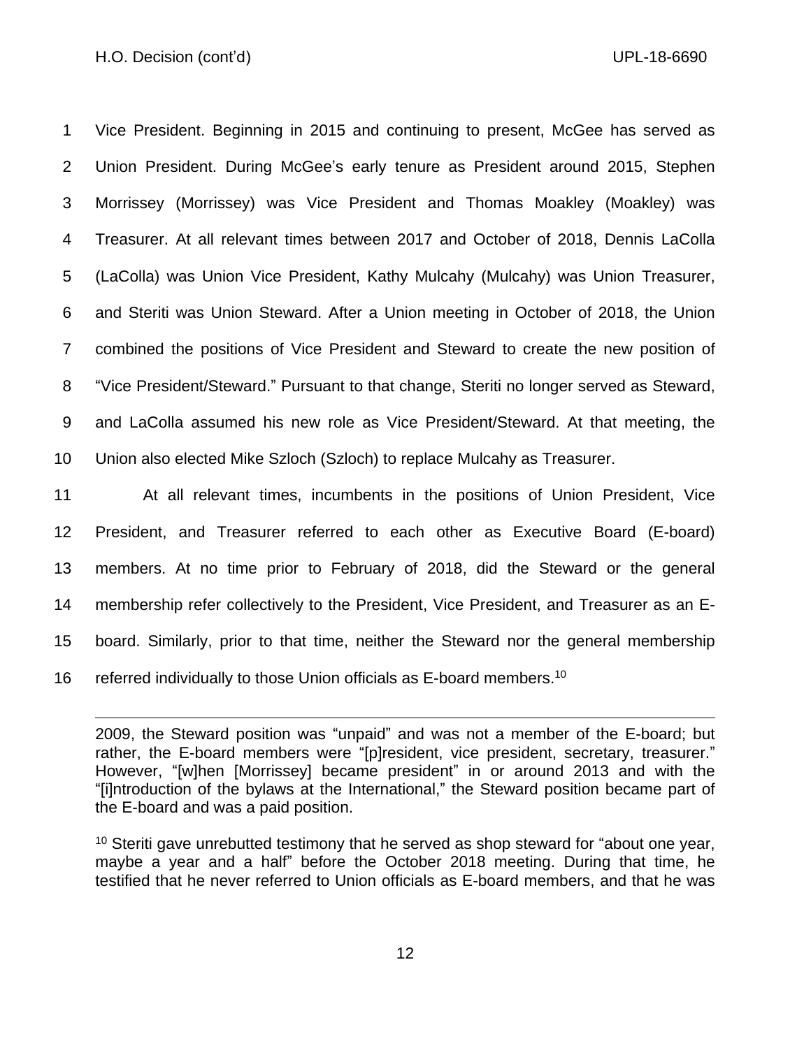Vice President. Beginning in 2015 and continuing to present, McGee has served as Union President. During McGee's early tenure as President around 2015, Stephen Morrissey (Morrissey) was Vice President and Thomas Moakley (Moakley) was Treasurer. At all relevant times between 2017 and October of 2018, Dennis LaColla (LaColla) was Union Vice President, Kathy Mulcahy (Mulcahy) was Union Treasurer, and Steriti was Union Steward. After a Union meeting in October of 2018, the Union combined the positions of Vice President and Steward to create the new position of "Vice President/Steward." Pursuant to that change, Steriti no longer served as Steward, and LaColla assumed his new role as Vice President/Steward. At that meeting, the Union also elected Mike Szloch (Szloch) to replace Mulcahy as Treasurer.

At all relevant times, incumbents in the positions of Union President, Vice President, and Treasurer referred to each other as Executive Board (E-board) members. At no time prior to February of 2018, did the Steward or the general membership refer collectively to the President, Vice President, and Treasurer as an E-board. Similarly, prior to that time, neither the Steward nor the general membership referred individually to those Union officials as E-board members.[10]

---

2009, the Steward position was "unpaid" and was not a member of the E-board; but rather, the E-board members were "[p]resident, vice president, secretary, treasurer." However, "[w]hen [Morrissey] became president" in or around 2013 and with the "[i]ntroduction of the bylaws at the International," the Steward position became part of the E-board and was a paid position.

[10] Steriti gave unrebutted testimony that he served as shop steward for "about one year, maybe a year and a half" before the October 2018 meeting. During that time, he testified that he never referred to Union officials as E-board members, and that he was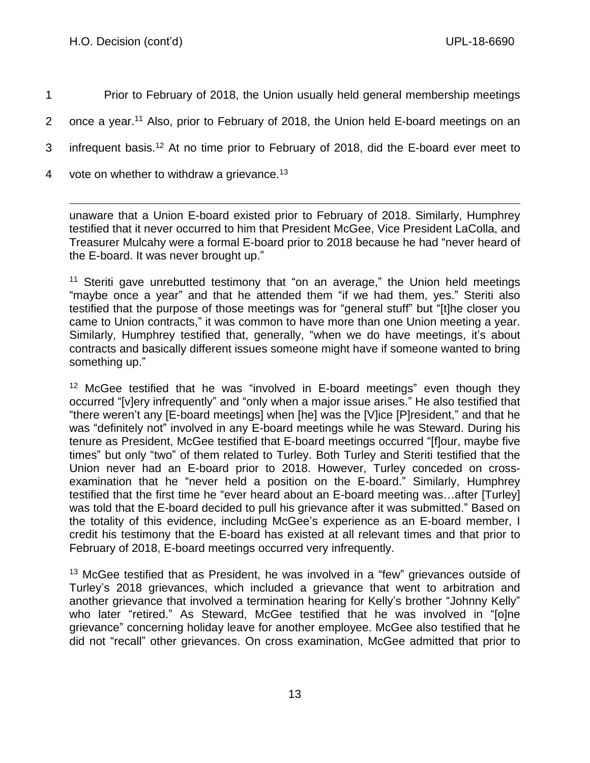Prior to February of 2018, the Union usually held general membership meetings once a year.[11] Also, prior to February of 2018, the Union held E-board meetings on an infrequent basis.[12] At no time prior to February of 2018, did the E-board ever meet to vote on whether to withdraw a grievance.[13]

---

unaware that a Union E-board existed prior to February of 2018. Similarly, Humphrey testified that it never occurred to him that President McGee, Vice President LaColla, and Treasurer Mulcahy were a formal E-board prior to 2018 because he had "never heard of the E-board. It was never brought up."

[11] Steriti gave unrebutted testimony that "on an average," the Union held meetings "maybe once a year" and that he attended them "if we had them, yes." Steriti also testified that the purpose of those meetings was for "general stuff" but "[t]he closer you came to Union contracts," it was common to have more than one Union meeting a year. Similarly, Humphrey testified that, generally, "when we do have meetings, it's about contracts and basically different issues someone might have if someone wanted to bring something up."

[12] McGee testified that he was "involved in E-board meetings" even though they occurred "[v]ery infrequently" and "only when a major issue arises." He also testified that "there weren't any [E-board meetings] when [he] was the [V]ice [P]resident," and that he was "definitely not" involved in any E-board meetings while he was Steward. During his tenure as President, McGee testified that E-board meetings occurred "[f]our, maybe five times" but only "two" of them related to Turley. Both Turley and Steriti testified that the Union never had an E-board prior to 2018. However, Turley conceded on cross-examination that he "never held a position on the E-board." Similarly, Humphrey testified that the first time he "ever heard about an E-board meeting was…after [Turley] was told that the E-board decided to pull his grievance after it was submitted." Based on the totality of this evidence, including McGee's experience as an E-board member, I credit his testimony that the E-board has existed at all relevant times and that prior to February of 2018, E-board meetings occurred very infrequently.

[13] McGee testified that as President, he was involved in a "few" grievances outside of Turley's 2018 grievances, which included a grievance that went to arbitration and another grievance that involved a termination hearing for Kelly's brother "Johnny Kelly" who later "retired." As Steward, McGee testified that he was involved in "[o]ne grievance" concerning holiday leave for another employee. McGee also testified that he did not "recall" other grievances. On cross examination, McGee admitted that prior to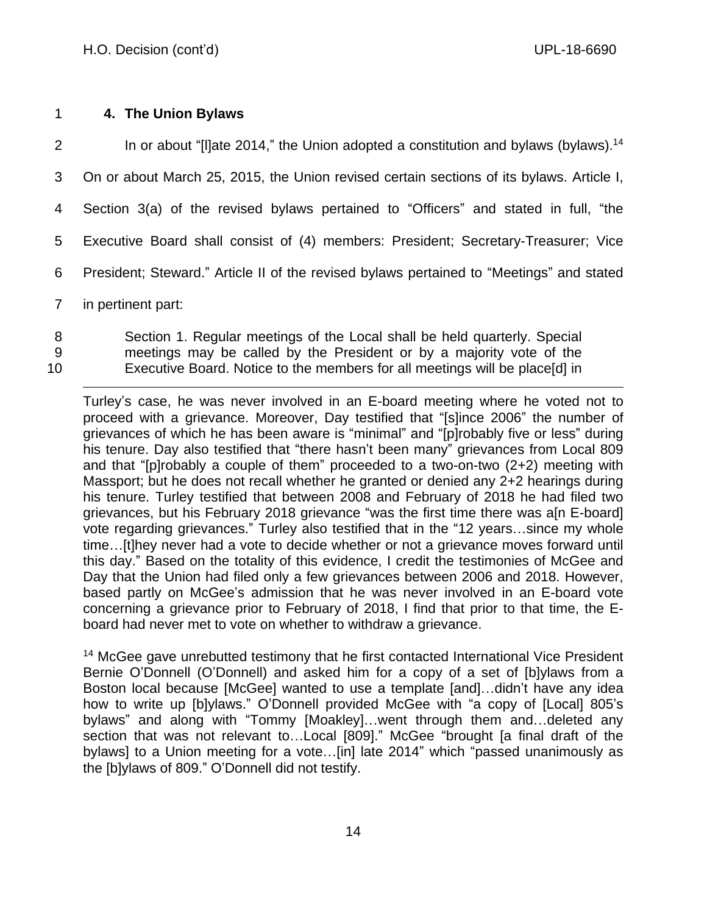### 4. The Union Bylaws

In or about "[l]ate 2014," the Union adopted a constitution and bylaws (bylaws).[14] On or about March 25, 2015, the Union revised certain sections of its bylaws. Article I, Section 3(a) of the revised bylaws pertained to "Officers" and stated in full, "the Executive Board shall consist of (4) members: President; Secretary-Treasurer; Vice President; Steward." Article II of the revised bylaws pertained to "Meetings" and stated in pertinent part:

> Section 1. Regular meetings of the Local shall be held quarterly. Special meetings may be called by the President or by a majority vote of the Executive Board. Notice to the members for all meetings will be place[d] in

---

Turley's case, he was never involved in an E-board meeting where he voted not to proceed with a grievance. Moreover, Day testified that "[s]ince 2006" the number of grievances of which he has been aware is "minimal" and "[p]robably five or less" during his tenure. Day also testified that "there hasn't been many" grievances from Local 809 and that "[p]robably a couple of them" proceeded to a two-on-two (2+2) meeting with Massport; but he does not recall whether he granted or denied any 2+2 hearings during his tenure. Turley testified that between 2008 and February of 2018 he had filed two grievances, but his February 2018 grievance "was the first time there was a[n E-board] vote regarding grievances." Turley also testified that in the "12 years…since my whole time…[t]hey never had a vote to decide whether or not a grievance moves forward until this day." Based on the totality of this evidence, I credit the testimonies of McGee and Day that the Union had filed only a few grievances between 2006 and 2018. However, based partly on McGee's admission that he was never involved in an E-board vote concerning a grievance prior to February of 2018, I find that prior to that time, the E-board had never met to vote on whether to withdraw a grievance.

[14] McGee gave unrebutted testimony that he first contacted International Vice President Bernie O'Donnell (O'Donnell) and asked him for a copy of a set of [b]ylaws from a Boston local because [McGee] wanted to use a template [and]…didn't have any idea how to write up [b]ylaws." O'Donnell provided McGee with "a copy of [Local] 805's bylaws" and along with "Tommy [Moakley]…went through them and…deleted any section that was not relevant to…Local [809]." McGee "brought [a final draft of the bylaws] to a Union meeting for a vote…[in] late 2014" which "passed unanimously as the [b]ylaws of 809." O'Donnell did not testify.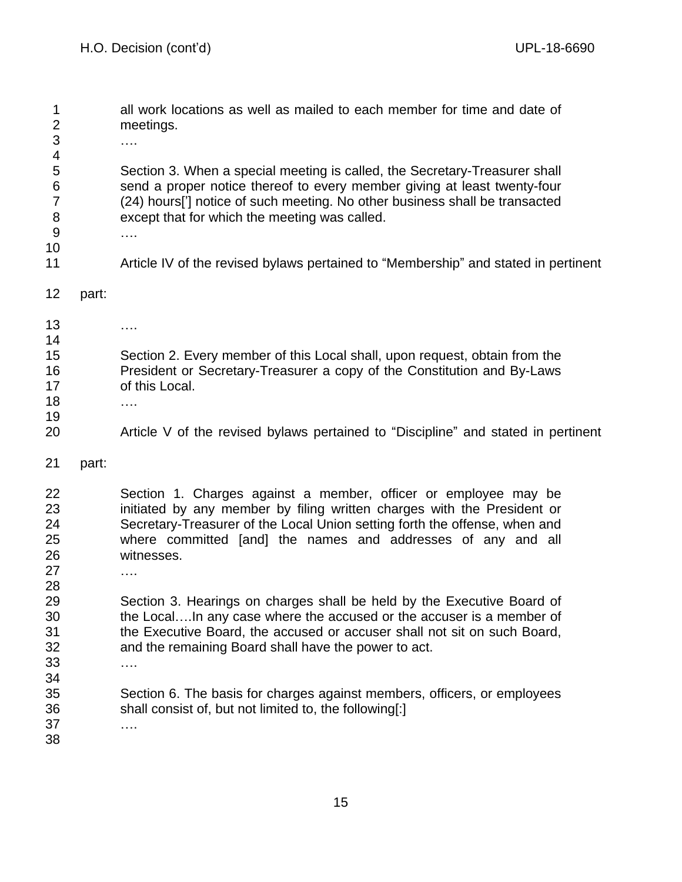all work locations as well as mailed to each member for time and date of meetings.

….

Section 3. When a special meeting is called, the Secretary-Treasurer shall send a proper notice thereof to every member giving at least twenty-four (24) hours['] notice of such meeting. No other business shall be transacted except that for which the meeting was called.

….

Article IV of the revised bylaws pertained to "Membership" and stated in pertinent part:

….

Section 2. Every member of this Local shall, upon request, obtain from the President or Secretary-Treasurer a copy of the Constitution and By-Laws of this Local.

….

Article V of the revised bylaws pertained to "Discipline" and stated in pertinent part:

Section 1. Charges against a member, officer or employee may be initiated by any member by filing written charges with the President or Secretary-Treasurer of the Local Union setting forth the offense, when and where committed [and] the names and addresses of any and all witnesses.

….

Section 3. Hearings on charges shall be held by the Executive Board of the Local….In any case where the accused or the accuser is a member of the Executive Board, the accused or accuser shall not sit on such Board, and the remaining Board shall have the power to act.

….

Section 6. The basis for charges against members, officers, or employees shall consist of, but not limited to, the following[:]

….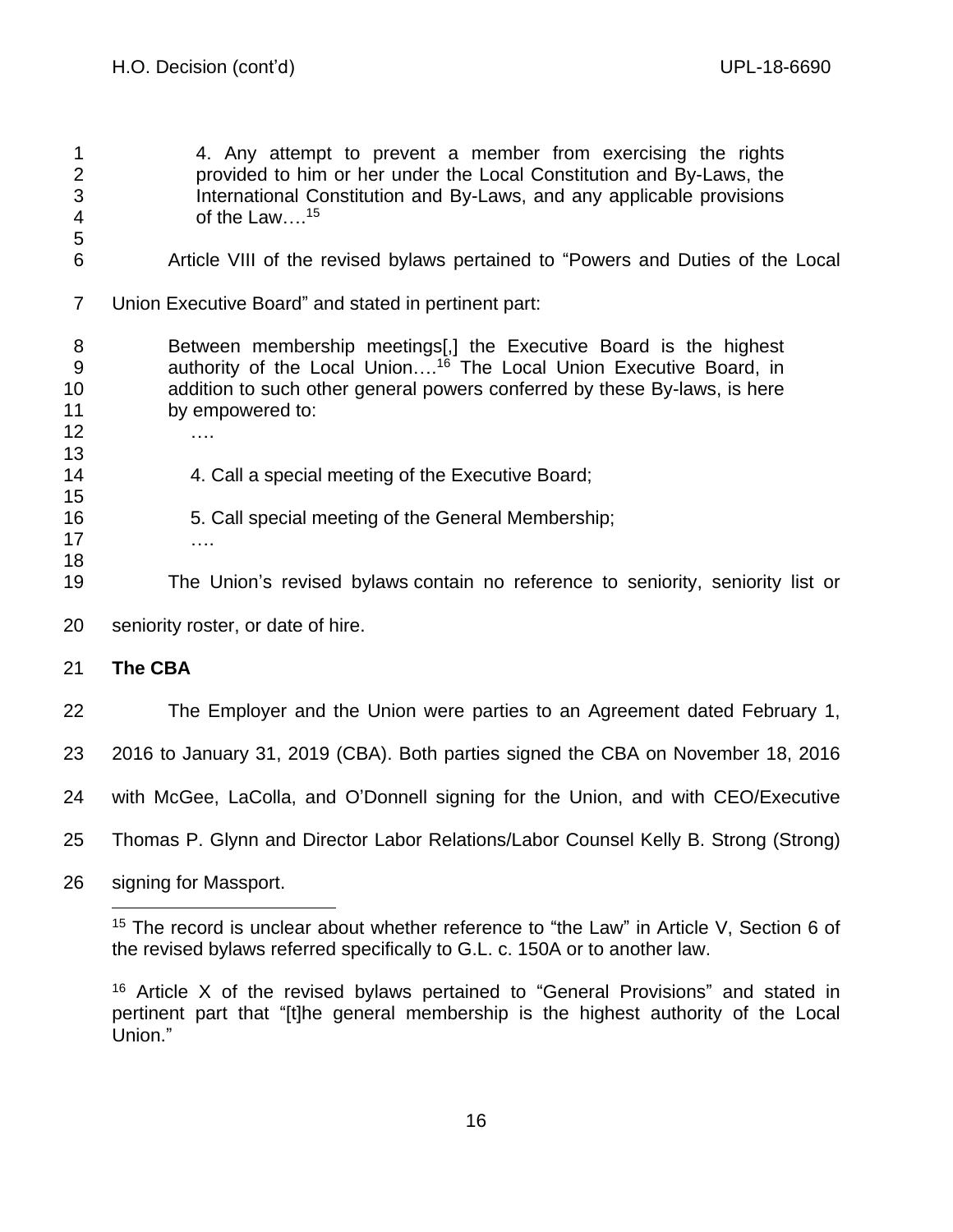> 4. Any attempt to prevent a member from exercising the rights provided to him or her under the Local Constitution and By-Laws, the International Constitution and By-Laws, and any applicable provisions of the Law….[15]

Article VIII of the revised bylaws pertained to "Powers and Duties of the Local Union Executive Board" and stated in pertinent part:

> Between membership meetings[,] the Executive Board is the highest authority of the Local Union….[16] The Local Union Executive Board, in addition to such other general powers conferred by these By-laws, is here by empowered to:
>
> ….
>
> 4. Call a special meeting of the Executive Board;
>
> 5. Call special meeting of the General Membership;
>
> ….

The Union's revised bylaws contain no reference to seniority, seniority list or seniority roster, or date of hire.

**The CBA**

The Employer and the Union were parties to an Agreement dated February 1, 2016 to January 31, 2019 (CBA). Both parties signed the CBA on November 18, 2016 with McGee, LaColla, and O'Donnell signing for the Union, and with CEO/Executive Thomas P. Glynn and Director Labor Relations/Labor Counsel Kelly B. Strong (Strong) signing for Massport.

---

[15] The record is unclear about whether reference to "the Law" in Article V, Section 6 of the revised bylaws referred specifically to G.L. c. 150A or to another law.

[16] Article X of the revised bylaws pertained to "General Provisions" and stated in pertinent part that "[t]he general membership is the highest authority of the Local Union."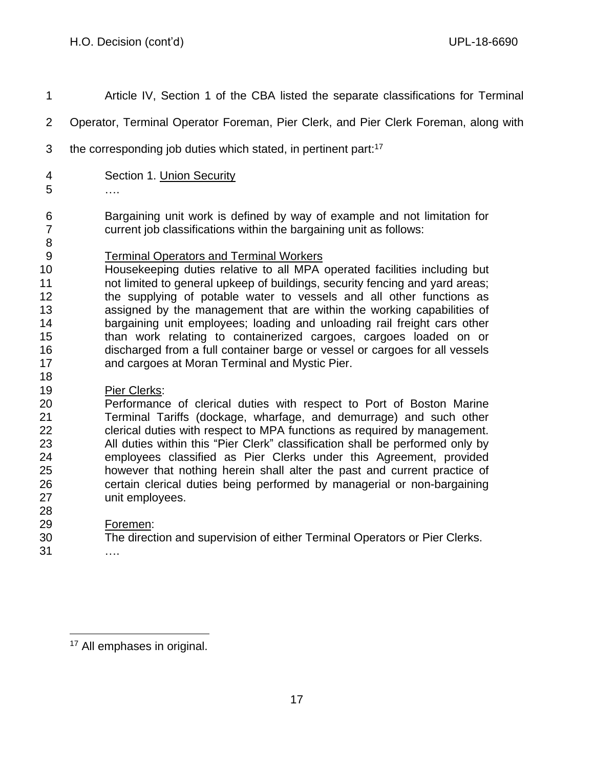Article IV, Section 1 of the CBA listed the separate classifications for Terminal Operator, Terminal Operator Foreman, Pier Clerk, and Pier Clerk Foreman, along with the corresponding job duties which stated, in pertinent part:[17]

> Section 1. Union Security
>
> ….
>
> Bargaining unit work is defined by way of example and not limitation for current job classifications within the bargaining unit as follows:
>
> Terminal Operators and Terminal Workers
> Housekeeping duties relative to all MPA operated facilities including but not limited to general upkeep of buildings, security fencing and yard areas; the supplying of potable water to vessels and all other functions as assigned by the management that are within the working capabilities of bargaining unit employees; loading and unloading rail freight cars other than work relating to containerized cargoes, cargoes loaded on or discharged from a full container barge or vessel or cargoes for all vessels and cargoes at Moran Terminal and Mystic Pier.
>
> Pier Clerks:
> Performance of clerical duties with respect to Port of Boston Marine Terminal Tariffs (dockage, wharfage, and demurrage) and such other clerical duties with respect to MPA functions as required by management. All duties within this "Pier Clerk" classification shall be performed only by employees classified as Pier Clerks under this Agreement, provided however that nothing herein shall alter the past and current practice of certain clerical duties being performed by managerial or non-bargaining unit employees.
>
> Foremen:
> The direction and supervision of either Terminal Operators or Pier Clerks.
>
> ….

[17] All emphases in original.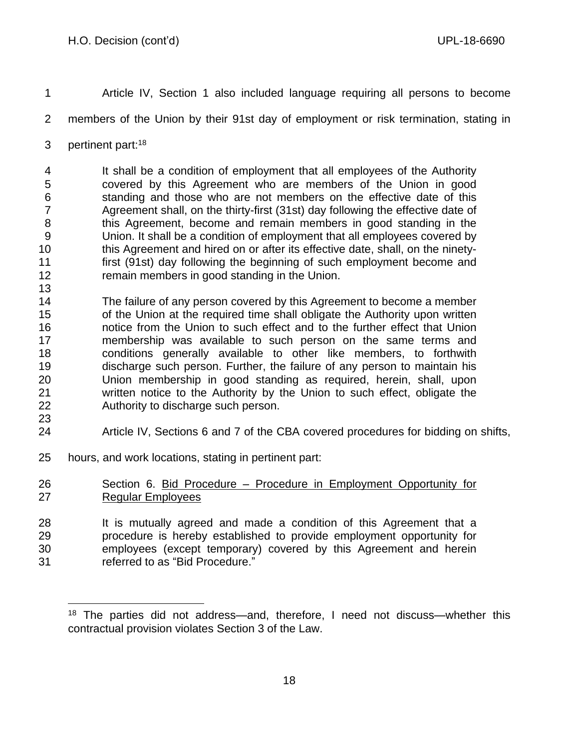Article IV, Section 1 also included language requiring all persons to become members of the Union by their 91st day of employment or risk termination, stating in pertinent part:[18]

> It shall be a condition of employment that all employees of the Authority covered by this Agreement who are members of the Union in good standing and those who are not members on the effective date of this Agreement shall, on the thirty-first (31st) day following the effective date of this Agreement, become and remain members in good standing in the Union. It shall be a condition of employment that all employees covered by this Agreement and hired on or after its effective date, shall, on the ninety-first (91st) day following the beginning of such employment become and remain members in good standing in the Union.
>
> The failure of any person covered by this Agreement to become a member of the Union at the required time shall obligate the Authority upon written notice from the Union to such effect and to the further effect that Union membership was available to such person on the same terms and conditions generally available to other like members, to forthwith discharge such person. Further, the failure of any person to maintain his Union membership in good standing as required, herein, shall, upon written notice to the Authority by the Union to such effect, obligate the Authority to discharge such person.

Article IV, Sections 6 and 7 of the CBA covered procedures for bidding on shifts, hours, and work locations, stating in pertinent part:

> Section 6. <u>Bid Procedure – Procedure in Employment Opportunity for Regular Employees</u>
>
> It is mutually agreed and made a condition of this Agreement that a procedure is hereby established to provide employment opportunity for employees (except temporary) covered by this Agreement and herein referred to as "Bid Procedure."

---

[18] The parties did not address—and, therefore, I need not discuss—whether this contractual provision violates Section 3 of the Law.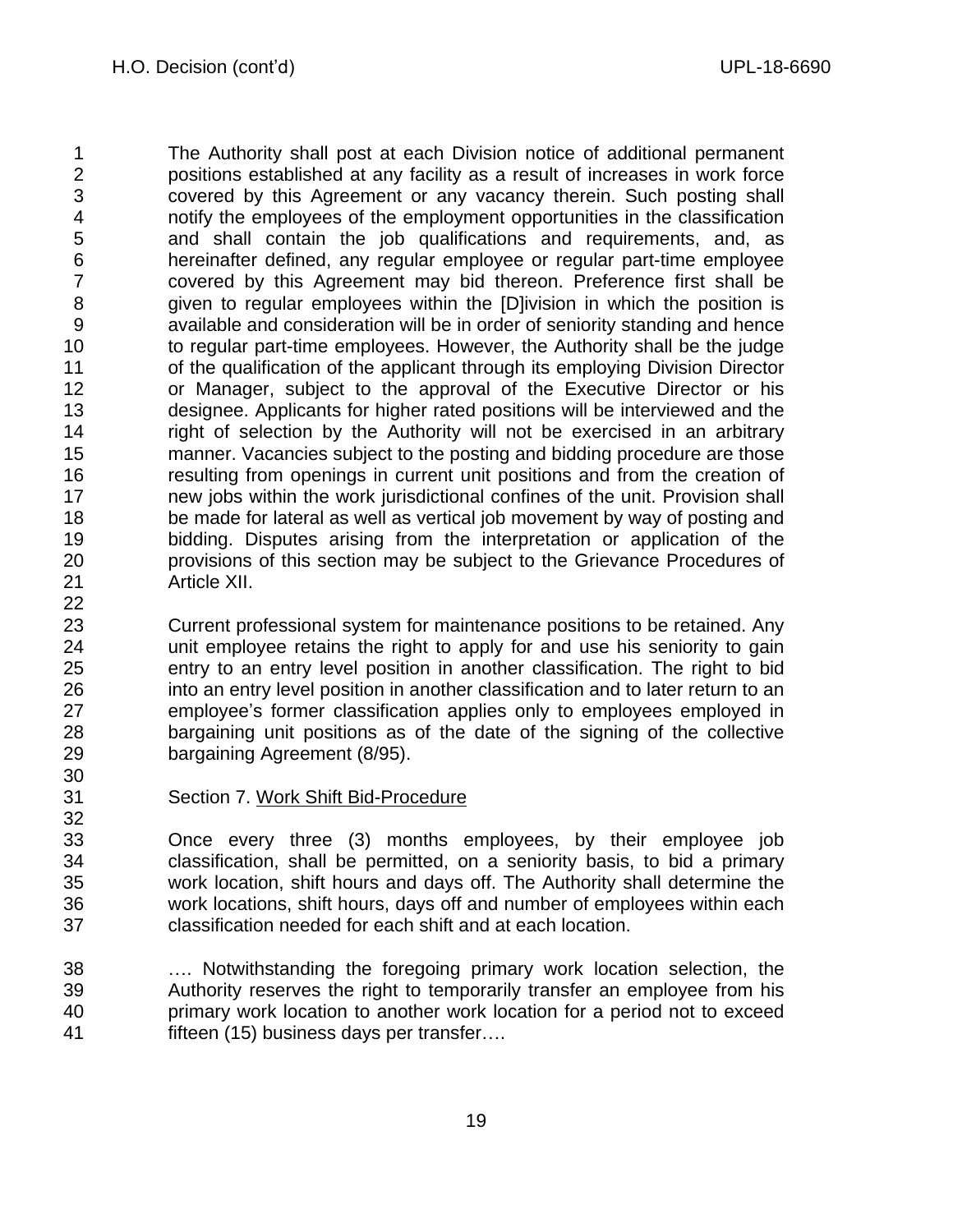The Authority shall post at each Division notice of additional permanent positions established at any facility as a result of increases in work force covered by this Agreement or any vacancy therein. Such posting shall notify the employees of the employment opportunities in the classification and shall contain the job qualifications and requirements, and, as hereinafter defined, any regular employee or regular part-time employee covered by this Agreement may bid thereon. Preference first shall be given to regular employees within the [D]ivision in which the position is available and consideration will be in order of seniority standing and hence to regular part-time employees. However, the Authority shall be the judge of the qualification of the applicant through its employing Division Director or Manager, subject to the approval of the Executive Director or his designee. Applicants for higher rated positions will be interviewed and the right of selection by the Authority will not be exercised in an arbitrary manner. Vacancies subject to the posting and bidding procedure are those resulting from openings in current unit positions and from the creation of new jobs within the work jurisdictional confines of the unit. Provision shall be made for lateral as well as vertical job movement by way of posting and bidding. Disputes arising from the interpretation or application of the provisions of this section may be subject to the Grievance Procedures of Article XII.

Current professional system for maintenance positions to be retained. Any unit employee retains the right to apply for and use his seniority to gain entry to an entry level position in another classification. The right to bid into an entry level position in another classification and to later return to an employee's former classification applies only to employees employed in bargaining unit positions as of the date of the signing of the collective bargaining Agreement (8/95).

Section 7. <u>Work Shift Bid-Procedure</u>

Once every three (3) months employees, by their employee job classification, shall be permitted, on a seniority basis, to bid a primary work location, shift hours and days off. The Authority shall determine the work locations, shift hours, days off and number of employees within each classification needed for each shift and at each location.

…. Notwithstanding the foregoing primary work location selection, the Authority reserves the right to temporarily transfer an employee from his primary work location to another work location for a period not to exceed fifteen (15) business days per transfer….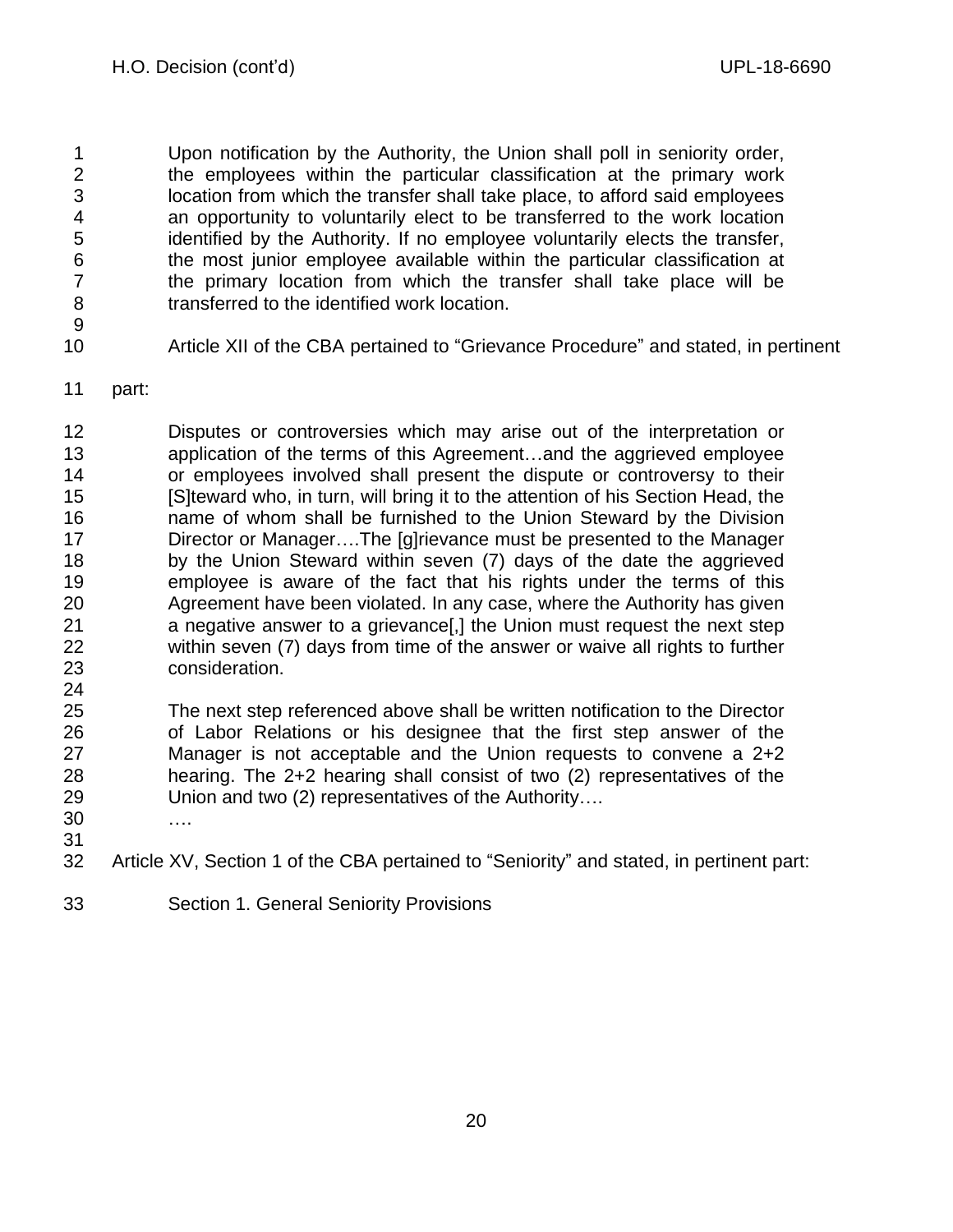> Upon notification by the Authority, the Union shall poll in seniority order, the employees within the particular classification at the primary work location from which the transfer shall take place, to afford said employees an opportunity to voluntarily elect to be transferred to the work location identified by the Authority. If no employee voluntarily elects the transfer, the most junior employee available within the particular classification at the primary location from which the transfer shall take place will be transferred to the identified work location.

Article XII of the CBA pertained to "Grievance Procedure" and stated, in pertinent part:

> Disputes or controversies which may arise out of the interpretation or application of the terms of this Agreement…and the aggrieved employee or employees involved shall present the dispute or controversy to their [S]teward who, in turn, will bring it to the attention of his Section Head, the name of whom shall be furnished to the Union Steward by the Division Director or Manager….The [g]rievance must be presented to the Manager by the Union Steward within seven (7) days of the date the aggrieved employee is aware of the fact that his rights under the terms of this Agreement have been violated. In any case, where the Authority has given a negative answer to a grievance[,] the Union must request the next step within seven (7) days from time of the answer or waive all rights to further consideration.
>
> The next step referenced above shall be written notification to the Director of Labor Relations or his designee that the first step answer of the Manager is not acceptable and the Union requests to convene a 2+2 hearing. The 2+2 hearing shall consist of two (2) representatives of the Union and two (2) representatives of the Authority….
>
> ….

Article XV, Section 1 of the CBA pertained to "Seniority" and stated, in pertinent part:

> Section 1. General Seniority Provisions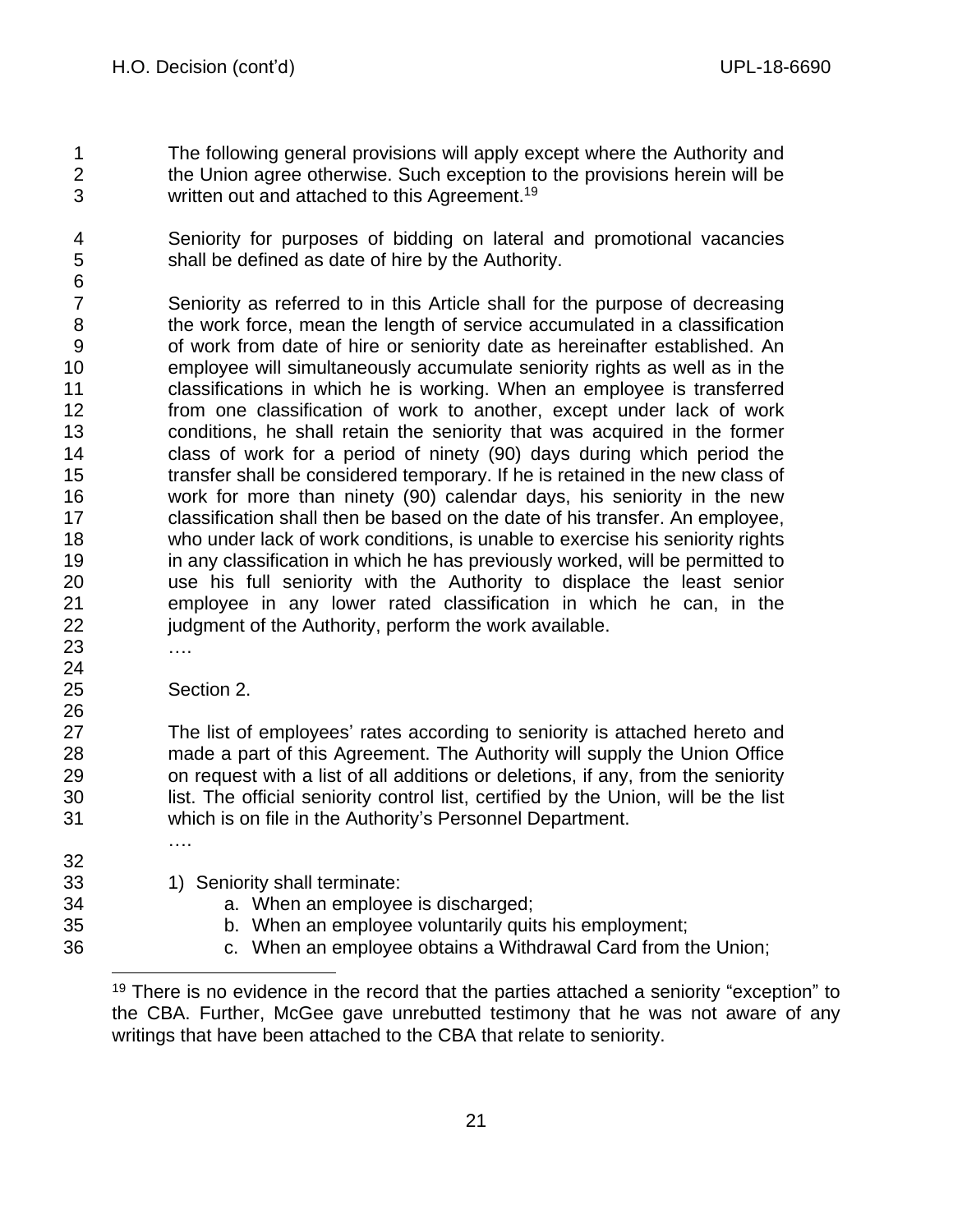The following general provisions will apply except where the Authority and the Union agree otherwise. Such exception to the provisions herein will be written out and attached to this Agreement.[19]

Seniority for purposes of bidding on lateral and promotional vacancies shall be defined as date of hire by the Authority.

Seniority as referred to in this Article shall for the purpose of decreasing the work force, mean the length of service accumulated in a classification of work from date of hire or seniority date as hereinafter established. An employee will simultaneously accumulate seniority rights as well as in the classifications in which he is working. When an employee is transferred from one classification of work to another, except under lack of work conditions, he shall retain the seniority that was acquired in the former class of work for a period of ninety (90) days during which period the transfer shall be considered temporary. If he is retained in the new class of work for more than ninety (90) calendar days, his seniority in the new classification shall then be based on the date of his transfer. An employee, who under lack of work conditions, is unable to exercise his seniority rights in any classification in which he has previously worked, will be permitted to use his full seniority with the Authority to displace the least senior employee in any lower rated classification in which he can, in the judgment of the Authority, perform the work available.

….

Section 2.

The list of employees' rates according to seniority is attached hereto and made a part of this Agreement. The Authority will supply the Union Office on request with a list of all additions or deletions, if any, from the seniority list. The official seniority control list, certified by the Union, will be the list which is on file in the Authority's Personnel Department.

….

1) Seniority shall terminate:
   a. When an employee is discharged;
   b. When an employee voluntarily quits his employment;
   c. When an employee obtains a Withdrawal Card from the Union;

[19] There is no evidence in the record that the parties attached a seniority "exception" to the CBA. Further, McGee gave unrebutted testimony that he was not aware of any writings that have been attached to the CBA that relate to seniority.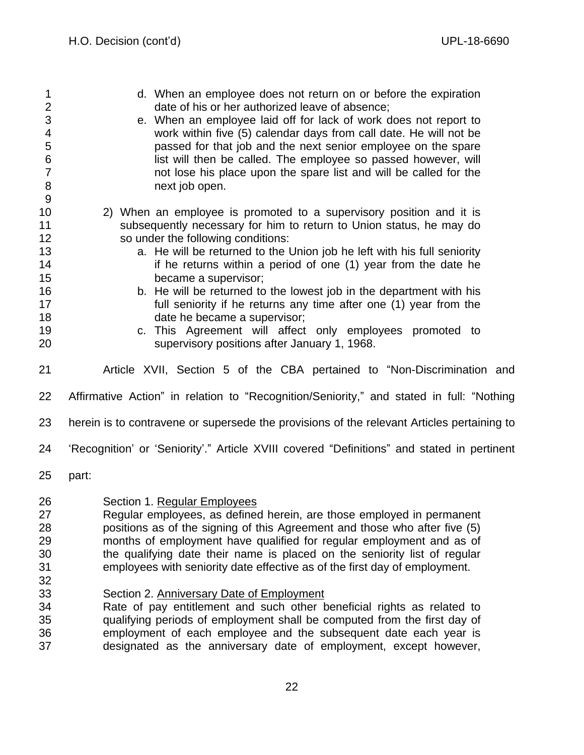d. When an employee does not return on or before the expiration date of his or her authorized leave of absence;

e. When an employee laid off for lack of work does not report to work within five (5) calendar days from call date. He will not be passed for that job and the next senior employee on the spare list will then be called. The employee so passed however, will not lose his place upon the spare list and will be called for the next job open.

2) When an employee is promoted to a supervisory position and it is subsequently necessary for him to return to Union status, he may do so under the following conditions:

a. He will be returned to the Union job he left with his full seniority if he returns within a period of one (1) year from the date he became a supervisor;

b. He will be returned to the lowest job in the department with his full seniority if he returns any time after one (1) year from the date he became a supervisor;

c. This Agreement will affect only employees promoted to supervisory positions after January 1, 1968.

Article XVII, Section 5 of the CBA pertained to "Non-Discrimination and Affirmative Action" in relation to "Recognition/Seniority," and stated in full: "Nothing herein is to contravene or supersede the provisions of the relevant Articles pertaining to 'Recognition' or 'Seniority'." Article XVIII covered "Definitions" and stated in pertinent part:

Section 1. Regular Employees
Regular employees, as defined herein, are those employed in permanent positions as of the signing of this Agreement and those who after five (5) months of employment have qualified for regular employment and as of the qualifying date their name is placed on the seniority list of regular employees with seniority date effective as of the first day of employment.

Section 2. Anniversary Date of Employment
Rate of pay entitlement and such other beneficial rights as related to qualifying periods of employment shall be computed from the first day of employment of each employee and the subsequent date each year is designated as the anniversary date of employment, except however,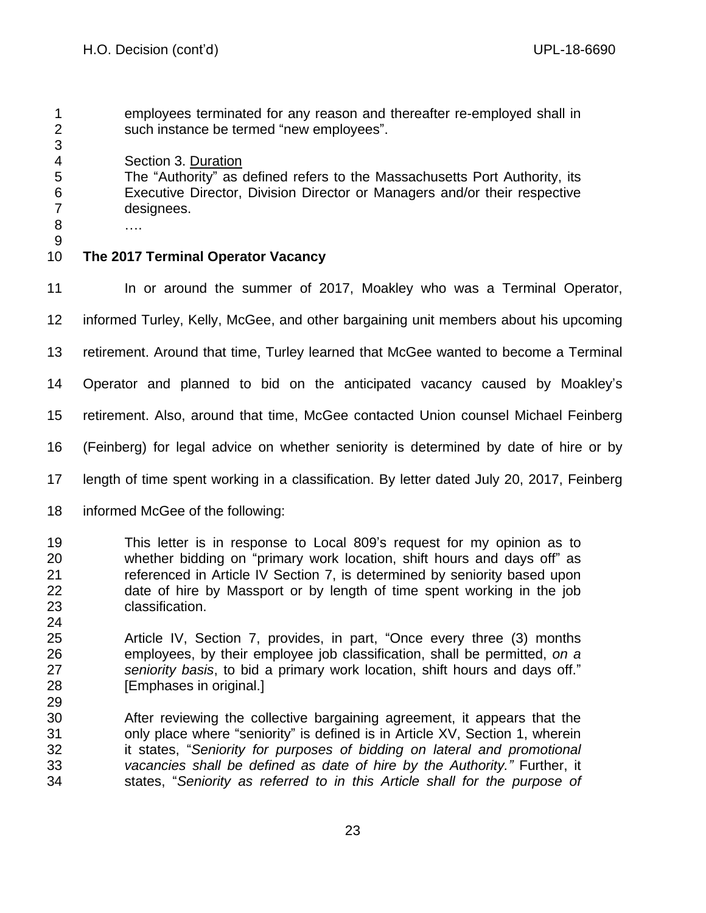> employees terminated for any reason and thereafter re-employed shall in such instance be termed "new employees".
>
> Section 3. <u>Duration</u>
> The "Authority" as defined refers to the Massachusetts Port Authority, its Executive Director, Division Director or Managers and/or their respective designees.
> ….

**The 2017 Terminal Operator Vacancy**

In or around the summer of 2017, Moakley who was a Terminal Operator, informed Turley, Kelly, McGee, and other bargaining unit members about his upcoming retirement. Around that time, Turley learned that McGee wanted to become a Terminal Operator and planned to bid on the anticipated vacancy caused by Moakley's retirement. Also, around that time, McGee contacted Union counsel Michael Feinberg (Feinberg) for legal advice on whether seniority is determined by date of hire or by length of time spent working in a classification. By letter dated July 20, 2017, Feinberg informed McGee of the following:

> This letter is in response to Local 809's request for my opinion as to whether bidding on "primary work location, shift hours and days off" as referenced in Article IV Section 7, is determined by seniority based upon date of hire by Massport or by length of time spent working in the job classification.
>
> Article IV, Section 7, provides, in part, "Once every three (3) months employees, by their employee job classification, shall be permitted, *on a seniority basis*, to bid a primary work location, shift hours and days off." [Emphases in original.]
>
> After reviewing the collective bargaining agreement, it appears that the only place where "seniority" is defined is in Article XV, Section 1, wherein it states, "*Seniority for purposes of bidding on lateral and promotional vacancies shall be defined as date of hire by the Authority."* Further, it states, "*Seniority as referred to in this Article shall for the purpose of*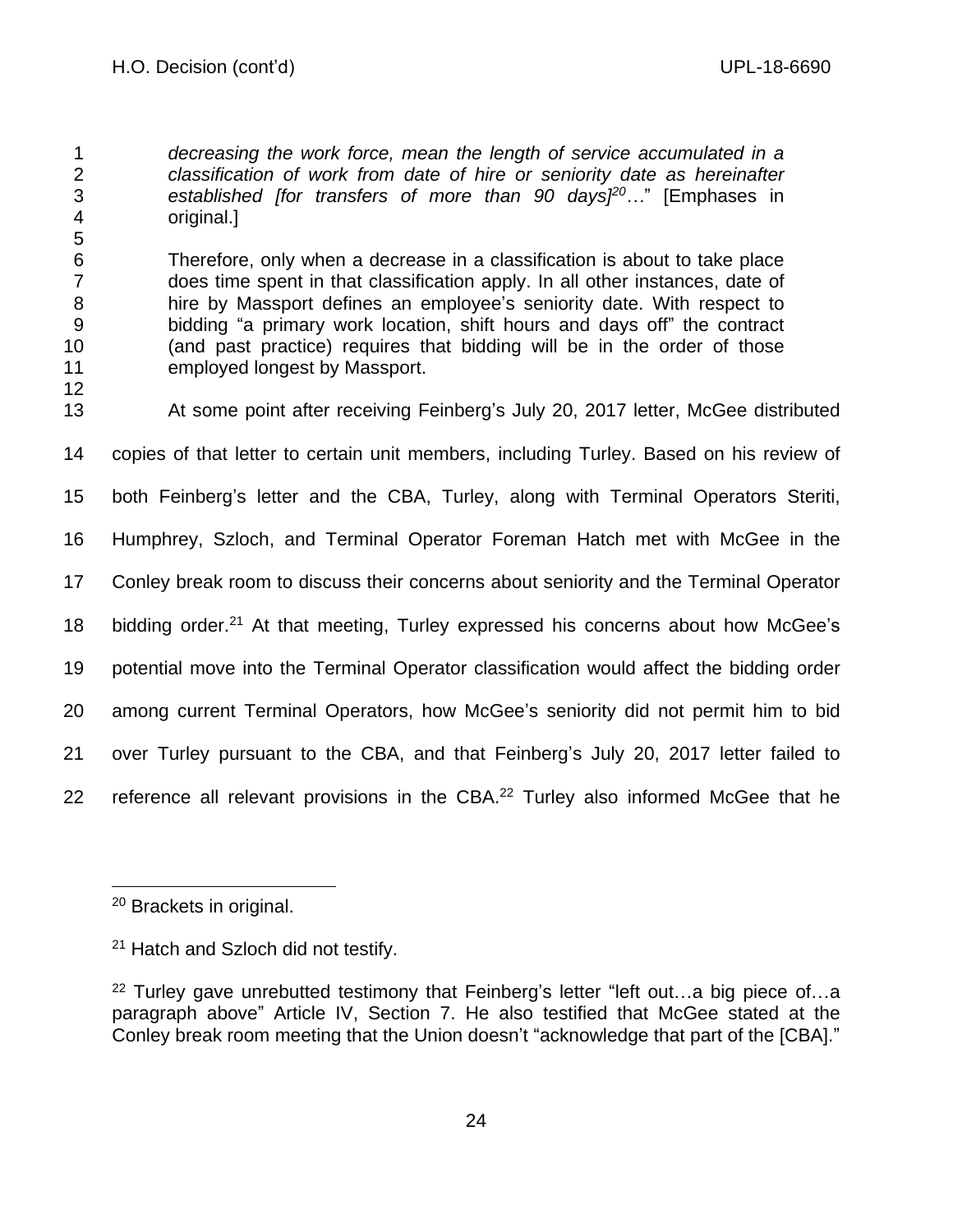> *decreasing the work force, mean the length of service accumulated in a classification of work from date of hire or seniority date as hereinafter established [for transfers of more than 90 days][20]…*" [Emphases in original.]
>
> Therefore, only when a decrease in a classification is about to take place does time spent in that classification apply. In all other instances, date of hire by Massport defines an employee's seniority date. With respect to bidding "a primary work location, shift hours and days off" the contract (and past practice) requires that bidding will be in the order of those employed longest by Massport.

At some point after receiving Feinberg's July 20, 2017 letter, McGee distributed copies of that letter to certain unit members, including Turley. Based on his review of both Feinberg's letter and the CBA, Turley, along with Terminal Operators Steriti, Humphrey, Szloch, and Terminal Operator Foreman Hatch met with McGee in the Conley break room to discuss their concerns about seniority and the Terminal Operator bidding order.[21] At that meeting, Turley expressed his concerns about how McGee's potential move into the Terminal Operator classification would affect the bidding order among current Terminal Operators, how McGee's seniority did not permit him to bid over Turley pursuant to the CBA, and that Feinberg's July 20, 2017 letter failed to reference all relevant provisions in the CBA.[22] Turley also informed McGee that he

---

[20] Brackets in original.

[21] Hatch and Szloch did not testify.

[22] Turley gave unrebutted testimony that Feinberg's letter "left out…a big piece of…a paragraph above" Article IV, Section 7. He also testified that McGee stated at the Conley break room meeting that the Union doesn't "acknowledge that part of the [CBA]."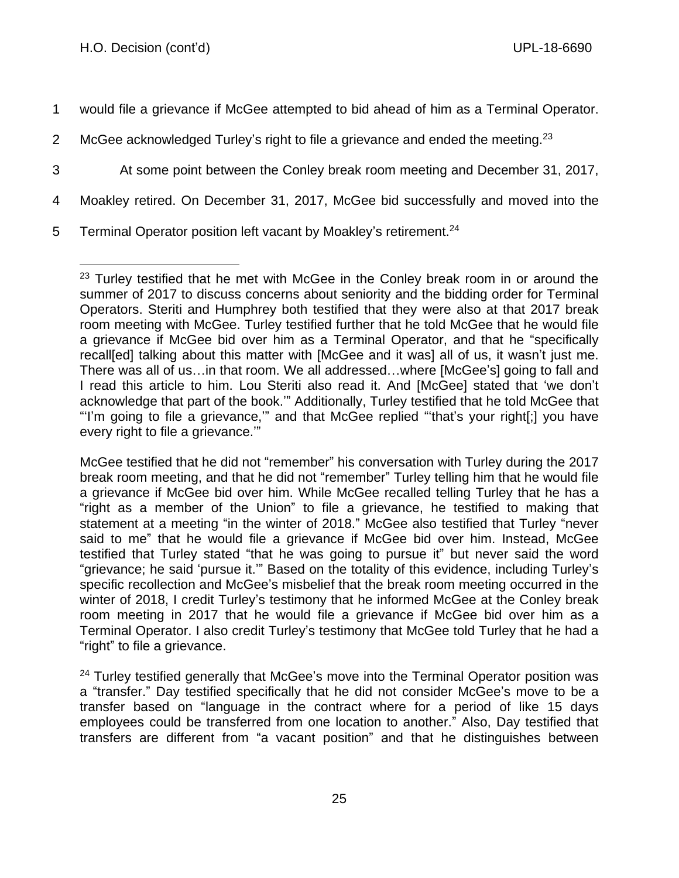would file a grievance if McGee attempted to bid ahead of him as a Terminal Operator. McGee acknowledged Turley's right to file a grievance and ended the meeting.[23]

At some point between the Conley break room meeting and December 31, 2017, Moakley retired. On December 31, 2017, McGee bid successfully and moved into the Terminal Operator position left vacant by Moakley's retirement.[24]

---

[23] Turley testified that he met with McGee in the Conley break room in or around the summer of 2017 to discuss concerns about seniority and the bidding order for Terminal Operators. Steriti and Humphrey both testified that they were also at that 2017 break room meeting with McGee. Turley testified further that he told McGee that he would file a grievance if McGee bid over him as a Terminal Operator, and that he "specifically recall[ed] talking about this matter with [McGee and it was] all of us, it wasn't just me. There was all of us…in that room. We all addressed…where [McGee's] going to fall and I read this article to him. Lou Steriti also read it. And [McGee] stated that 'we don't acknowledge that part of the book.'" Additionally, Turley testified that he told McGee that "'I'm going to file a grievance,'" and that McGee replied "'that's your right[;] you have every right to file a grievance.'"

McGee testified that he did not "remember" his conversation with Turley during the 2017 break room meeting, and that he did not "remember" Turley telling him that he would file a grievance if McGee bid over him. While McGee recalled telling Turley that he has a "right as a member of the Union" to file a grievance, he testified to making that statement at a meeting "in the winter of 2018." McGee also testified that Turley "never said to me" that he would file a grievance if McGee bid over him. Instead, McGee testified that Turley stated "that he was going to pursue it" but never said the word "grievance; he said 'pursue it.'" Based on the totality of this evidence, including Turley's specific recollection and McGee's misbelief that the break room meeting occurred in the winter of 2018, I credit Turley's testimony that he informed McGee at the Conley break room meeting in 2017 that he would file a grievance if McGee bid over him as a Terminal Operator. I also credit Turley's testimony that McGee told Turley that he had a "right" to file a grievance.

[24] Turley testified generally that McGee's move into the Terminal Operator position was a "transfer." Day testified specifically that he did not consider McGee's move to be a transfer based on "language in the contract where for a period of like 15 days employees could be transferred from one location to another." Also, Day testified that transfers are different from "a vacant position" and that he distinguishes between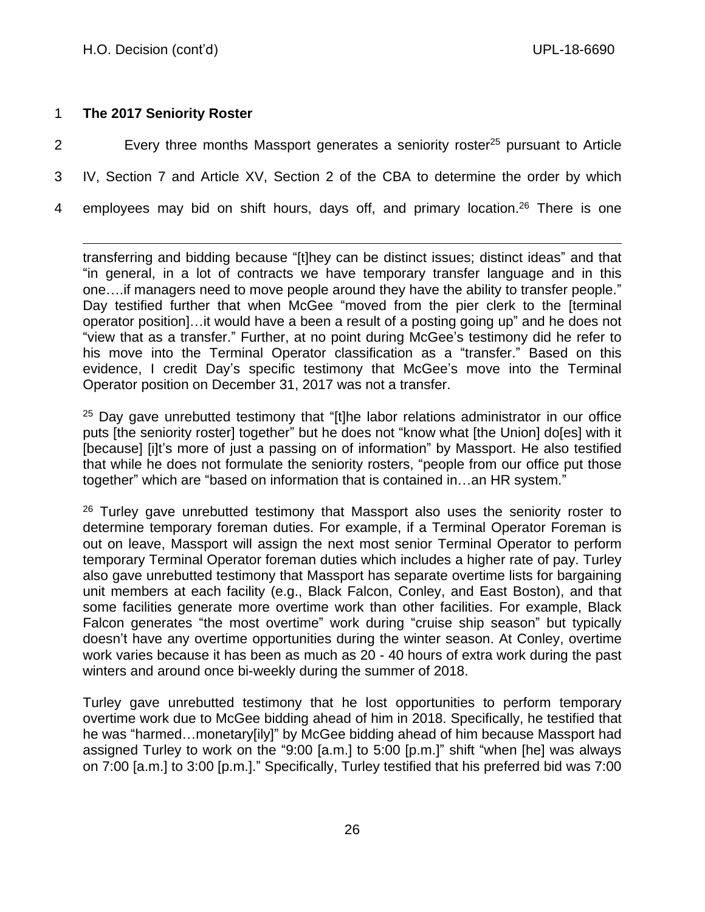**The 2017 Seniority Roster**

Every three months Massport generates a seniority roster[25] pursuant to Article IV, Section 7 and Article XV, Section 2 of the CBA to determine the order by which employees may bid on shift hours, days off, and primary location.[26] There is one

---

transferring and bidding because "[t]hey can be distinct issues; distinct ideas" and that "in general, in a lot of contracts we have temporary transfer language and in this one….if managers need to move people around they have the ability to transfer people." Day testified further that when McGee "moved from the pier clerk to the [terminal operator position]…it would have a been a result of a posting going up" and he does not "view that as a transfer." Further, at no point during McGee's testimony did he refer to his move into the Terminal Operator classification as a "transfer." Based on this evidence, I credit Day's specific testimony that McGee's move into the Terminal Operator position on December 31, 2017 was not a transfer.

[25] Day gave unrebutted testimony that "[t]he labor relations administrator in our office puts [the seniority roster] together" but he does not "know what [the Union] do[es] with it [because] [i]t's more of just a passing on of information" by Massport. He also testified that while he does not formulate the seniority rosters, "people from our office put those together" which are "based on information that is contained in…an HR system."

[26] Turley gave unrebutted testimony that Massport also uses the seniority roster to determine temporary foreman duties. For example, if a Terminal Operator Foreman is out on leave, Massport will assign the next most senior Terminal Operator to perform temporary Terminal Operator foreman duties which includes a higher rate of pay. Turley also gave unrebutted testimony that Massport has separate overtime lists for bargaining unit members at each facility (e.g., Black Falcon, Conley, and East Boston), and that some facilities generate more overtime work than other facilities. For example, Black Falcon generates "the most overtime" work during "cruise ship season" but typically doesn't have any overtime opportunities during the winter season. At Conley, overtime work varies because it has been as much as 20 - 40 hours of extra work during the past winters and around once bi-weekly during the summer of 2018.

Turley gave unrebutted testimony that he lost opportunities to perform temporary overtime work due to McGee bidding ahead of him in 2018. Specifically, he testified that he was "harmed…monetary[ily]" by McGee bidding ahead of him because Massport had assigned Turley to work on the "9:00 [a.m.] to 5:00 [p.m.]" shift "when [he] was always on 7:00 [a.m.] to 3:00 [p.m.]." Specifically, Turley testified that his preferred bid was 7:00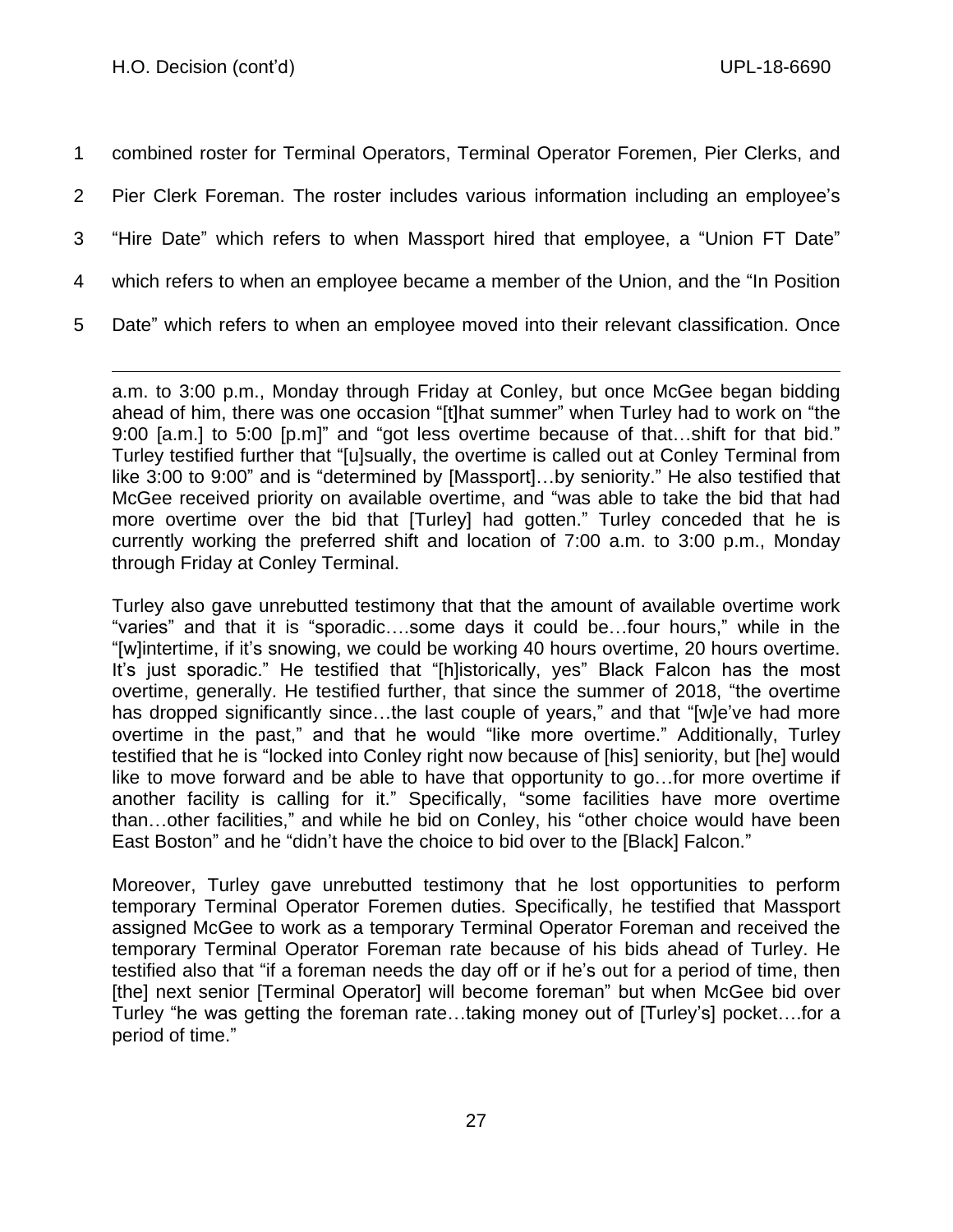combined roster for Terminal Operators, Terminal Operator Foremen, Pier Clerks, and Pier Clerk Foreman. The roster includes various information including an employee's "Hire Date" which refers to when Massport hired that employee, a "Union FT Date" which refers to when an employee became a member of the Union, and the "In Position Date" which refers to when an employee moved into their relevant classification. Once

---

a.m. to 3:00 p.m., Monday through Friday at Conley, but once McGee began bidding ahead of him, there was one occasion "[t]hat summer" when Turley had to work on "the 9:00 [a.m.] to 5:00 [p.m]" and "got less overtime because of that…shift for that bid." Turley testified further that "[u]sually, the overtime is called out at Conley Terminal from like 3:00 to 9:00" and is "determined by [Massport]…by seniority." He also testified that McGee received priority on available overtime, and "was able to take the bid that had more overtime over the bid that [Turley] had gotten." Turley conceded that he is currently working the preferred shift and location of 7:00 a.m. to 3:00 p.m., Monday through Friday at Conley Terminal.

Turley also gave unrebutted testimony that that the amount of available overtime work "varies" and that it is "sporadic….some days it could be…four hours," while in the "[w]intertime, if it's snowing, we could be working 40 hours overtime, 20 hours overtime. It's just sporadic." He testified that "[h]istorically, yes" Black Falcon has the most overtime, generally. He testified further, that since the summer of 2018, "the overtime has dropped significantly since…the last couple of years," and that "[w]e've had more overtime in the past," and that he would "like more overtime." Additionally, Turley testified that he is "locked into Conley right now because of [his] seniority, but [he] would like to move forward and be able to have that opportunity to go…for more overtime if another facility is calling for it." Specifically, "some facilities have more overtime than…other facilities," and while he bid on Conley, his "other choice would have been East Boston" and he "didn't have the choice to bid over to the [Black] Falcon."

Moreover, Turley gave unrebutted testimony that he lost opportunities to perform temporary Terminal Operator Foremen duties. Specifically, he testified that Massport assigned McGee to work as a temporary Terminal Operator Foreman and received the temporary Terminal Operator Foreman rate because of his bids ahead of Turley. He testified also that "if a foreman needs the day off or if he's out for a period of time, then [the] next senior [Terminal Operator] will become foreman" but when McGee bid over Turley "he was getting the foreman rate…taking money out of [Turley's] pocket….for a period of time."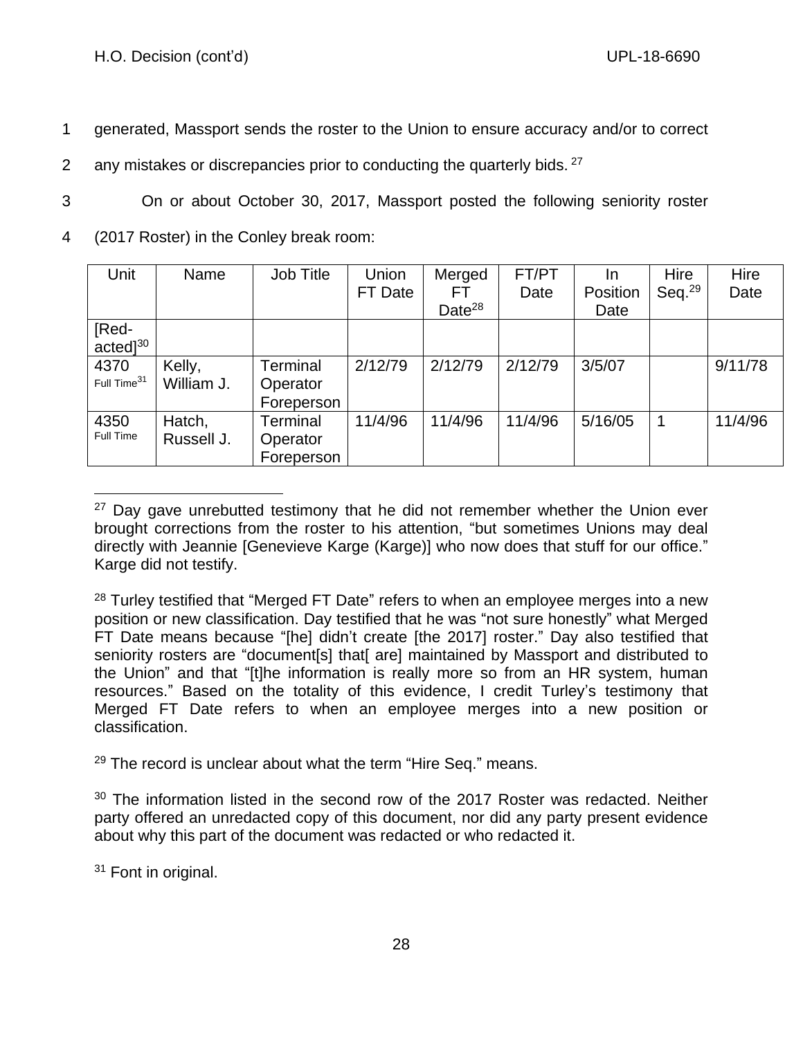generated, Massport sends the roster to the Union to ensure accuracy and/or to correct any mistakes or discrepancies prior to conducting the quarterly bids.[27]

On or about October 30, 2017, Massport posted the following seniority roster (2017 Roster) in the Conley break room:

| Unit | Name | Job Title | Union FT Date | Merged FT Date[28] | FT/PT Date | In Position Date | Hire Seq.[29] | Hire Date |
|---|---|---|---|---|---|---|---|---|
| [Red-acted][30] | | | | | | | | |
| 4370 Full Time[31] | Kelly, William J. | Terminal Operator Foreperson | 2/12/79 | 2/12/79 | 2/12/79 | 3/5/07 | | 9/11/78 |
| 4350 Full Time | Hatch, Russell J. | Terminal Operator Foreperson | 11/4/96 | 11/4/96 | 11/4/96 | 5/16/05 | 1 | 11/4/96 |

---

[27] Day gave unrebutted testimony that he did not remember whether the Union ever brought corrections from the roster to his attention, "but sometimes Unions may deal directly with Jeannie [Genevieve Karge (Karge)] who now does that stuff for our office." Karge did not testify.

[28] Turley testified that "Merged FT Date" refers to when an employee merges into a new position or new classification. Day testified that he was "not sure honestly" what Merged FT Date means because "[he] didn't create [the 2017] roster." Day also testified that seniority rosters are "document[s] that[ are] maintained by Massport and distributed to the Union" and that "[t]he information is really more so from an HR system, human resources." Based on the totality of this evidence, I credit Turley's testimony that Merged FT Date refers to when an employee merges into a new position or classification.

[29] The record is unclear about what the term "Hire Seq." means.

[30] The information listed in the second row of the 2017 Roster was redacted. Neither party offered an unredacted copy of this document, nor did any party present evidence about why this part of the document was redacted or who redacted it.

[31] Font in original.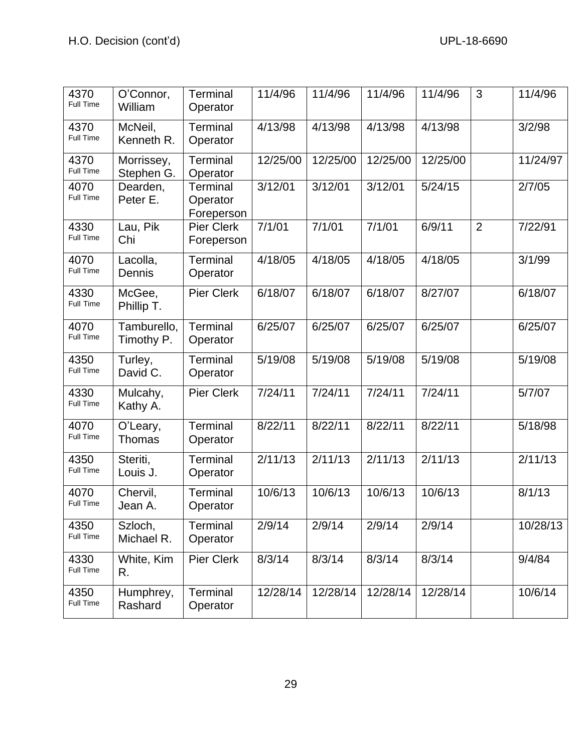| | | | | | | | | |
|---|---|---|---|---|---|---|---|---|
| 4370 Full Time | O'Connor, William | Terminal Operator | 11/4/96 | 11/4/96 | 11/4/96 | 11/4/96 | 3 | 11/4/96 |
| 4370 Full Time | McNeil, Kenneth R. | Terminal Operator | 4/13/98 | 4/13/98 | 4/13/98 | 4/13/98 | | 3/2/98 |
| 4370 Full Time | Morrissey, Stephen G. | Terminal Operator | 12/25/00 | 12/25/00 | 12/25/00 | 12/25/00 | | 11/24/97 |
| 4070 Full Time | Dearden, Peter E. | Terminal Operator Foreperson | 3/12/01 | 3/12/01 | 3/12/01 | 5/24/15 | | 2/7/05 |
| 4330 Full Time | Lau, Pik Chi | Pier Clerk Foreperson | 7/1/01 | 7/1/01 | 7/1/01 | 6/9/11 | 2 | 7/22/91 |
| 4070 Full Time | Lacolla, Dennis | Terminal Operator | 4/18/05 | 4/18/05 | 4/18/05 | 4/18/05 | | 3/1/99 |
| 4330 Full Time | McGee, Phillip T. | Pier Clerk | 6/18/07 | 6/18/07 | 6/18/07 | 8/27/07 | | 6/18/07 |
| 4070 Full Time | Tamburello, Timothy P. | Terminal Operator | 6/25/07 | 6/25/07 | 6/25/07 | 6/25/07 | | 6/25/07 |
| 4350 Full Time | Turley, David C. | Terminal Operator | 5/19/08 | 5/19/08 | 5/19/08 | 5/19/08 | | 5/19/08 |
| 4330 Full Time | Mulcahy, Kathy A. | Pier Clerk | 7/24/11 | 7/24/11 | 7/24/11 | 7/24/11 | | 5/7/07 |
| 4070 Full Time | O'Leary, Thomas | Terminal Operator | 8/22/11 | 8/22/11 | 8/22/11 | 8/22/11 | | 5/18/98 |
| 4350 Full Time | Steriti, Louis J. | Terminal Operator | 2/11/13 | 2/11/13 | 2/11/13 | 2/11/13 | | 2/11/13 |
| 4070 Full Time | Chervil, Jean A. | Terminal Operator | 10/6/13 | 10/6/13 | 10/6/13 | 10/6/13 | | 8/1/13 |
| 4350 Full Time | Szloch, Michael R. | Terminal Operator | 2/9/14 | 2/9/14 | 2/9/14 | 2/9/14 | | 10/28/13 |
| 4330 Full Time | White, Kim R. | Pier Clerk | 8/3/14 | 8/3/14 | 8/3/14 | 8/3/14 | | 9/4/84 |
| 4350 Full Time | Humphrey, Rashard | Terminal Operator | 12/28/14 | 12/28/14 | 12/28/14 | 12/28/14 | | 10/6/14 |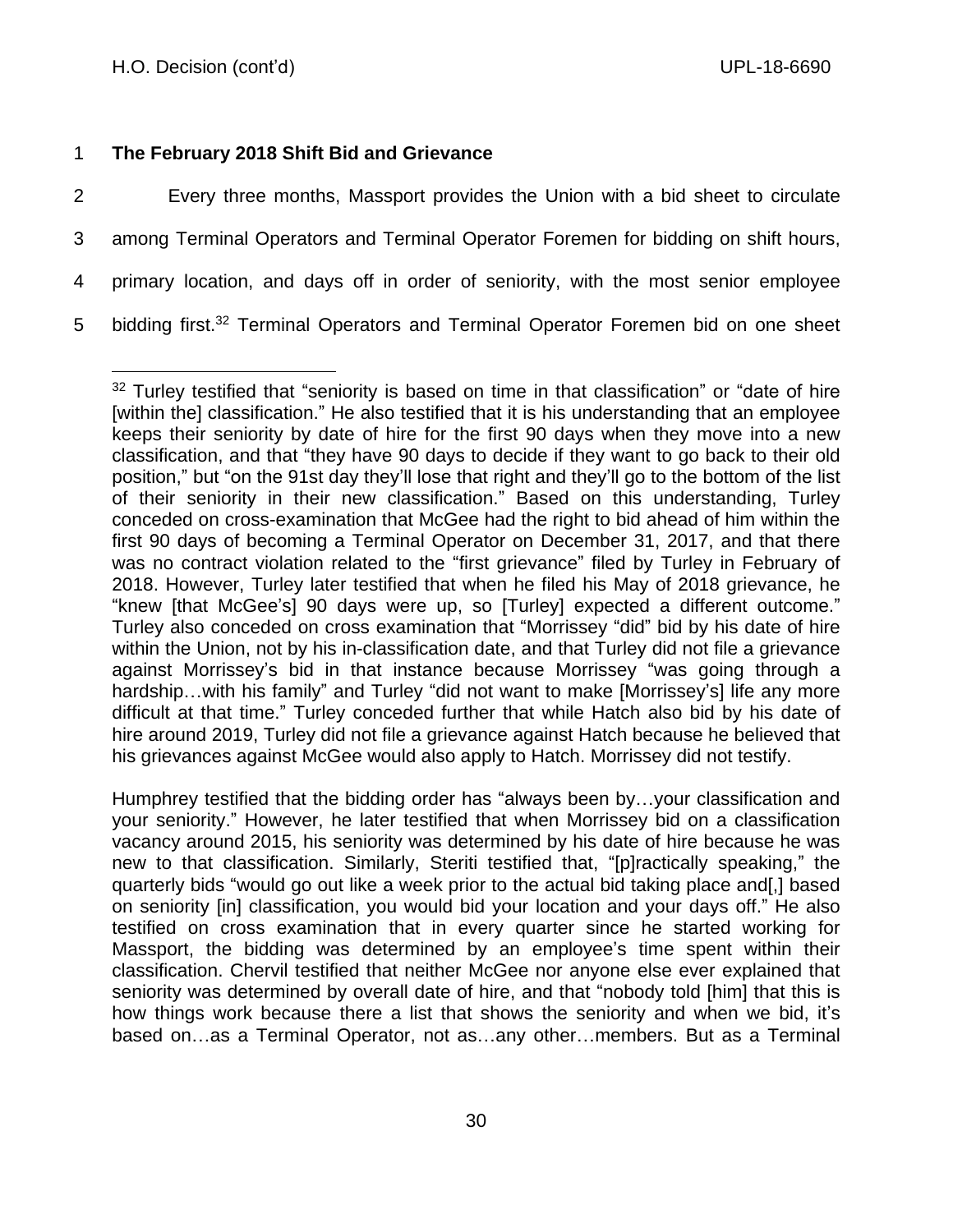**The February 2018 Shift Bid and Grievance**

Every three months, Massport provides the Union with a bid sheet to circulate among Terminal Operators and Terminal Operator Foremen for bidding on shift hours, primary location, and days off in order of seniority, with the most senior employee bidding first.[32] Terminal Operators and Terminal Operator Foremen bid on one sheet

---

[32] Turley testified that "seniority is based on time in that classification" or "date of hire [within the] classification." He also testified that it is his understanding that an employee keeps their seniority by date of hire for the first 90 days when they move into a new classification, and that "they have 90 days to decide if they want to go back to their old position," but "on the 91st day they'll lose that right and they'll go to the bottom of the list of their seniority in their new classification." Based on this understanding, Turley conceded on cross-examination that McGee had the right to bid ahead of him within the first 90 days of becoming a Terminal Operator on December 31, 2017, and that there was no contract violation related to the "first grievance" filed by Turley in February of 2018. However, Turley later testified that when he filed his May of 2018 grievance, he "knew [that McGee's] 90 days were up, so [Turley] expected a different outcome." Turley also conceded on cross examination that "Morrissey "did" bid by his date of hire within the Union, not by his in-classification date, and that Turley did not file a grievance against Morrissey's bid in that instance because Morrissey "was going through a hardship…with his family" and Turley "did not want to make [Morrissey's] life any more difficult at that time." Turley conceded further that while Hatch also bid by his date of hire around 2019, Turley did not file a grievance against Hatch because he believed that his grievances against McGee would also apply to Hatch. Morrissey did not testify.

Humphrey testified that the bidding order has "always been by…your classification and your seniority." However, he later testified that when Morrissey bid on a classification vacancy around 2015, his seniority was determined by his date of hire because he was new to that classification. Similarly, Steriti testified that, "[p]ractically speaking," the quarterly bids "would go out like a week prior to the actual bid taking place and[,] based on seniority [in] classification, you would bid your location and your days off." He also testified on cross examination that in every quarter since he started working for Massport, the bidding was determined by an employee's time spent within their classification. Chervil testified that neither McGee nor anyone else ever explained that seniority was determined by overall date of hire, and that "nobody told [him] that this is how things work because there a list that shows the seniority and when we bid, it's based on…as a Terminal Operator, not as…any other…members. But as a Terminal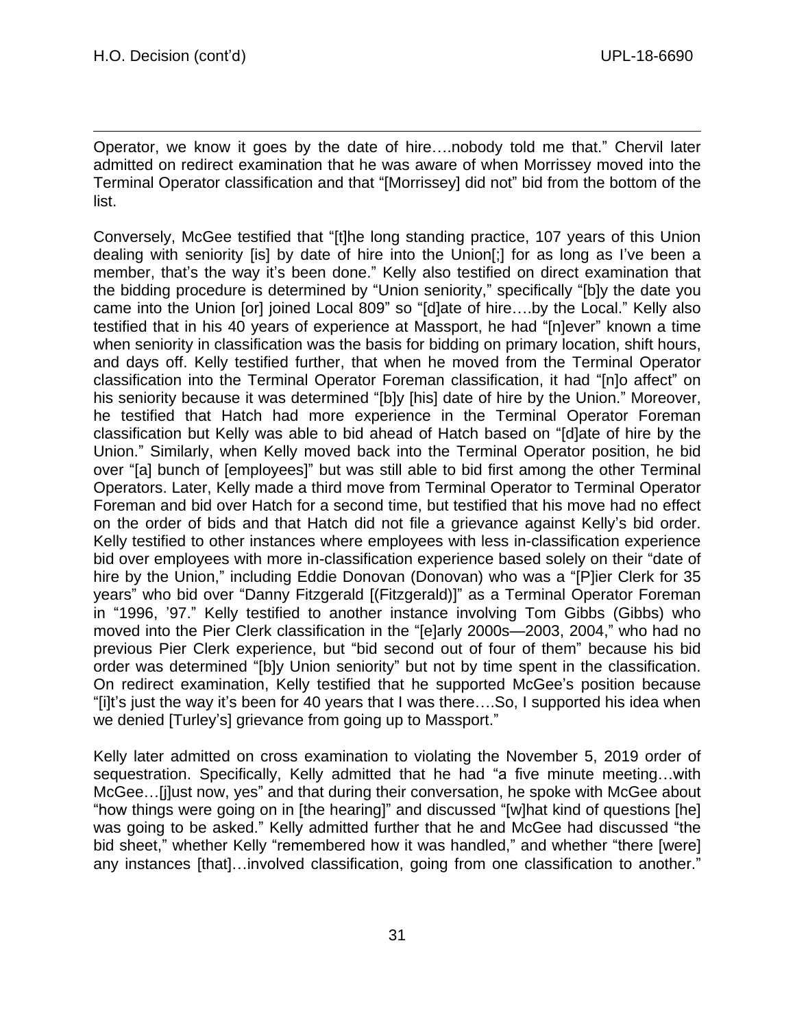Operator, we know it goes by the date of hire….nobody told me that." Chervil later admitted on redirect examination that he was aware of when Morrissey moved into the Terminal Operator classification and that "[Morrissey] did not" bid from the bottom of the list.

Conversely, McGee testified that "[t]he long standing practice, 107 years of this Union dealing with seniority [is] by date of hire into the Union[;] for as long as I've been a member, that's the way it's been done." Kelly also testified on direct examination that the bidding procedure is determined by "Union seniority," specifically "[b]y the date you came into the Union [or] joined Local 809" so "[d]ate of hire….by the Local." Kelly also testified that in his 40 years of experience at Massport, he had "[n]ever" known a time when seniority in classification was the basis for bidding on primary location, shift hours, and days off. Kelly testified further, that when he moved from the Terminal Operator classification into the Terminal Operator Foreman classification, it had "[n]o affect" on his seniority because it was determined "[b]y [his] date of hire by the Union." Moreover, he testified that Hatch had more experience in the Terminal Operator Foreman classification but Kelly was able to bid ahead of Hatch based on "[d]ate of hire by the Union." Similarly, when Kelly moved back into the Terminal Operator position, he bid over "[a] bunch of [employees]" but was still able to bid first among the other Terminal Operators. Later, Kelly made a third move from Terminal Operator to Terminal Operator Foreman and bid over Hatch for a second time, but testified that his move had no effect on the order of bids and that Hatch did not file a grievance against Kelly's bid order. Kelly testified to other instances where employees with less in-classification experience bid over employees with more in-classification experience based solely on their "date of hire by the Union," including Eddie Donovan (Donovan) who was a "[P]ier Clerk for 35 years" who bid over "Danny Fitzgerald [(Fitzgerald)]" as a Terminal Operator Foreman in "1996, '97." Kelly testified to another instance involving Tom Gibbs (Gibbs) who moved into the Pier Clerk classification in the "[e]arly 2000s—2003, 2004," who had no previous Pier Clerk experience, but "bid second out of four of them" because his bid order was determined "[b]y Union seniority" but not by time spent in the classification. On redirect examination, Kelly testified that he supported McGee's position because "[i]t's just the way it's been for 40 years that I was there….So, I supported his idea when we denied [Turley's] grievance from going up to Massport."

Kelly later admitted on cross examination to violating the November 5, 2019 order of sequestration. Specifically, Kelly admitted that he had "a five minute meeting…with McGee…[j]ust now, yes" and that during their conversation, he spoke with McGee about "how things were going on in [the hearing]" and discussed "[w]hat kind of questions [he] was going to be asked." Kelly admitted further that he and McGee had discussed "the bid sheet," whether Kelly "remembered how it was handled," and whether "there [were] any instances [that]…involved classification, going from one classification to another."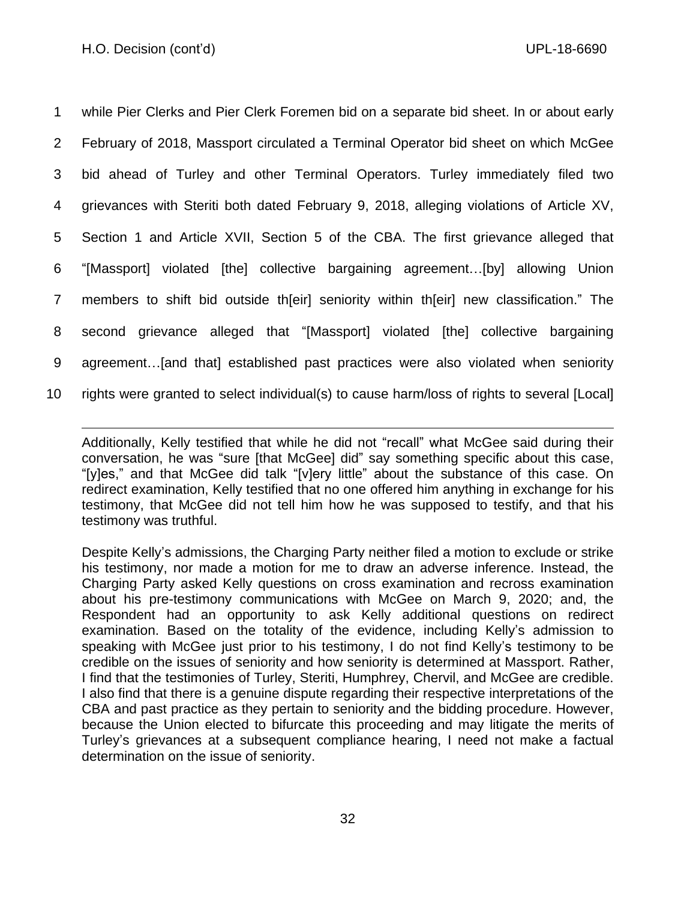while Pier Clerks and Pier Clerk Foremen bid on a separate bid sheet. In or about early February of 2018, Massport circulated a Terminal Operator bid sheet on which McGee bid ahead of Turley and other Terminal Operators. Turley immediately filed two grievances with Steriti both dated February 9, 2018, alleging violations of Article XV, Section 1 and Article XVII, Section 5 of the CBA. The first grievance alleged that "[Massport] violated [the] collective bargaining agreement…[by] allowing Union members to shift bid outside th[eir] seniority within th[eir] new classification." The second grievance alleged that "[Massport] violated [the] collective bargaining agreement…[and that] established past practices were also violated when seniority rights were granted to select individual(s) to cause harm/loss of rights to several [Local]

---

Additionally, Kelly testified that while he did not "recall" what McGee said during their conversation, he was "sure [that McGee] did" say something specific about this case, "[y]es," and that McGee did talk "[v]ery little" about the substance of this case. On redirect examination, Kelly testified that no one offered him anything in exchange for his testimony, that McGee did not tell him how he was supposed to testify, and that his testimony was truthful.

Despite Kelly's admissions, the Charging Party neither filed a motion to exclude or strike his testimony, nor made a motion for me to draw an adverse inference. Instead, the Charging Party asked Kelly questions on cross examination and recross examination about his pre-testimony communications with McGee on March 9, 2020; and, the Respondent had an opportunity to ask Kelly additional questions on redirect examination. Based on the totality of the evidence, including Kelly's admission to speaking with McGee just prior to his testimony, I do not find Kelly's testimony to be credible on the issues of seniority and how seniority is determined at Massport. Rather, I find that the testimonies of Turley, Steriti, Humphrey, Chervil, and McGee are credible. I also find that there is a genuine dispute regarding their respective interpretations of the CBA and past practice as they pertain to seniority and the bidding procedure. However, because the Union elected to bifurcate this proceeding and may litigate the merits of Turley's grievances at a subsequent compliance hearing, I need not make a factual determination on the issue of seniority.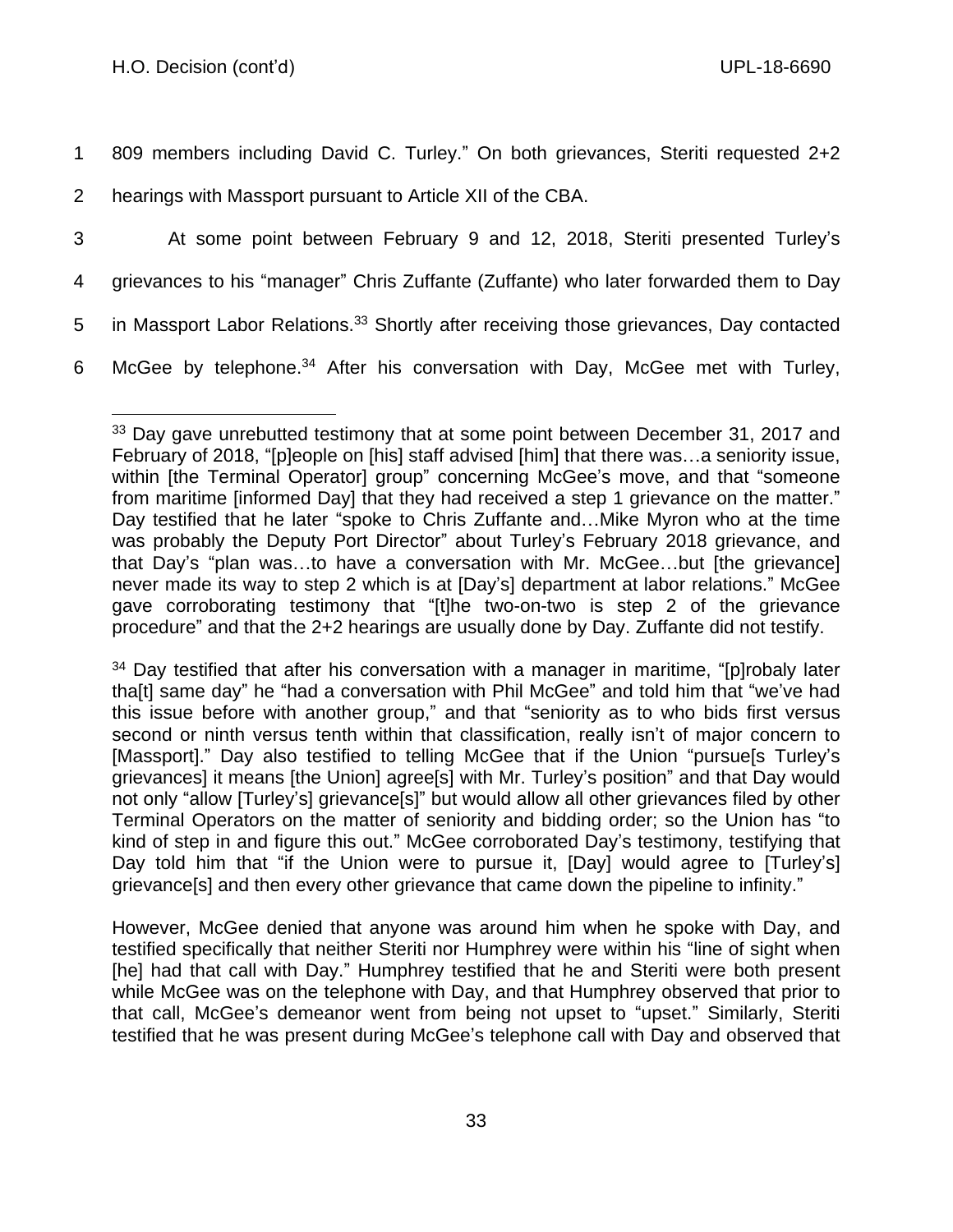809 members including David C. Turley." On both grievances, Steriti requested 2+2 hearings with Massport pursuant to Article XII of the CBA.

At some point between February 9 and 12, 2018, Steriti presented Turley's grievances to his "manager" Chris Zuffante (Zuffante) who later forwarded them to Day in Massport Labor Relations.[33] Shortly after receiving those grievances, Day contacted McGee by telephone.[34] After his conversation with Day, McGee met with Turley,

---

[33] Day gave unrebutted testimony that at some point between December 31, 2017 and February of 2018, "[p]eople on [his] staff advised [him] that there was…a seniority issue, within [the Terminal Operator] group" concerning McGee's move, and that "someone from maritime [informed Day] that they had received a step 1 grievance on the matter." Day testified that he later "spoke to Chris Zuffante and…Mike Myron who at the time was probably the Deputy Port Director" about Turley's February 2018 grievance, and that Day's "plan was…to have a conversation with Mr. McGee…but [the grievance] never made its way to step 2 which is at [Day's] department at labor relations." McGee gave corroborating testimony that "[t]he two-on-two is step 2 of the grievance procedure" and that the 2+2 hearings are usually done by Day. Zuffante did not testify.

[34] Day testified that after his conversation with a manager in maritime, "[p]robaly later tha[t] same day" he "had a conversation with Phil McGee" and told him that "we've had this issue before with another group," and that "seniority as to who bids first versus second or ninth versus tenth within that classification, really isn't of major concern to [Massport]." Day also testified to telling McGee that if the Union "pursue[s Turley's grievances] it means [the Union] agree[s] with Mr. Turley's position" and that Day would not only "allow [Turley's] grievance[s]" but would allow all other grievances filed by other Terminal Operators on the matter of seniority and bidding order; so the Union has "to kind of step in and figure this out." McGee corroborated Day's testimony, testifying that Day told him that "if the Union were to pursue it, [Day] would agree to [Turley's] grievance[s] and then every other grievance that came down the pipeline to infinity."

However, McGee denied that anyone was around him when he spoke with Day, and testified specifically that neither Steriti nor Humphrey were within his "line of sight when [he] had that call with Day." Humphrey testified that he and Steriti were both present while McGee was on the telephone with Day, and that Humphrey observed that prior to that call, McGee's demeanor went from being not upset to "upset." Similarly, Steriti testified that he was present during McGee's telephone call with Day and observed that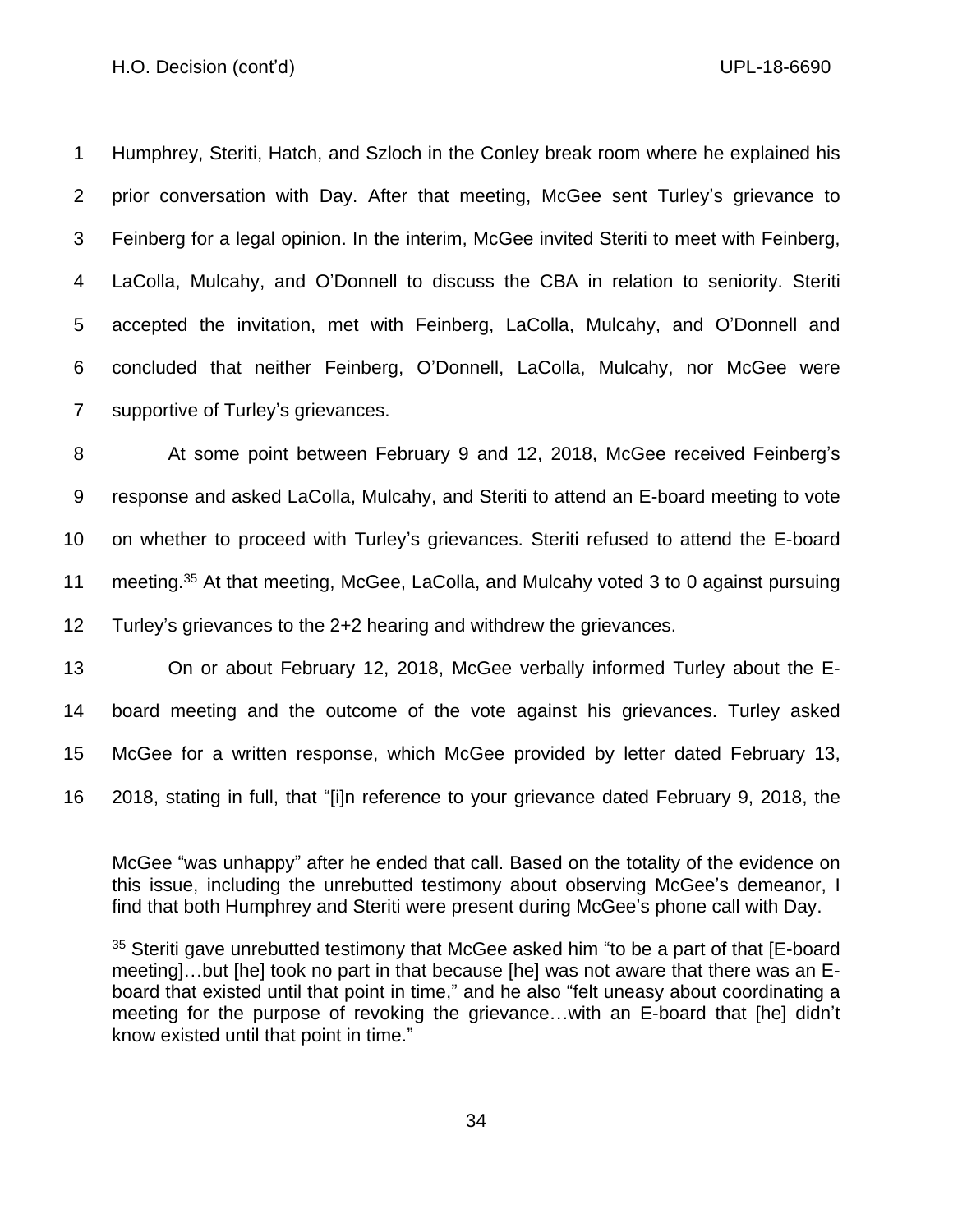Humphrey, Steriti, Hatch, and Szloch in the Conley break room where he explained his prior conversation with Day. After that meeting, McGee sent Turley's grievance to Feinberg for a legal opinion. In the interim, McGee invited Steriti to meet with Feinberg, LaColla, Mulcahy, and O'Donnell to discuss the CBA in relation to seniority. Steriti accepted the invitation, met with Feinberg, LaColla, Mulcahy, and O'Donnell and concluded that neither Feinberg, O'Donnell, LaColla, Mulcahy, nor McGee were supportive of Turley's grievances.

At some point between February 9 and 12, 2018, McGee received Feinberg's response and asked LaColla, Mulcahy, and Steriti to attend an E-board meeting to vote on whether to proceed with Turley's grievances. Steriti refused to attend the E-board meeting.[35] At that meeting, McGee, LaColla, and Mulcahy voted 3 to 0 against pursuing Turley's grievances to the 2+2 hearing and withdrew the grievances.

On or about February 12, 2018, McGee verbally informed Turley about the E-board meeting and the outcome of the vote against his grievances. Turley asked McGee for a written response, which McGee provided by letter dated February 13, 2018, stating in full, that "[i]n reference to your grievance dated February 9, 2018, the

---

McGee "was unhappy" after he ended that call. Based on the totality of the evidence on this issue, including the unrebutted testimony about observing McGee's demeanor, I find that both Humphrey and Steriti were present during McGee's phone call with Day.

[35] Steriti gave unrebutted testimony that McGee asked him "to be a part of that [E-board meeting]…but [he] took no part in that because [he] was not aware that there was an E-board that existed until that point in time," and he also "felt uneasy about coordinating a meeting for the purpose of revoking the grievance…with an E-board that [he] didn't know existed until that point in time."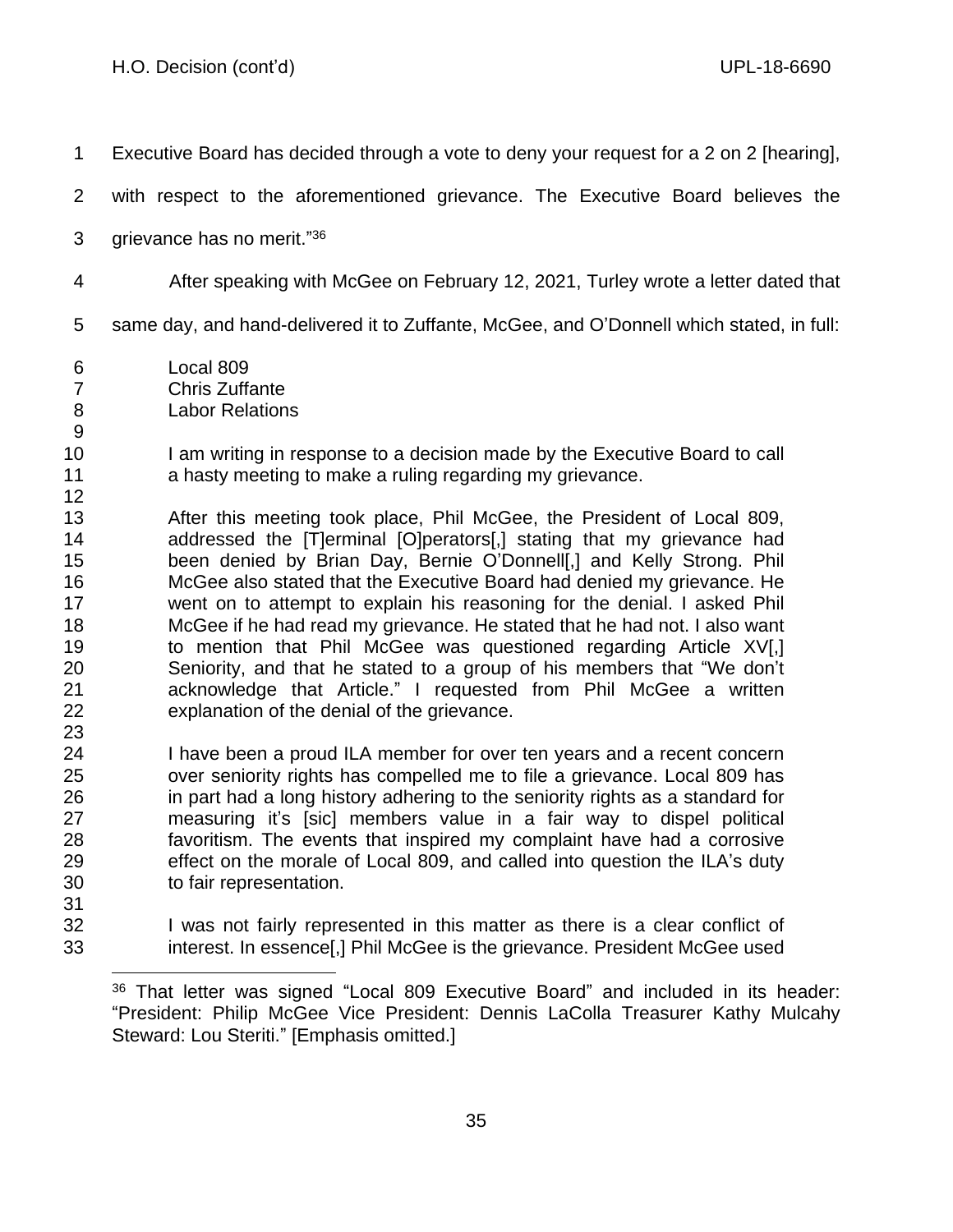Executive Board has decided through a vote to deny your request for a 2 on 2 [hearing], with respect to the aforementioned grievance. The Executive Board believes the grievance has no merit."[36]

After speaking with McGee on February 12, 2021, Turley wrote a letter dated that same day, and hand-delivered it to Zuffante, McGee, and O'Donnell which stated, in full:

> Local 809
> Chris Zuffante
> Labor Relations
>
> I am writing in response to a decision made by the Executive Board to call a hasty meeting to make a ruling regarding my grievance.
>
> After this meeting took place, Phil McGee, the President of Local 809, addressed the [T]erminal [O]perators[,] stating that my grievance had been denied by Brian Day, Bernie O'Donnell[,] and Kelly Strong. Phil McGee also stated that the Executive Board had denied my grievance. He went on to attempt to explain his reasoning for the denial. I asked Phil McGee if he had read my grievance. He stated that he had not. I also want to mention that Phil McGee was questioned regarding Article XV[,] Seniority, and that he stated to a group of his members that "We don't acknowledge that Article." I requested from Phil McGee a written explanation of the denial of the grievance.
>
> I have been a proud ILA member for over ten years and a recent concern over seniority rights has compelled me to file a grievance. Local 809 has in part had a long history adhering to the seniority rights as a standard for measuring it's [sic] members value in a fair way to dispel political favoritism. The events that inspired my complaint have had a corrosive effect on the morale of Local 809, and called into question the ILA's duty to fair representation.
>
> I was not fairly represented in this matter as there is a clear conflict of interest. In essence[,] Phil McGee is the grievance. President McGee used

[36] That letter was signed "Local 809 Executive Board" and included in its header: "President: Philip McGee Vice President: Dennis LaColla Treasurer Kathy Mulcahy Steward: Lou Steriti." [Emphasis omitted.]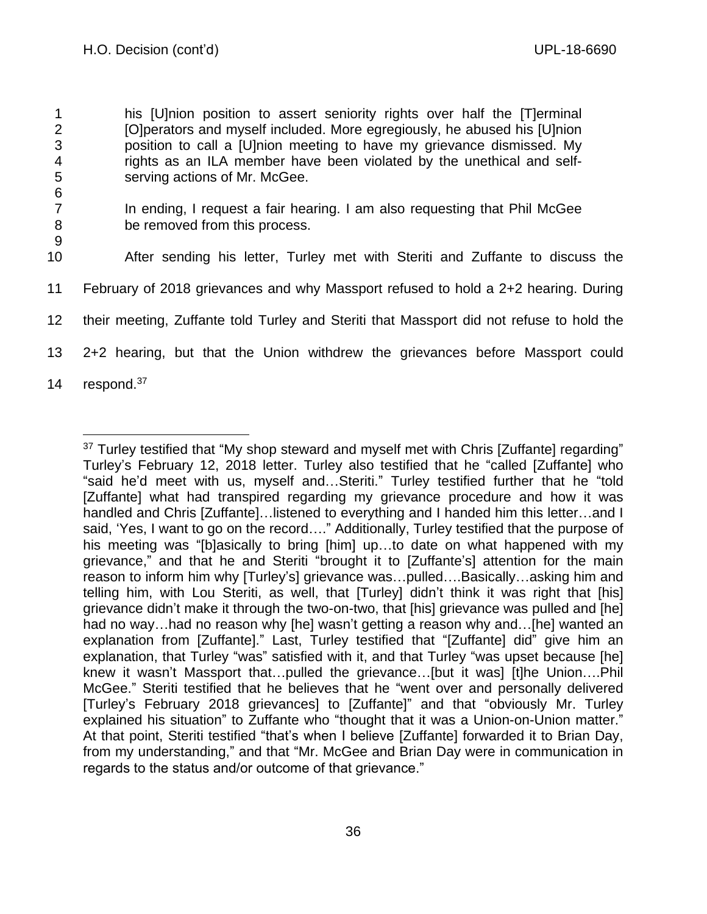> his [U]nion position to assert seniority rights over half the [T]erminal [O]perators and myself included. More egregiously, he abused his [U]nion position to call a [U]nion meeting to have my grievance dismissed. My rights as an ILA member have been violated by the unethical and self-serving actions of Mr. McGee.
>
> In ending, I request a fair hearing. I am also requesting that Phil McGee be removed from this process.

After sending his letter, Turley met with Steriti and Zuffante to discuss the February of 2018 grievances and why Massport refused to hold a 2+2 hearing. During their meeting, Zuffante told Turley and Steriti that Massport did not refuse to hold the 2+2 hearing, but that the Union withdrew the grievances before Massport could respond.[37]

---

[37] Turley testified that "My shop steward and myself met with Chris [Zuffante] regarding" Turley's February 12, 2018 letter. Turley also testified that he "called [Zuffante] who "said he'd meet with us, myself and…Steriti." Turley testified further that he "told [Zuffante] what had transpired regarding my grievance procedure and how it was handled and Chris [Zuffante]…listened to everything and I handed him this letter…and I said, 'Yes, I want to go on the record…." Additionally, Turley testified that the purpose of his meeting was "[b]asically to bring [him] up…to date on what happened with my grievance," and that he and Steriti "brought it to [Zuffante's] attention for the main reason to inform him why [Turley's] grievance was…pulled….Basically…asking him and telling him, with Lou Steriti, as well, that [Turley] didn't think it was right that [his] grievance didn't make it through the two-on-two, that [his] grievance was pulled and [he] had no way…had no reason why [he] wasn't getting a reason why and…[he] wanted an explanation from [Zuffante]." Last, Turley testified that "[Zuffante] did" give him an explanation, that Turley "was" satisfied with it, and that Turley "was upset because [he] knew it wasn't Massport that…pulled the grievance…[but it was] [t]he Union….Phil McGee." Steriti testified that he believes that he "went over and personally delivered [Turley's February 2018 grievances] to [Zuffante]" and that "obviously Mr. Turley explained his situation" to Zuffante who "thought that it was a Union-on-Union matter." At that point, Steriti testified "that's when I believe [Zuffante] forwarded it to Brian Day, from my understanding," and that "Mr. McGee and Brian Day were in communication in regards to the status and/or outcome of that grievance."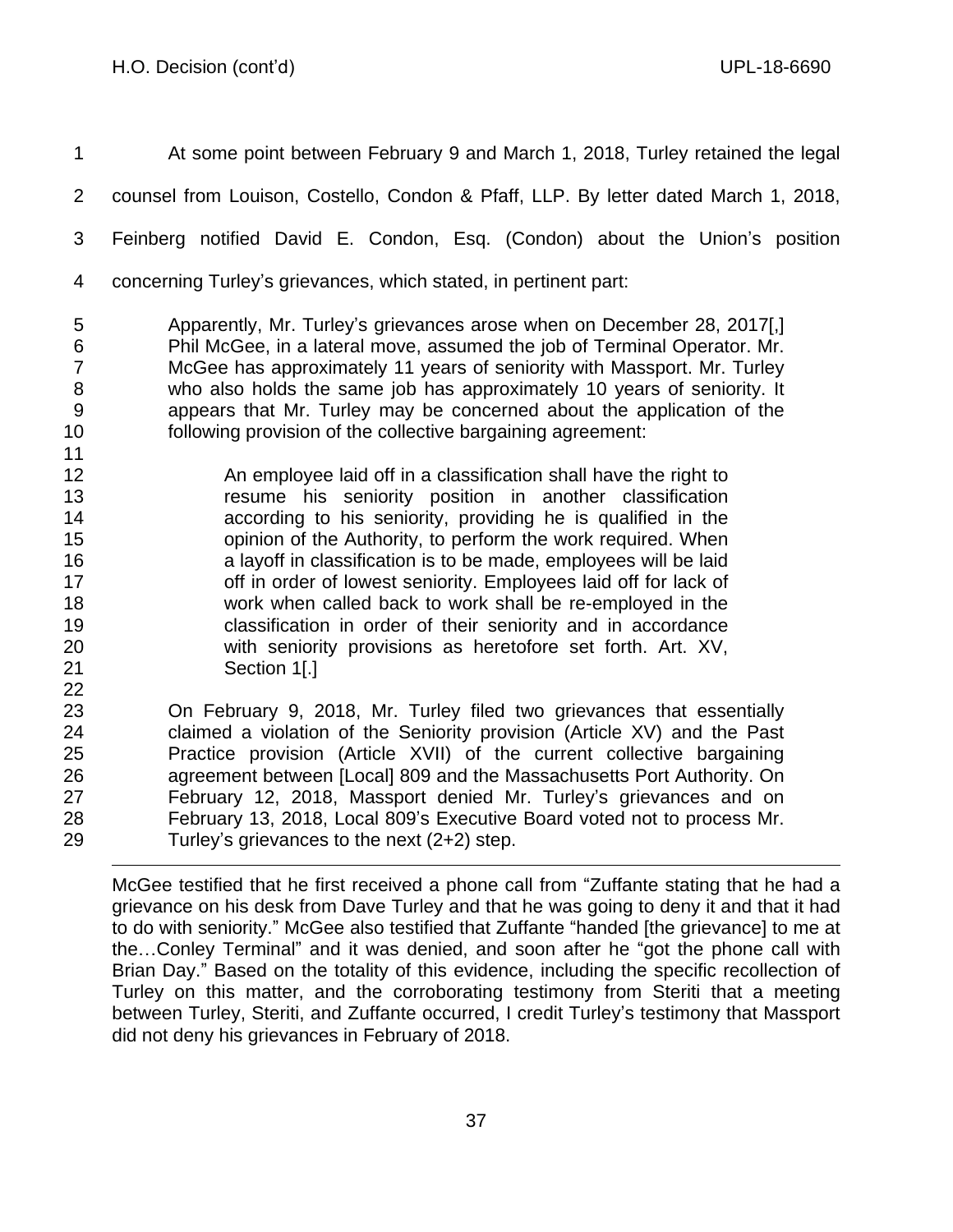At some point between February 9 and March 1, 2018, Turley retained the legal counsel from Louison, Costello, Condon & Pfaff, LLP. By letter dated March 1, 2018, Feinberg notified David E. Condon, Esq. (Condon) about the Union's position concerning Turley's grievances, which stated, in pertinent part:

> Apparently, Mr. Turley's grievances arose when on December 28, 2017[,] Phil McGee, in a lateral move, assumed the job of Terminal Operator. Mr. McGee has approximately 11 years of seniority with Massport. Mr. Turley who also holds the same job has approximately 10 years of seniority. It appears that Mr. Turley may be concerned about the application of the following provision of the collective bargaining agreement:
>
> > An employee laid off in a classification shall have the right to resume his seniority position in another classification according to his seniority, providing he is qualified in the opinion of the Authority, to perform the work required. When a layoff in classification is to be made, employees will be laid off in order of lowest seniority. Employees laid off for lack of work when called back to work shall be re-employed in the classification in order of their seniority and in accordance with seniority provisions as heretofore set forth. Art. XV, Section 1[.]
>
> On February 9, 2018, Mr. Turley filed two grievances that essentially claimed a violation of the Seniority provision (Article XV) and the Past Practice provision (Article XVII) of the current collective bargaining agreement between [Local] 809 and the Massachusetts Port Authority. On February 12, 2018, Massport denied Mr. Turley's grievances and on February 13, 2018, Local 809's Executive Board voted not to process Mr. Turley's grievances to the next (2+2) step.

---

McGee testified that he first received a phone call from "Zuffante stating that he had a grievance on his desk from Dave Turley and that he was going to deny it and that it had to do with seniority." McGee also testified that Zuffante "handed [the grievance] to me at the…Conley Terminal" and it was denied, and soon after he "got the phone call with Brian Day." Based on the totality of this evidence, including the specific recollection of Turley on this matter, and the corroborating testimony from Steriti that a meeting between Turley, Steriti, and Zuffante occurred, I credit Turley's testimony that Massport did not deny his grievances in February of 2018.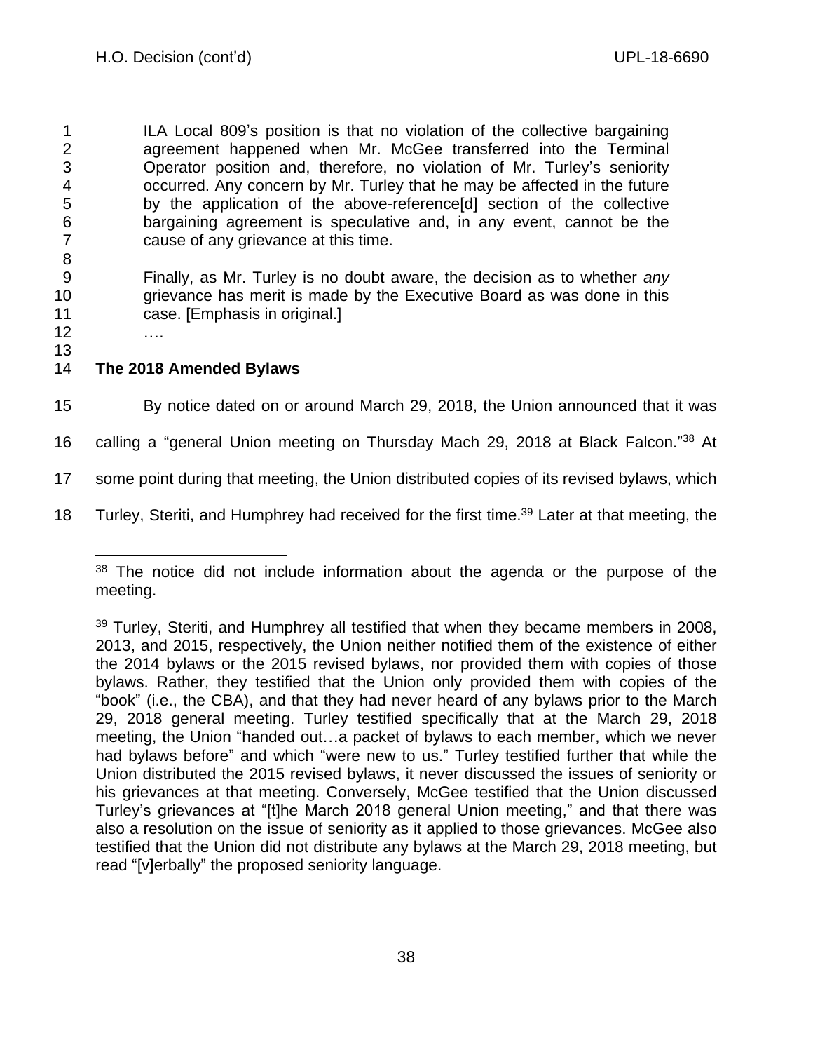> ILA Local 809's position is that no violation of the collective bargaining agreement happened when Mr. McGee transferred into the Terminal Operator position and, therefore, no violation of Mr. Turley's seniority occurred. Any concern by Mr. Turley that he may be affected in the future by the application of the above-reference[d] section of the collective bargaining agreement is speculative and, in any event, cannot be the cause of any grievance at this time.
>
> Finally, as Mr. Turley is no doubt aware, the decision as to whether *any* grievance has merit is made by the Executive Board as was done in this case. [Emphasis in original.]
>
> ….

**The 2018 Amended Bylaws**

By notice dated on or around March 29, 2018, the Union announced that it was calling a "general Union meeting on Thursday Mach 29, 2018 at Black Falcon."[38] At some point during that meeting, the Union distributed copies of its revised bylaws, which Turley, Steriti, and Humphrey had received for the first time.[39] Later at that meeting, the

---

[38] The notice did not include information about the agenda or the purpose of the meeting.

[39] Turley, Steriti, and Humphrey all testified that when they became members in 2008, 2013, and 2015, respectively, the Union neither notified them of the existence of either the 2014 bylaws or the 2015 revised bylaws, nor provided them with copies of those bylaws. Rather, they testified that the Union only provided them with copies of the "book" (i.e., the CBA), and that they had never heard of any bylaws prior to the March 29, 2018 general meeting. Turley testified specifically that at the March 29, 2018 meeting, the Union "handed out…a packet of bylaws to each member, which we never had bylaws before" and which "were new to us." Turley testified further that while the Union distributed the 2015 revised bylaws, it never discussed the issues of seniority or his grievances at that meeting. Conversely, McGee testified that the Union discussed Turley's grievances at "[t]he March 2018 general Union meeting," and that there was also a resolution on the issue of seniority as it applied to those grievances. McGee also testified that the Union did not distribute any bylaws at the March 29, 2018 meeting, but read "[v]erbally" the proposed seniority language.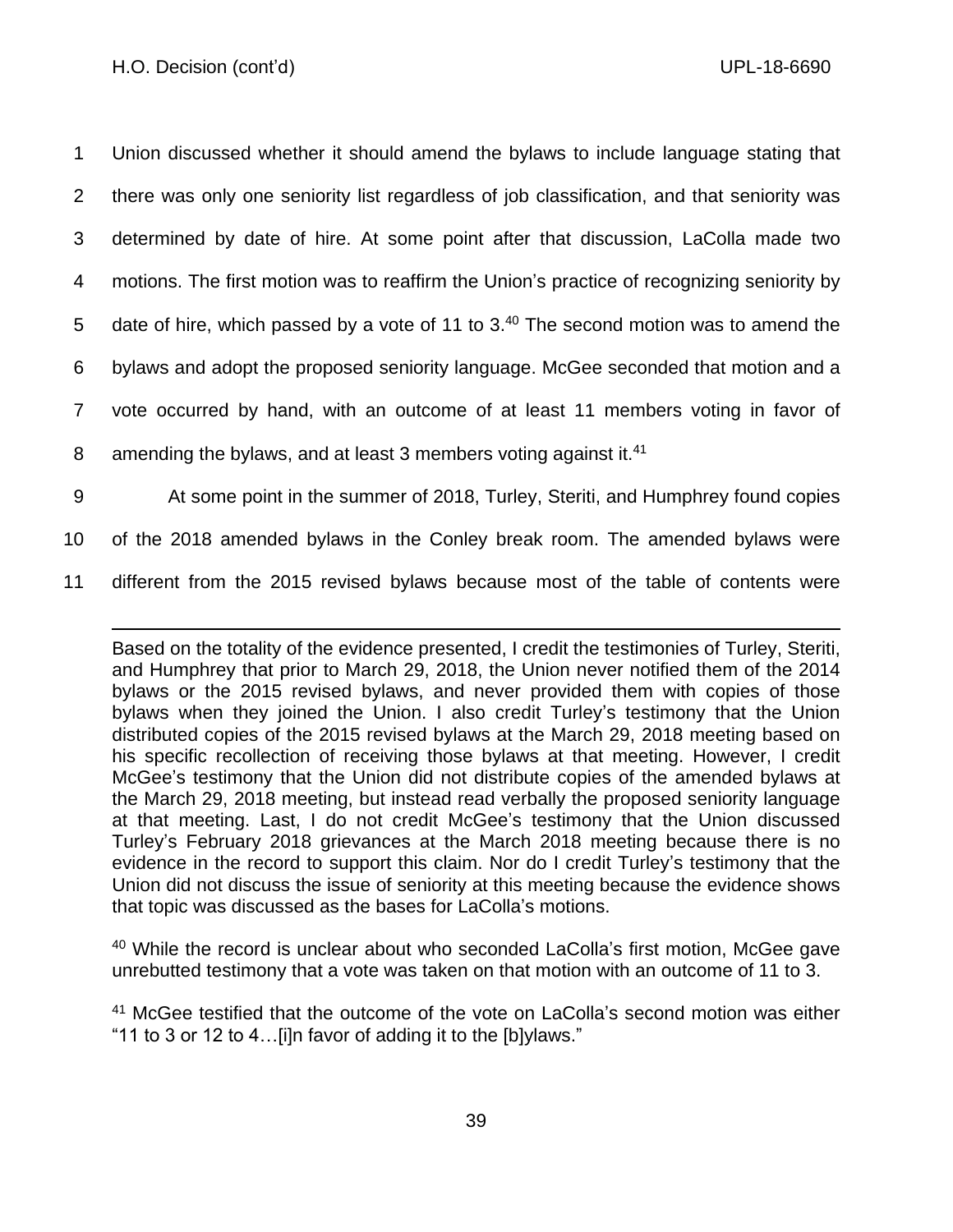Union discussed whether it should amend the bylaws to include language stating that there was only one seniority list regardless of job classification, and that seniority was determined by date of hire. At some point after that discussion, LaColla made two motions. The first motion was to reaffirm the Union's practice of recognizing seniority by date of hire, which passed by a vote of 11 to 3.[40] The second motion was to amend the bylaws and adopt the proposed seniority language. McGee seconded that motion and a vote occurred by hand, with an outcome of at least 11 members voting in favor of amending the bylaws, and at least 3 members voting against it.[41]

At some point in the summer of 2018, Turley, Steriti, and Humphrey found copies of the 2018 amended bylaws in the Conley break room. The amended bylaws were different from the 2015 revised bylaws because most of the table of contents were

---

Based on the totality of the evidence presented, I credit the testimonies of Turley, Steriti, and Humphrey that prior to March 29, 2018, the Union never notified them of the 2014 bylaws or the 2015 revised bylaws, and never provided them with copies of those bylaws when they joined the Union. I also credit Turley's testimony that the Union distributed copies of the 2015 revised bylaws at the March 29, 2018 meeting based on his specific recollection of receiving those bylaws at that meeting. However, I credit McGee's testimony that the Union did not distribute copies of the amended bylaws at the March 29, 2018 meeting, but instead read verbally the proposed seniority language at that meeting. Last, I do not credit McGee's testimony that the Union discussed Turley's February 2018 grievances at the March 2018 meeting because there is no evidence in the record to support this claim. Nor do I credit Turley's testimony that the Union did not discuss the issue of seniority at this meeting because the evidence shows that topic was discussed as the bases for LaColla's motions.

[40] While the record is unclear about who seconded LaColla's first motion, McGee gave unrebutted testimony that a vote was taken on that motion with an outcome of 11 to 3.

[41] McGee testified that the outcome of the vote on LaColla's second motion was either "11 to 3 or 12 to 4…[i]n favor of adding it to the [b]ylaws."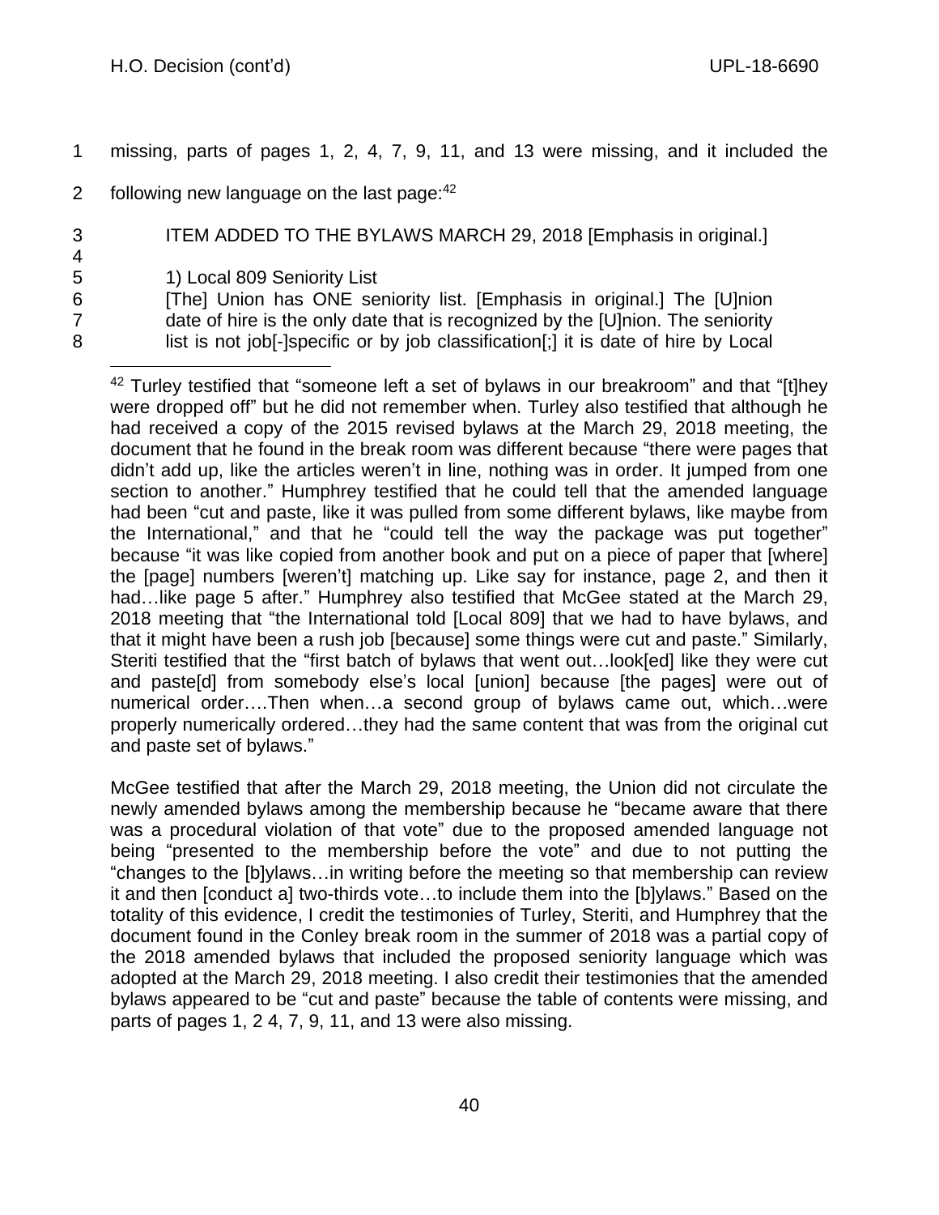missing, parts of pages 1, 2, 4, 7, 9, 11, and 13 were missing, and it included the following new language on the last page:[42]

> ITEM ADDED TO THE BYLAWS MARCH 29, 2018 [Emphasis in original.]
>
> 1) Local 809 Seniority List
> [The] Union has ONE seniority list. [Emphasis in original.] The [U]nion date of hire is the only date that is recognized by the [U]nion. The seniority list is not job[-]specific or by job classification[;] it is date of hire by Local

---

[42] Turley testified that "someone left a set of bylaws in our breakroom" and that "[t]hey were dropped off" but he did not remember when. Turley also testified that although he had received a copy of the 2015 revised bylaws at the March 29, 2018 meeting, the document that he found in the break room was different because "there were pages that didn't add up, like the articles weren't in line, nothing was in order. It jumped from one section to another." Humphrey testified that he could tell that the amended language had been "cut and paste, like it was pulled from some different bylaws, like maybe from the International," and that he "could tell the way the package was put together" because "it was like copied from another book and put on a piece of paper that [where] the [page] numbers [weren't] matching up. Like say for instance, page 2, and then it had…like page 5 after." Humphrey also testified that McGee stated at the March 29, 2018 meeting that "the International told [Local 809] that we had to have bylaws, and that it might have been a rush job [because] some things were cut and paste." Similarly, Steriti testified that the "first batch of bylaws that went out…look[ed] like they were cut and paste[d] from somebody else's local [union] because [the pages] were out of numerical order….Then when…a second group of bylaws came out, which…were properly numerically ordered…they had the same content that was from the original cut and paste set of bylaws."

McGee testified that after the March 29, 2018 meeting, the Union did not circulate the newly amended bylaws among the membership because he "became aware that there was a procedural violation of that vote" due to the proposed amended language not being "presented to the membership before the vote" and due to not putting the "changes to the [b]ylaws…in writing before the meeting so that membership can review it and then [conduct a] two-thirds vote…to include them into the [b]ylaws." Based on the totality of this evidence, I credit the testimonies of Turley, Steriti, and Humphrey that the document found in the Conley break room in the summer of 2018 was a partial copy of the 2018 amended bylaws that included the proposed seniority language which was adopted at the March 29, 2018 meeting. I also credit their testimonies that the amended bylaws appeared to be "cut and paste" because the table of contents were missing, and parts of pages 1, 2 4, 7, 9, 11, and 13 were also missing.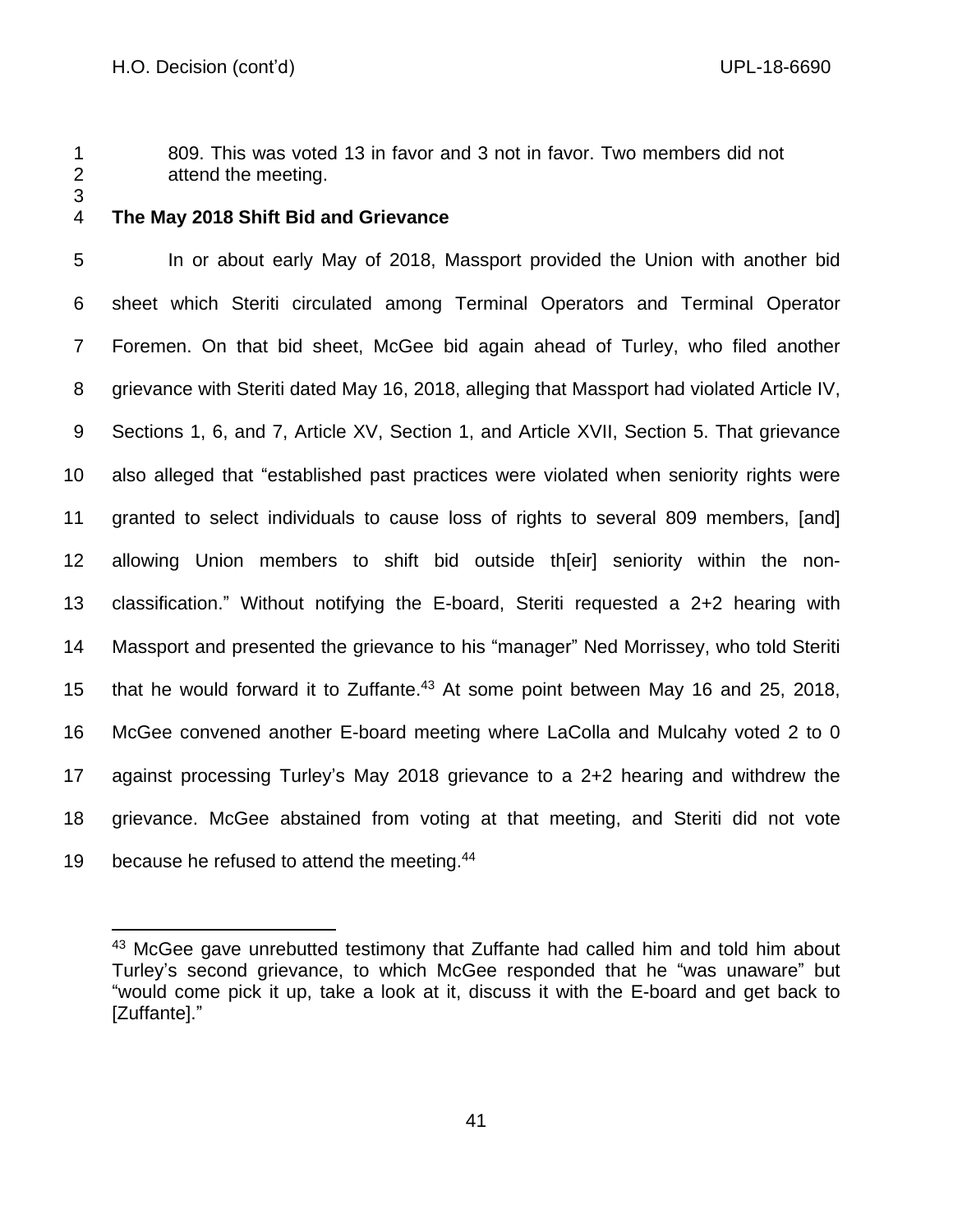809. This was voted 13 in favor and 3 not in favor. Two members did not attend the meeting.

**The May 2018 Shift Bid and Grievance**

In or about early May of 2018, Massport provided the Union with another bid sheet which Steriti circulated among Terminal Operators and Terminal Operator Foremen. On that bid sheet, McGee bid again ahead of Turley, who filed another grievance with Steriti dated May 16, 2018, alleging that Massport had violated Article IV, Sections 1, 6, and 7, Article XV, Section 1, and Article XVII, Section 5. That grievance also alleged that "established past practices were violated when seniority rights were granted to select individuals to cause loss of rights to several 809 members, [and] allowing Union members to shift bid outside th[eir] seniority within the non-classification." Without notifying the E-board, Steriti requested a 2+2 hearing with Massport and presented the grievance to his "manager" Ned Morrissey, who told Steriti that he would forward it to Zuffante.[43] At some point between May 16 and 25, 2018, McGee convened another E-board meeting where LaColla and Mulcahy voted 2 to 0 against processing Turley's May 2018 grievance to a 2+2 hearing and withdrew the grievance. McGee abstained from voting at that meeting, and Steriti did not vote because he refused to attend the meeting.[44]

---

[43] McGee gave unrebutted testimony that Zuffante had called him and told him about Turley's second grievance, to which McGee responded that he "was unaware" but "would come pick it up, take a look at it, discuss it with the E-board and get back to [Zuffante]."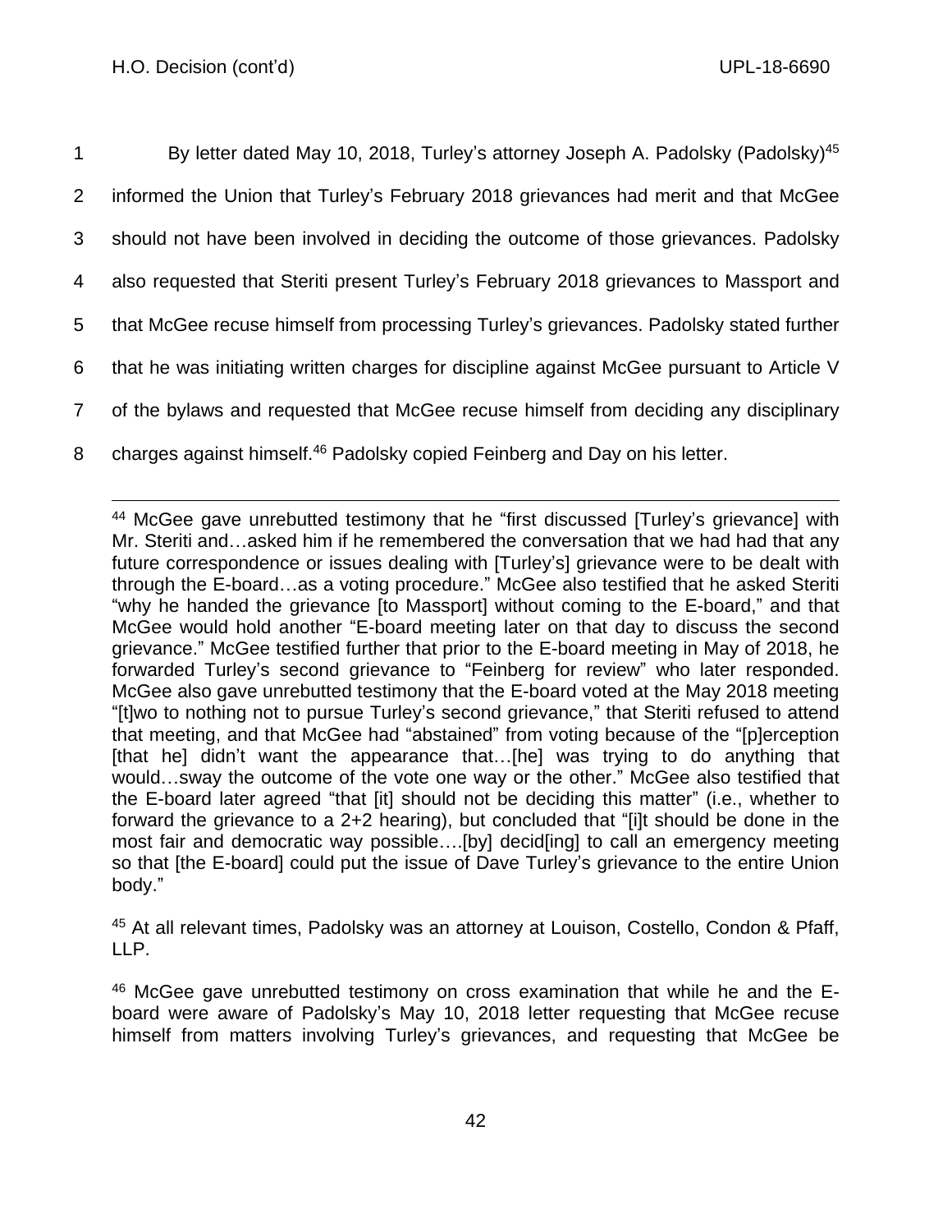By letter dated May 10, 2018, Turley's attorney Joseph A. Padolsky (Padolsky)[45] informed the Union that Turley's February 2018 grievances had merit and that McGee should not have been involved in deciding the outcome of those grievances. Padolsky also requested that Steriti present Turley's February 2018 grievances to Massport and that McGee recuse himself from processing Turley's grievances. Padolsky stated further that he was initiating written charges for discipline against McGee pursuant to Article V of the bylaws and requested that McGee recuse himself from deciding any disciplinary charges against himself.[46] Padolsky copied Feinberg and Day on his letter.

---

[44] McGee gave unrebutted testimony that he "first discussed [Turley's grievance] with Mr. Steriti and…asked him if he remembered the conversation that we had had that any future correspondence or issues dealing with [Turley's] grievance were to be dealt with through the E-board…as a voting procedure." McGee also testified that he asked Steriti "why he handed the grievance [to Massport] without coming to the E-board," and that McGee would hold another "E-board meeting later on that day to discuss the second grievance." McGee testified further that prior to the E-board meeting in May of 2018, he forwarded Turley's second grievance to "Feinberg for review" who later responded. McGee also gave unrebutted testimony that the E-board voted at the May 2018 meeting "[t]wo to nothing not to pursue Turley's second grievance," that Steriti refused to attend that meeting, and that McGee had "abstained" from voting because of the "[p]erception [that he] didn't want the appearance that…[he] was trying to do anything that would…sway the outcome of the vote one way or the other." McGee also testified that the E-board later agreed "that [it] should not be deciding this matter" (i.e., whether to forward the grievance to a 2+2 hearing), but concluded that "[i]t should be done in the most fair and democratic way possible….[by] decid[ing] to call an emergency meeting so that [the E-board] could put the issue of Dave Turley's grievance to the entire Union body."

[45] At all relevant times, Padolsky was an attorney at Louison, Costello, Condon & Pfaff, LLP.

[46] McGee gave unrebutted testimony on cross examination that while he and the E-board were aware of Padolsky's May 10, 2018 letter requesting that McGee recuse himself from matters involving Turley's grievances, and requesting that McGee be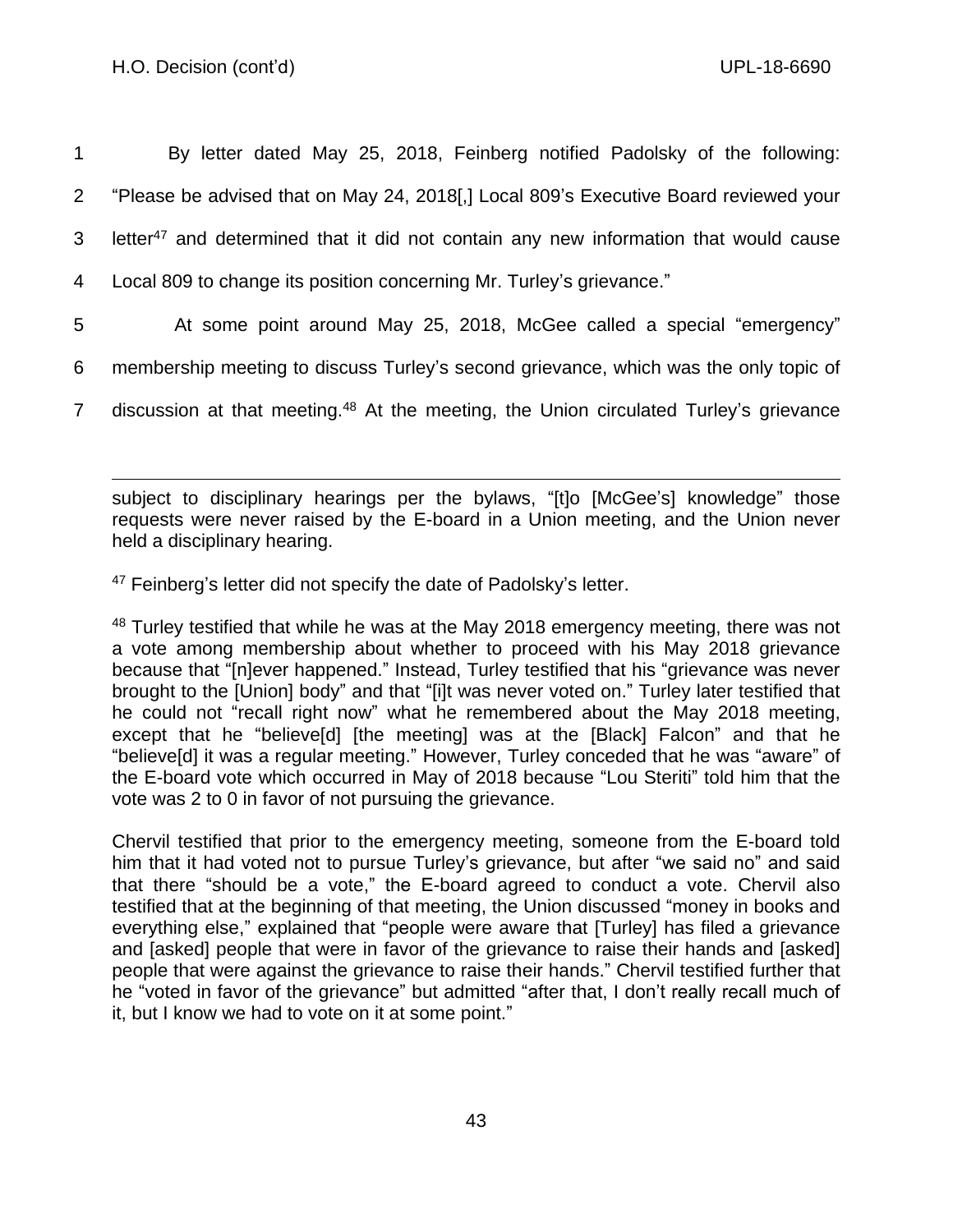By letter dated May 25, 2018, Feinberg notified Padolsky of the following: "Please be advised that on May 24, 2018[,] Local 809's Executive Board reviewed your letter[47] and determined that it did not contain any new information that would cause Local 809 to change its position concerning Mr. Turley's grievance."

At some point around May 25, 2018, McGee called a special "emergency" membership meeting to discuss Turley's second grievance, which was the only topic of discussion at that meeting.[48] At the meeting, the Union circulated Turley's grievance

---

subject to disciplinary hearings per the bylaws, "[t]o [McGee's] knowledge" those requests were never raised by the E-board in a Union meeting, and the Union never held a disciplinary hearing.

[47] Feinberg's letter did not specify the date of Padolsky's letter.

[48] Turley testified that while he was at the May 2018 emergency meeting, there was not a vote among membership about whether to proceed with his May 2018 grievance because that "[n]ever happened." Instead, Turley testified that his "grievance was never brought to the [Union] body" and that "[i]t was never voted on." Turley later testified that he could not "recall right now" what he remembered about the May 2018 meeting, except that he "believe[d] [the meeting] was at the [Black] Falcon" and that he "believe[d] it was a regular meeting." However, Turley conceded that he was "aware" of the E-board vote which occurred in May of 2018 because "Lou Steriti" told him that the vote was 2 to 0 in favor of not pursuing the grievance.

Chervil testified that prior to the emergency meeting, someone from the E-board told him that it had voted not to pursue Turley's grievance, but after "we said no" and said that there "should be a vote," the E-board agreed to conduct a vote. Chervil also testified that at the beginning of that meeting, the Union discussed "money in books and everything else," explained that "people were aware that [Turley] has filed a grievance and [asked] people that were in favor of the grievance to raise their hands and [asked] people that were against the grievance to raise their hands." Chervil testified further that he "voted in favor of the grievance" but admitted "after that, I don't really recall much of it, but I know we had to vote on it at some point."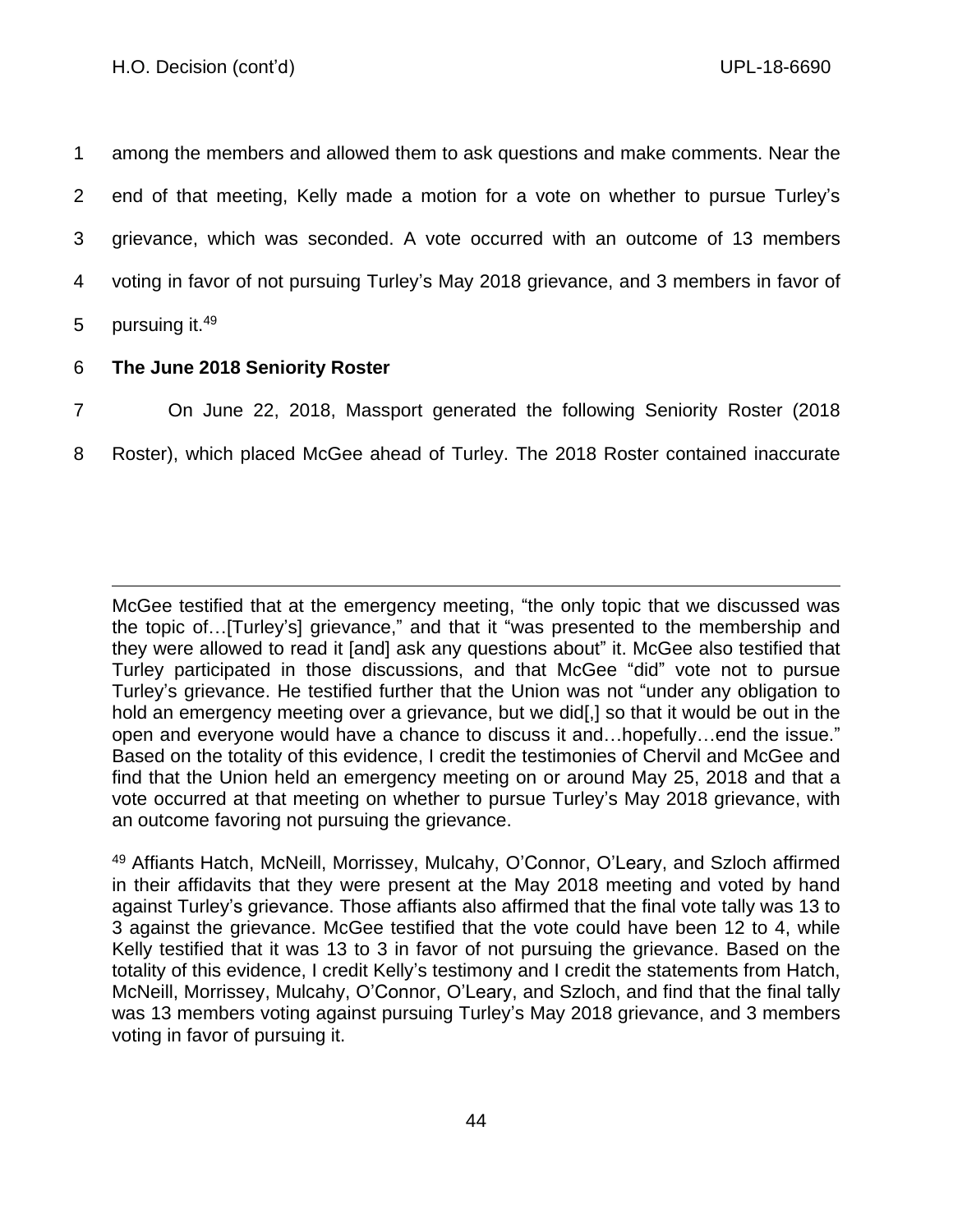among the members and allowed them to ask questions and make comments. Near the end of that meeting, Kelly made a motion for a vote on whether to pursue Turley's grievance, which was seconded. A vote occurred with an outcome of 13 members voting in favor of not pursuing Turley's May 2018 grievance, and 3 members in favor of pursuing it.[49]

**The June 2018 Seniority Roster**

On June 22, 2018, Massport generated the following Seniority Roster (2018 Roster), which placed McGee ahead of Turley. The 2018 Roster contained inaccurate

---

McGee testified that at the emergency meeting, "the only topic that we discussed was the topic of…[Turley's] grievance," and that it "was presented to the membership and they were allowed to read it [and] ask any questions about" it. McGee also testified that Turley participated in those discussions, and that McGee "did" vote not to pursue Turley's grievance. He testified further that the Union was not "under any obligation to hold an emergency meeting over a grievance, but we did[,] so that it would be out in the open and everyone would have a chance to discuss it and…hopefully…end the issue." Based on the totality of this evidence, I credit the testimonies of Chervil and McGee and find that the Union held an emergency meeting on or around May 25, 2018 and that a vote occurred at that meeting on whether to pursue Turley's May 2018 grievance, with an outcome favoring not pursuing the grievance.

[49] Affiants Hatch, McNeill, Morrissey, Mulcahy, O'Connor, O'Leary, and Szloch affirmed in their affidavits that they were present at the May 2018 meeting and voted by hand against Turley's grievance. Those affiants also affirmed that the final vote tally was 13 to 3 against the grievance. McGee testified that the vote could have been 12 to 4, while Kelly testified that it was 13 to 3 in favor of not pursuing the grievance. Based on the totality of this evidence, I credit Kelly's testimony and I credit the statements from Hatch, McNeill, Morrissey, Mulcahy, O'Connor, O'Leary, and Szloch, and find that the final tally was 13 members voting against pursuing Turley's May 2018 grievance, and 3 members voting in favor of pursuing it.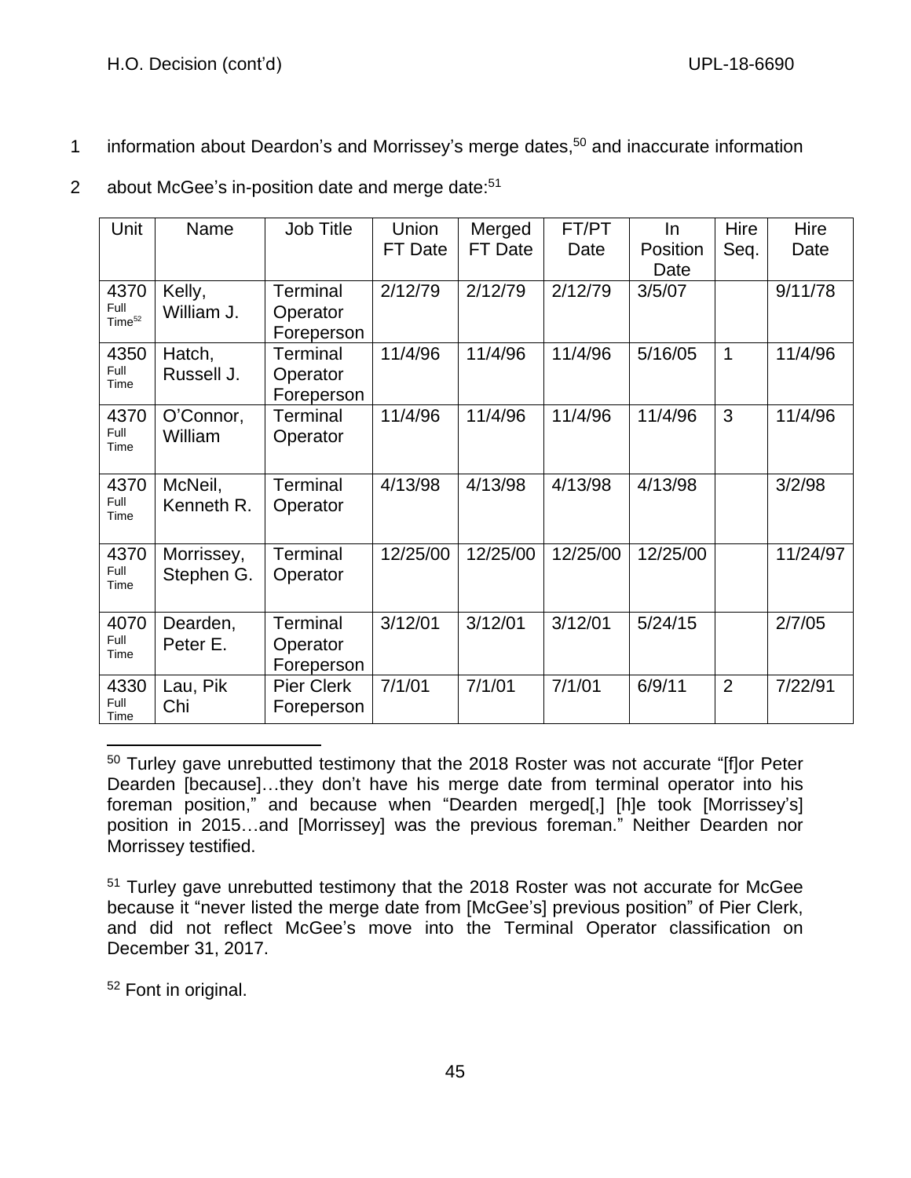information about Deardon's and Morrissey's merge dates,[50] and inaccurate information about McGee's in-position date and merge date:[51]

| Unit | Name | Job Title | Union FT Date | Merged FT Date | FT/PT Date | In Position Date | Hire Seq. | Hire Date |
|---|---|---|---|---|---|---|---|---|
| 4370 Full Time[52] | Kelly, William J. | Terminal Operator Foreperson | 2/12/79 | 2/12/79 | 2/12/79 | 3/5/07 | | 9/11/78 |
| 4350 Full Time | Hatch, Russell J. | Terminal Operator Foreperson | 11/4/96 | 11/4/96 | 11/4/96 | 5/16/05 | 1 | 11/4/96 |
| 4370 Full Time | O'Connor, William | Terminal Operator | 11/4/96 | 11/4/96 | 11/4/96 | 11/4/96 | 3 | 11/4/96 |
| 4370 Full Time | McNeil, Kenneth R. | Terminal Operator | 4/13/98 | 4/13/98 | 4/13/98 | 4/13/98 | | 3/2/98 |
| 4370 Full Time | Morrissey, Stephen G. | Terminal Operator | 12/25/00 | 12/25/00 | 12/25/00 | 12/25/00 | | 11/24/97 |
| 4070 Full Time | Dearden, Peter E. | Terminal Operator Foreperson | 3/12/01 | 3/12/01 | 3/12/01 | 5/24/15 | | 2/7/05 |
| 4330 Full Time | Lau, Pik Chi | Pier Clerk Foreperson | 7/1/01 | 7/1/01 | 7/1/01 | 6/9/11 | 2 | 7/22/91 |

---

[50] Turley gave unrebutted testimony that the 2018 Roster was not accurate "[f]or Peter Dearden [because]…they don't have his merge date from terminal operator into his foreman position," and because when "Dearden merged[,] [h]e took [Morrissey's] position in 2015…and [Morrissey] was the previous foreman." Neither Dearden nor Morrissey testified.

[51] Turley gave unrebutted testimony that the 2018 Roster was not accurate for McGee because it "never listed the merge date from [McGee's] previous position" of Pier Clerk, and did not reflect McGee's move into the Terminal Operator classification on December 31, 2017.

[52] Font in original.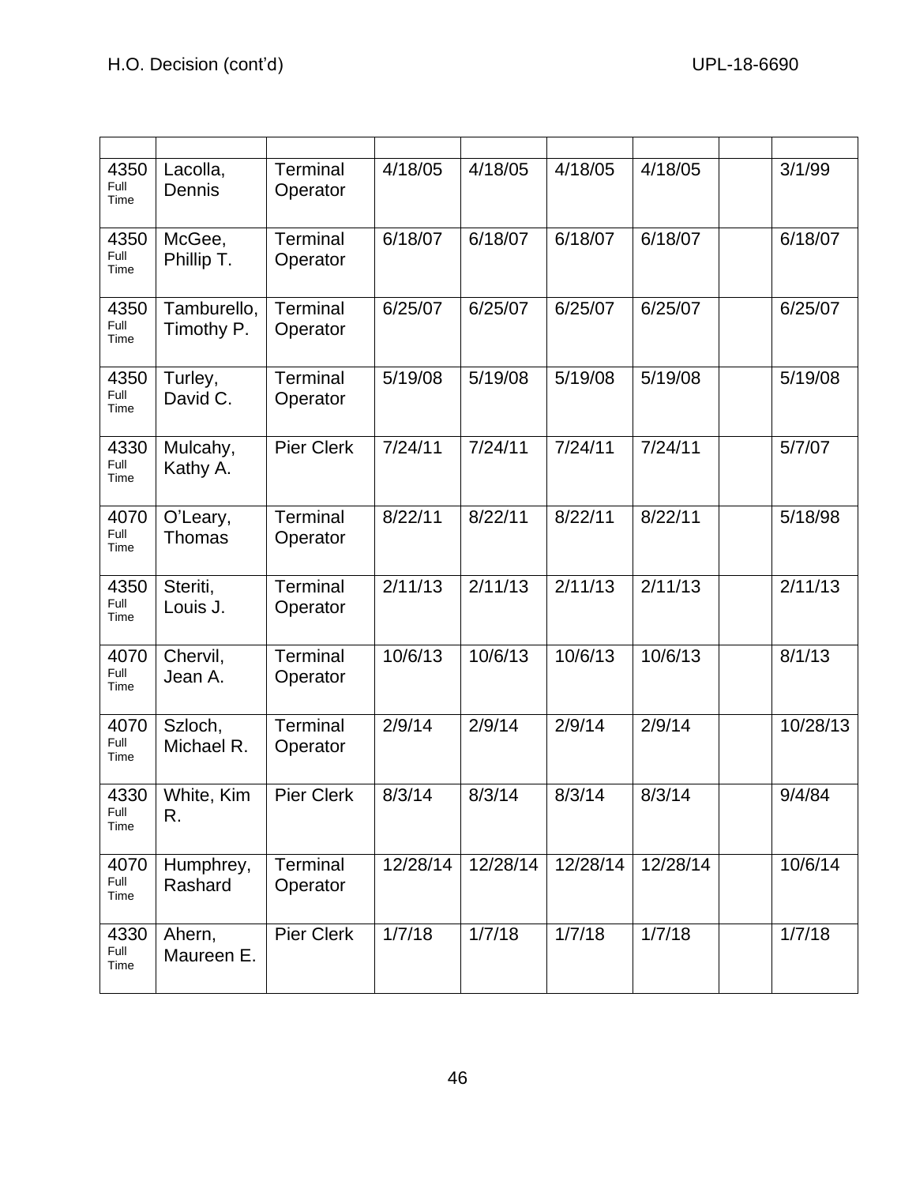| | | | | | | | | |
|---|---|---|---|---|---|---|---|---|
| 4350 Full Time | Lacolla, Dennis | Terminal Operator | 4/18/05 | 4/18/05 | 4/18/05 | 4/18/05 | | 3/1/99 |
| 4350 Full Time | McGee, Phillip T. | Terminal Operator | 6/18/07 | 6/18/07 | 6/18/07 | 6/18/07 | | 6/18/07 |
| 4350 Full Time | Tamburello, Timothy P. | Terminal Operator | 6/25/07 | 6/25/07 | 6/25/07 | 6/25/07 | | 6/25/07 |
| 4350 Full Time | Turley, David C. | Terminal Operator | 5/19/08 | 5/19/08 | 5/19/08 | 5/19/08 | | 5/19/08 |
| 4330 Full Time | Mulcahy, Kathy A. | Pier Clerk | 7/24/11 | 7/24/11 | 7/24/11 | 7/24/11 | | 5/7/07 |
| 4070 Full Time | O'Leary, Thomas | Terminal Operator | 8/22/11 | 8/22/11 | 8/22/11 | 8/22/11 | | 5/18/98 |
| 4350 Full Time | Steriti, Louis J. | Terminal Operator | 2/11/13 | 2/11/13 | 2/11/13 | 2/11/13 | | 2/11/13 |
| 4070 Full Time | Chervil, Jean A. | Terminal Operator | 10/6/13 | 10/6/13 | 10/6/13 | 10/6/13 | | 8/1/13 |
| 4070 Full Time | Szloch, Michael R. | Terminal Operator | 2/9/14 | 2/9/14 | 2/9/14 | 2/9/14 | | 10/28/13 |
| 4330 Full Time | White, Kim R. | Pier Clerk | 8/3/14 | 8/3/14 | 8/3/14 | 8/3/14 | | 9/4/84 |
| 4070 Full Time | Humphrey, Rashard | Terminal Operator | 12/28/14 | 12/28/14 | 12/28/14 | 12/28/14 | | 10/6/14 |
| 4330 Full Time | Ahern, Maureen E. | Pier Clerk | 1/7/18 | 1/7/18 | 1/7/18 | 1/7/18 | | 1/7/18 |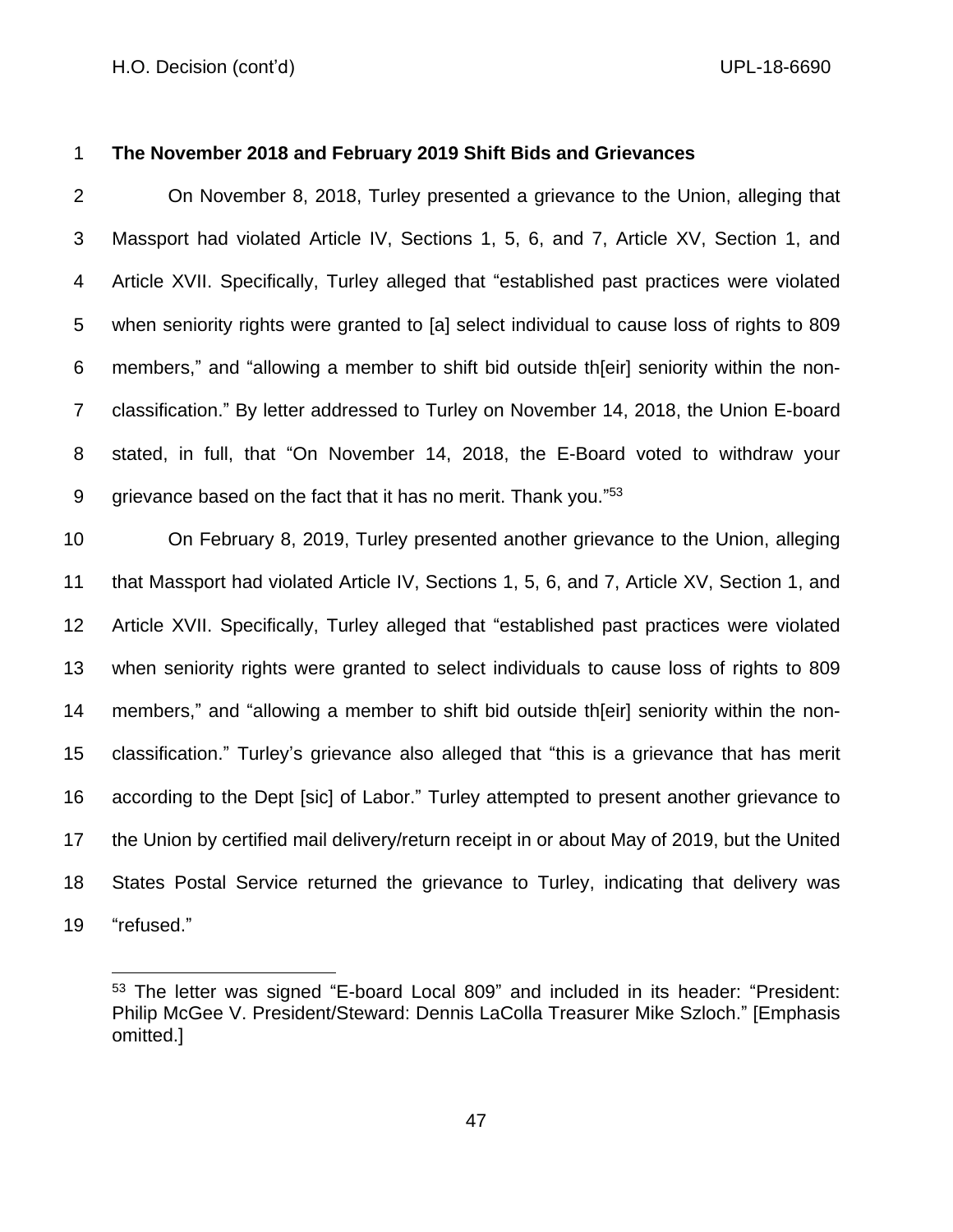**The November 2018 and February 2019 Shift Bids and Grievances**

On November 8, 2018, Turley presented a grievance to the Union, alleging that Massport had violated Article IV, Sections 1, 5, 6, and 7, Article XV, Section 1, and Article XVII. Specifically, Turley alleged that "established past practices were violated when seniority rights were granted to [a] select individual to cause loss of rights to 809 members," and "allowing a member to shift bid outside th[eir] seniority within the non-classification." By letter addressed to Turley on November 14, 2018, the Union E-board stated, in full, that "On November 14, 2018, the E-Board voted to withdraw your grievance based on the fact that it has no merit. Thank you."[53]

On February 8, 2019, Turley presented another grievance to the Union, alleging that Massport had violated Article IV, Sections 1, 5, 6, and 7, Article XV, Section 1, and Article XVII. Specifically, Turley alleged that "established past practices were violated when seniority rights were granted to select individuals to cause loss of rights to 809 members," and "allowing a member to shift bid outside th[eir] seniority within the non-classification." Turley's grievance also alleged that "this is a grievance that has merit according to the Dept [sic] of Labor." Turley attempted to present another grievance to the Union by certified mail delivery/return receipt in or about May of 2019, but the United States Postal Service returned the grievance to Turley, indicating that delivery was "refused."

---

[53] The letter was signed "E-board Local 809" and included in its header: "President: Philip McGee V. President/Steward: Dennis LaColla Treasurer Mike Szloch." [Emphasis omitted.]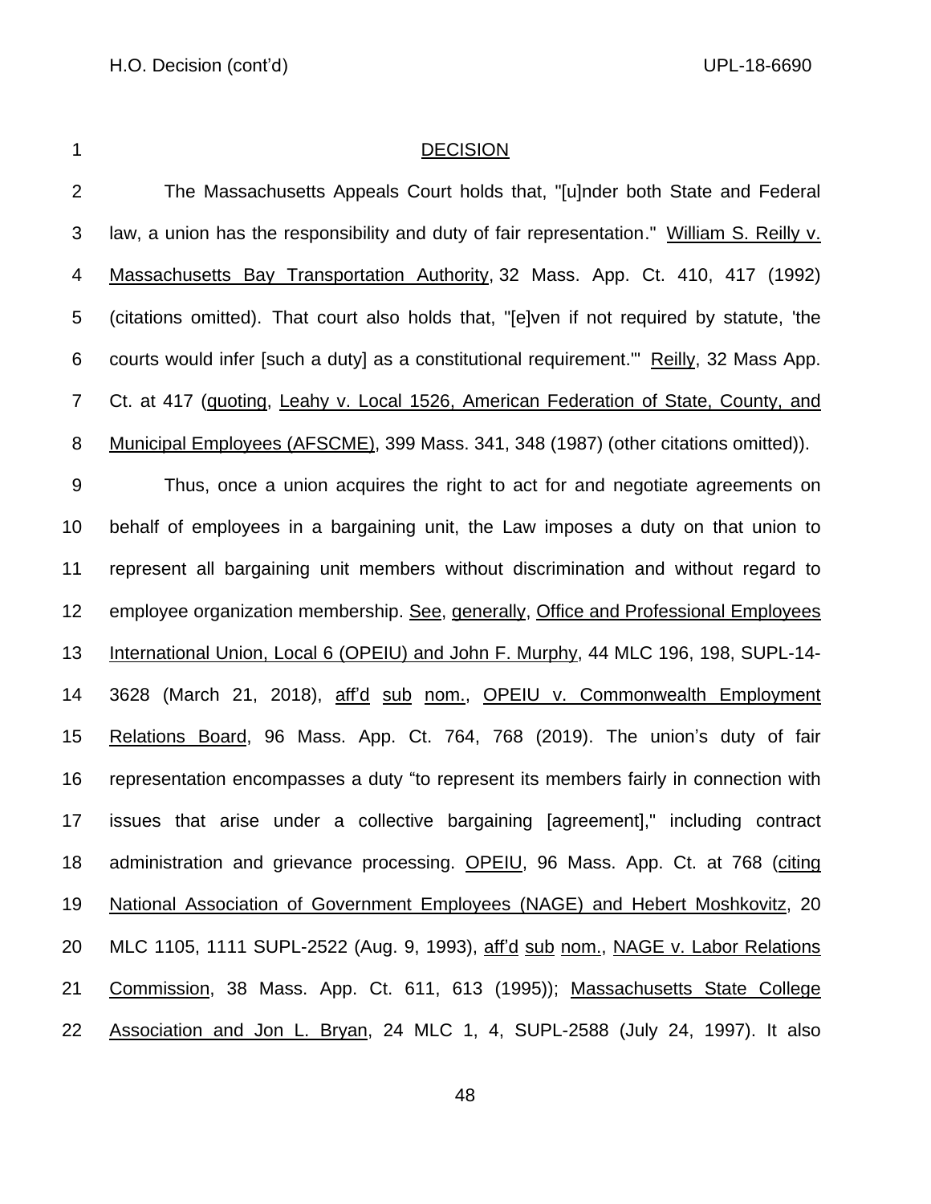## DECISION

The Massachusetts Appeals Court holds that, "[u]nder both State and Federal law, a union has the responsibility and duty of fair representation." William S. Reilly v. Massachusetts Bay Transportation Authority, 32 Mass. App. Ct. 410, 417 (1992) (citations omitted). That court also holds that, "[e]ven if not required by statute, 'the courts would infer [such a duty] as a constitutional requirement.'" Reilly, 32 Mass App. Ct. at 417 (quoting, Leahy v. Local 1526, American Federation of State, County, and Municipal Employees (AFSCME), 399 Mass. 341, 348 (1987) (other citations omitted)).

Thus, once a union acquires the right to act for and negotiate agreements on behalf of employees in a bargaining unit, the Law imposes a duty on that union to represent all bargaining unit members without discrimination and without regard to employee organization membership. See, generally, Office and Professional Employees International Union, Local 6 (OPEIU) and John F. Murphy, 44 MLC 196, 198, SUPL-14-3628 (March 21, 2018), aff'd sub nom., OPEIU v. Commonwealth Employment Relations Board, 96 Mass. App. Ct. 764, 768 (2019). The union's duty of fair representation encompasses a duty "to represent its members fairly in connection with issues that arise under a collective bargaining [agreement]," including contract administration and grievance processing. OPEIU, 96 Mass. App. Ct. at 768 (citing National Association of Government Employees (NAGE) and Hebert Moshkovitz, 20 MLC 1105, 1111 SUPL-2522 (Aug. 9, 1993), aff'd sub nom., NAGE v. Labor Relations Commission, 38 Mass. App. Ct. 611, 613 (1995)); Massachusetts State College Association and Jon L. Bryan, 24 MLC 1, 4, SUPL-2588 (July 24, 1997). It also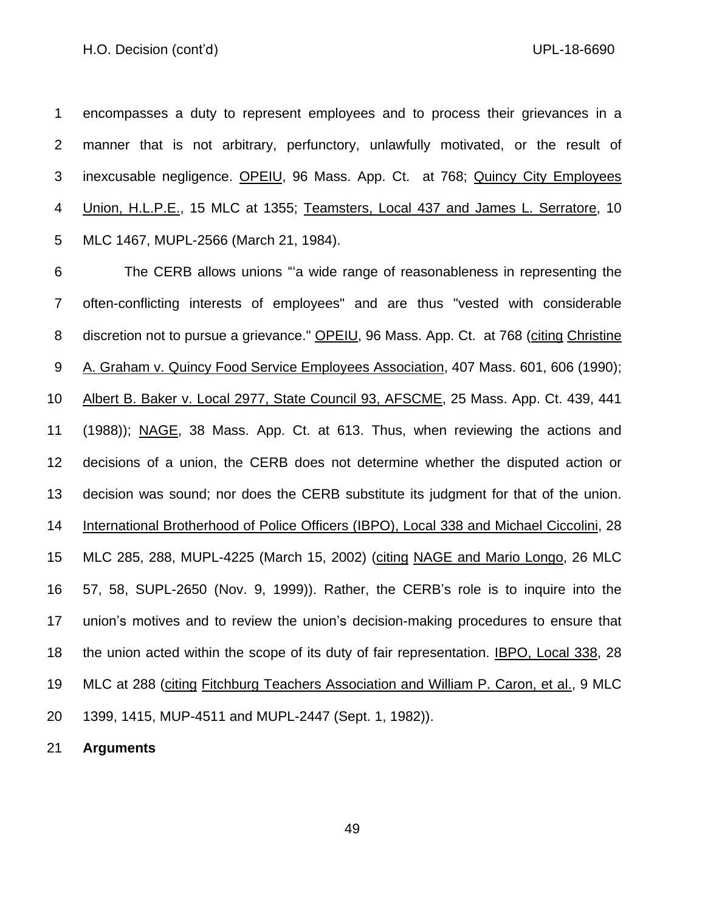encompasses a duty to represent employees and to process their grievances in a manner that is not arbitrary, perfunctory, unlawfully motivated, or the result of inexcusable negligence. OPEIU, 96 Mass. App. Ct. at 768; Quincy City Employees Union, H.L.P.E., 15 MLC at 1355; Teamsters, Local 437 and James L. Serratore, 10 MLC 1467, MUPL-2566 (March 21, 1984).

The CERB allows unions "'a wide range of reasonableness in representing the often-conflicting interests of employees" and are thus "vested with considerable discretion not to pursue a grievance." OPEIU, 96 Mass. App. Ct. at 768 (citing Christine A. Graham v. Quincy Food Service Employees Association, 407 Mass. 601, 606 (1990); Albert B. Baker v. Local 2977, State Council 93, AFSCME, 25 Mass. App. Ct. 439, 441 (1988)); NAGE, 38 Mass. App. Ct. at 613. Thus, when reviewing the actions and decisions of a union, the CERB does not determine whether the disputed action or decision was sound; nor does the CERB substitute its judgment for that of the union. International Brotherhood of Police Officers (IBPO), Local 338 and Michael Ciccolini, 28 MLC 285, 288, MUPL-4225 (March 15, 2002) (citing NAGE and Mario Longo, 26 MLC 57, 58, SUPL-2650 (Nov. 9, 1999)). Rather, the CERB's role is to inquire into the union's motives and to review the union's decision-making procedures to ensure that the union acted within the scope of its duty of fair representation. IBPO, Local 338, 28 MLC at 288 (citing Fitchburg Teachers Association and William P. Caron, et al., 9 MLC 1399, 1415, MUP-4511 and MUPL-2447 (Sept. 1, 1982)).

**Arguments**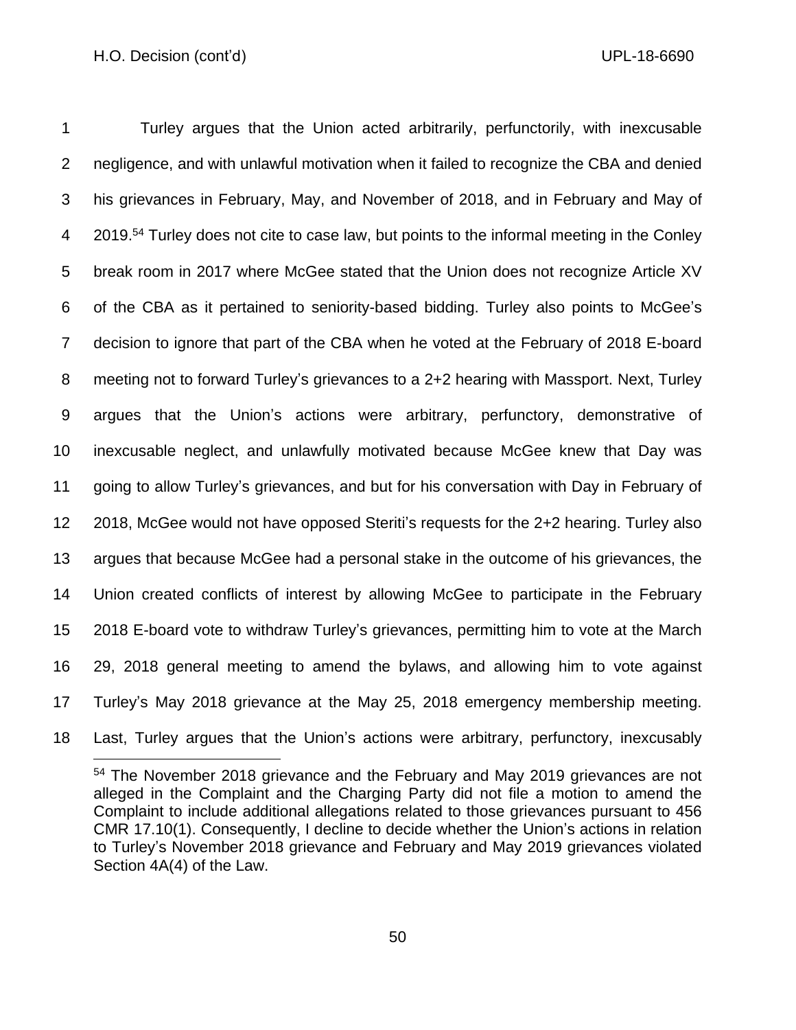Turley argues that the Union acted arbitrarily, perfunctorily, with inexcusable negligence, and with unlawful motivation when it failed to recognize the CBA and denied his grievances in February, May, and November of 2018, and in February and May of 2019.[54] Turley does not cite to case law, but points to the informal meeting in the Conley break room in 2017 where McGee stated that the Union does not recognize Article XV of the CBA as it pertained to seniority-based bidding. Turley also points to McGee's decision to ignore that part of the CBA when he voted at the February of 2018 E-board meeting not to forward Turley's grievances to a 2+2 hearing with Massport. Next, Turley argues that the Union's actions were arbitrary, perfunctory, demonstrative of inexcusable neglect, and unlawfully motivated because McGee knew that Day was going to allow Turley's grievances, and but for his conversation with Day in February of 2018, McGee would not have opposed Steriti's requests for the 2+2 hearing. Turley also argues that because McGee had a personal stake in the outcome of his grievances, the Union created conflicts of interest by allowing McGee to participate in the February 2018 E-board vote to withdraw Turley's grievances, permitting him to vote at the March 29, 2018 general meeting to amend the bylaws, and allowing him to vote against Turley's May 2018 grievance at the May 25, 2018 emergency membership meeting. Last, Turley argues that the Union's actions were arbitrary, perfunctory, inexcusably

[54] The November 2018 grievance and the February and May 2019 grievances are not alleged in the Complaint and the Charging Party did not file a motion to amend the Complaint to include additional allegations related to those grievances pursuant to 456 CMR 17.10(1). Consequently, I decline to decide whether the Union's actions in relation to Turley's November 2018 grievance and February and May 2019 grievances violated Section 4A(4) of the Law.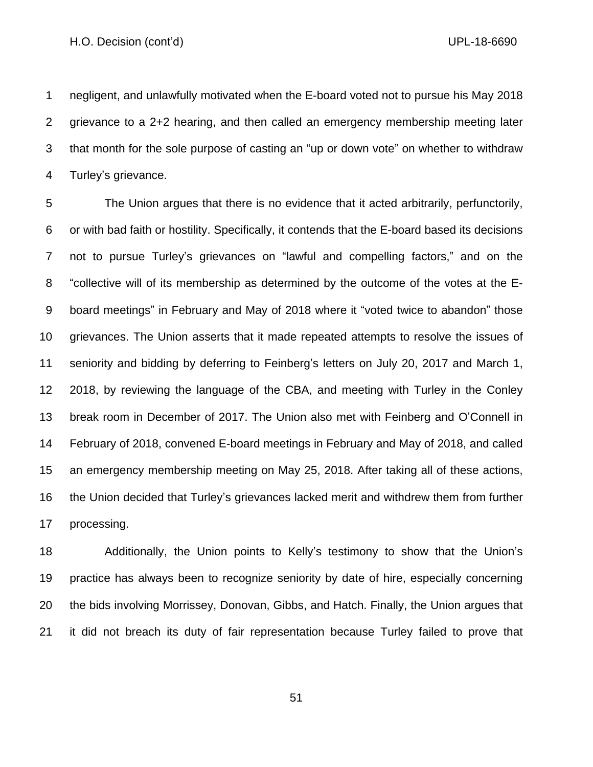negligent, and unlawfully motivated when the E-board voted not to pursue his May 2018 grievance to a 2+2 hearing, and then called an emergency membership meeting later that month for the sole purpose of casting an "up or down vote" on whether to withdraw Turley's grievance.

The Union argues that there is no evidence that it acted arbitrarily, perfunctorily, or with bad faith or hostility. Specifically, it contends that the E-board based its decisions not to pursue Turley's grievances on "lawful and compelling factors," and on the "collective will of its membership as determined by the outcome of the votes at the E-board meetings" in February and May of 2018 where it "voted twice to abandon" those grievances. The Union asserts that it made repeated attempts to resolve the issues of seniority and bidding by deferring to Feinberg's letters on July 20, 2017 and March 1, 2018, by reviewing the language of the CBA, and meeting with Turley in the Conley break room in December of 2017. The Union also met with Feinberg and O'Connell in February of 2018, convened E-board meetings in February and May of 2018, and called an emergency membership meeting on May 25, 2018. After taking all of these actions, the Union decided that Turley's grievances lacked merit and withdrew them from further processing.

Additionally, the Union points to Kelly's testimony to show that the Union's practice has always been to recognize seniority by date of hire, especially concerning the bids involving Morrissey, Donovan, Gibbs, and Hatch. Finally, the Union argues that it did not breach its duty of fair representation because Turley failed to prove that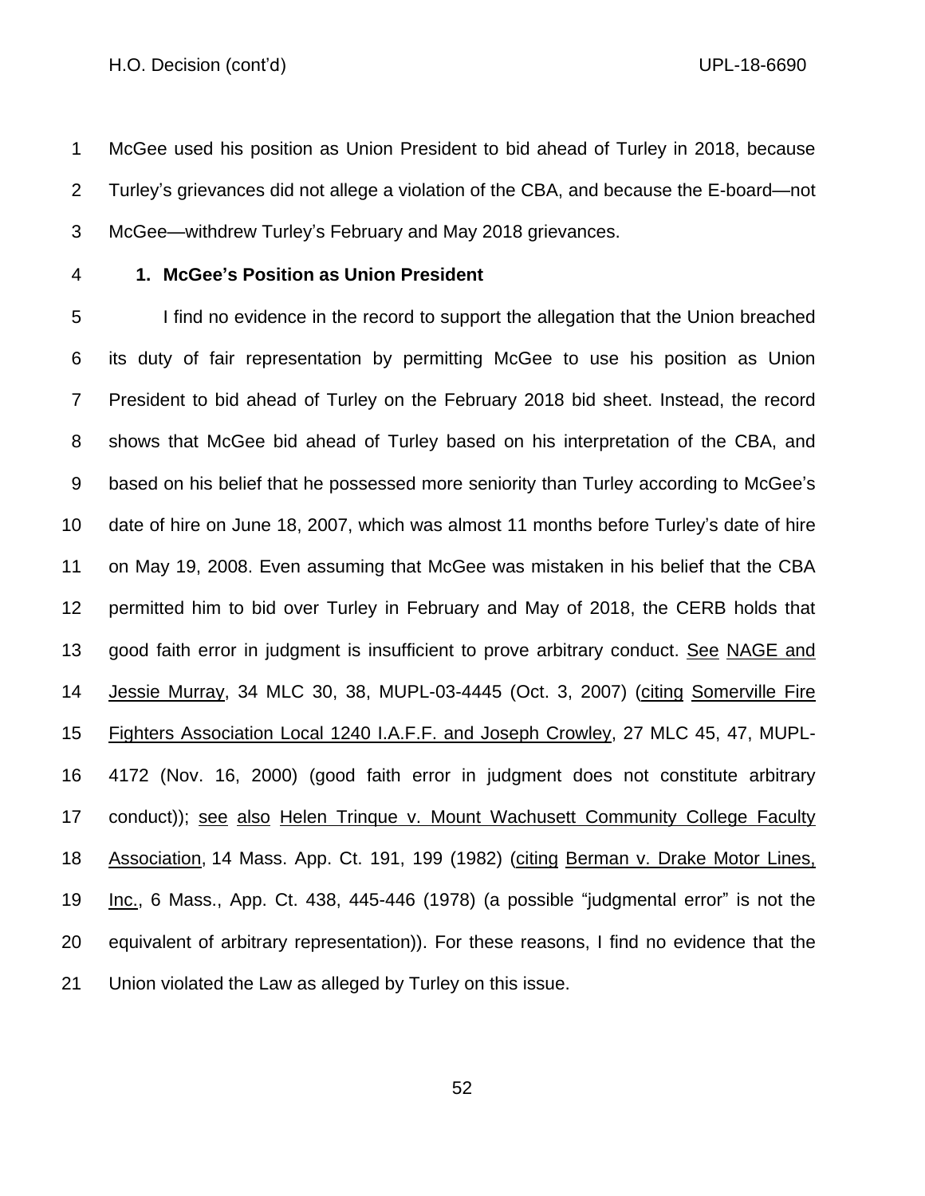McGee used his position as Union President to bid ahead of Turley in 2018, because Turley's grievances did not allege a violation of the CBA, and because the E-board—not McGee—withdrew Turley's February and May 2018 grievances.

**1. McGee's Position as Union President**

I find no evidence in the record to support the allegation that the Union breached its duty of fair representation by permitting McGee to use his position as Union President to bid ahead of Turley on the February 2018 bid sheet. Instead, the record shows that McGee bid ahead of Turley based on his interpretation of the CBA, and based on his belief that he possessed more seniority than Turley according to McGee's date of hire on June 18, 2007, which was almost 11 months before Turley's date of hire on May 19, 2008. Even assuming that McGee was mistaken in his belief that the CBA permitted him to bid over Turley in February and May of 2018, the CERB holds that good faith error in judgment is insufficient to prove arbitrary conduct. See NAGE and Jessie Murray, 34 MLC 30, 38, MUPL-03-4445 (Oct. 3, 2007) (citing Somerville Fire Fighters Association Local 1240 I.A.F.F. and Joseph Crowley, 27 MLC 45, 47, MUPL-4172 (Nov. 16, 2000) (good faith error in judgment does not constitute arbitrary conduct)); see also Helen Trinque v. Mount Wachusett Community College Faculty Association, 14 Mass. App. Ct. 191, 199 (1982) (citing Berman v. Drake Motor Lines, Inc., 6 Mass., App. Ct. 438, 445-446 (1978) (a possible "judgmental error" is not the equivalent of arbitrary representation)). For these reasons, I find no evidence that the Union violated the Law as alleged by Turley on this issue.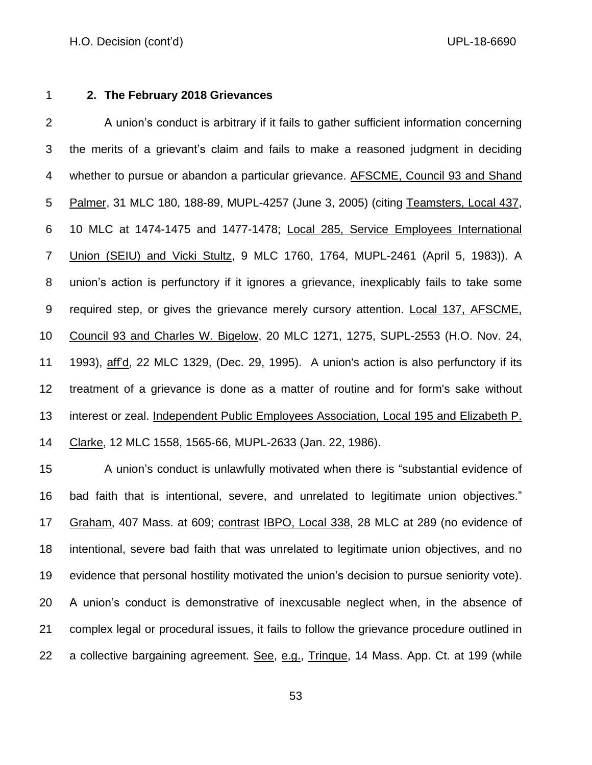### 2. The February 2018 Grievances

A union's conduct is arbitrary if it fails to gather sufficient information concerning the merits of a grievant's claim and fails to make a reasoned judgment in deciding whether to pursue or abandon a particular grievance. AFSCME, Council 93 and Shand Palmer, 31 MLC 180, 188-89, MUPL-4257 (June 3, 2005) (citing Teamsters, Local 437, 10 MLC at 1474-1475 and 1477-1478; Local 285, Service Employees International Union (SEIU) and Vicki Stultz, 9 MLC 1760, 1764, MUPL-2461 (April 5, 1983)). A union's action is perfunctory if it ignores a grievance, inexplicably fails to take some required step, or gives the grievance merely cursory attention. Local 137, AFSCME, Council 93 and Charles W. Bigelow, 20 MLC 1271, 1275, SUPL-2553 (H.O. Nov. 24, 1993), aff'd, 22 MLC 1329, (Dec. 29, 1995). A union's action is also perfunctory if its treatment of a grievance is done as a matter of routine and for form's sake without interest or zeal. Independent Public Employees Association, Local 195 and Elizabeth P. Clarke, 12 MLC 1558, 1565-66, MUPL-2633 (Jan. 22, 1986).

A union's conduct is unlawfully motivated when there is "substantial evidence of bad faith that is intentional, severe, and unrelated to legitimate union objectives." Graham, 407 Mass. at 609; contrast IBPO, Local 338, 28 MLC at 289 (no evidence of intentional, severe bad faith that was unrelated to legitimate union objectives, and no evidence that personal hostility motivated the union's decision to pursue seniority vote). A union's conduct is demonstrative of inexcusable neglect when, in the absence of complex legal or procedural issues, it fails to follow the grievance procedure outlined in a collective bargaining agreement. See, e.g., Trinque, 14 Mass. App. Ct. at 199 (while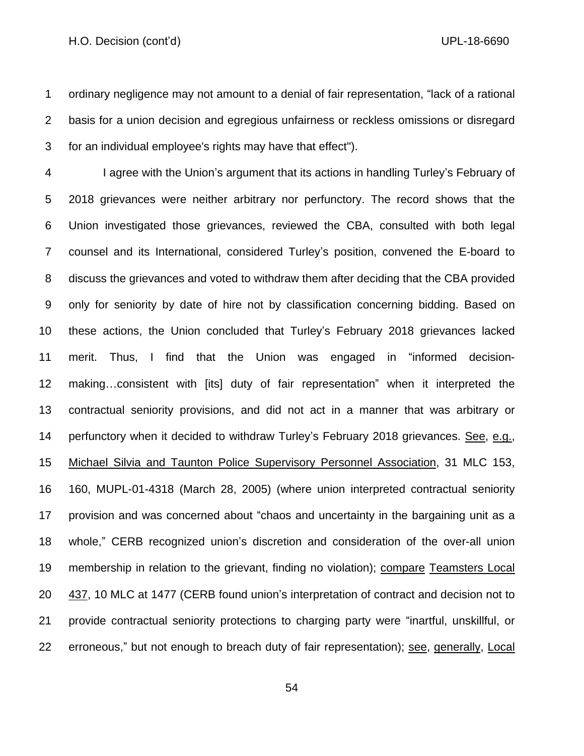ordinary negligence may not amount to a denial of fair representation, "lack of a rational basis for a union decision and egregious unfairness or reckless omissions or disregard for an individual employee's rights may have that effect").

I agree with the Union's argument that its actions in handling Turley's February of 2018 grievances were neither arbitrary nor perfunctory. The record shows that the Union investigated those grievances, reviewed the CBA, consulted with both legal counsel and its International, considered Turley's position, convened the E-board to discuss the grievances and voted to withdraw them after deciding that the CBA provided only for seniority by date of hire not by classification concerning bidding. Based on these actions, the Union concluded that Turley's February 2018 grievances lacked merit. Thus, I find that the Union was engaged in "informed decision-making…consistent with [its] duty of fair representation" when it interpreted the contractual seniority provisions, and did not act in a manner that was arbitrary or perfunctory when it decided to withdraw Turley's February 2018 grievances. See, e.g., Michael Silvia and Taunton Police Supervisory Personnel Association, 31 MLC 153, 160, MUPL-01-4318 (March 28, 2005) (where union interpreted contractual seniority provision and was concerned about "chaos and uncertainty in the bargaining unit as a whole," CERB recognized union's discretion and consideration of the over-all union membership in relation to the grievant, finding no violation); compare Teamsters Local 437, 10 MLC at 1477 (CERB found union's interpretation of contract and decision not to provide contractual seniority protections to charging party were "inartful, unskillful, or erroneous," but not enough to breach duty of fair representation); see, generally, Local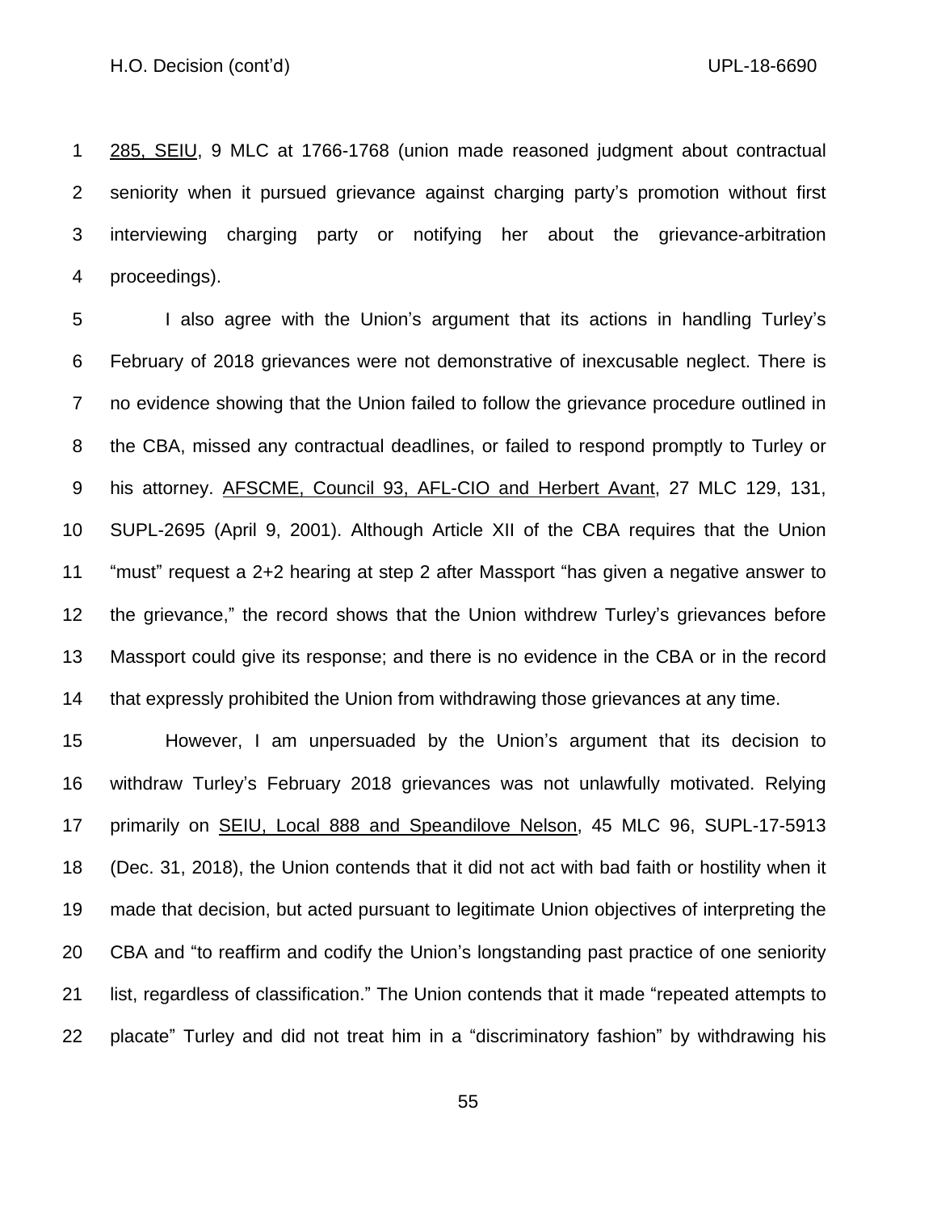285, SEIU, 9 MLC at 1766-1768 (union made reasoned judgment about contractual seniority when it pursued grievance against charging party's promotion without first interviewing charging party or notifying her about the grievance-arbitration proceedings).

I also agree with the Union's argument that its actions in handling Turley's February of 2018 grievances were not demonstrative of inexcusable neglect. There is no evidence showing that the Union failed to follow the grievance procedure outlined in the CBA, missed any contractual deadlines, or failed to respond promptly to Turley or his attorney. AFSCME, Council 93, AFL-CIO and Herbert Avant, 27 MLC 129, 131, SUPL-2695 (April 9, 2001). Although Article XII of the CBA requires that the Union "must" request a 2+2 hearing at step 2 after Massport "has given a negative answer to the grievance," the record shows that the Union withdrew Turley's grievances before Massport could give its response; and there is no evidence in the CBA or in the record that expressly prohibited the Union from withdrawing those grievances at any time.

However, I am unpersuaded by the Union's argument that its decision to withdraw Turley's February 2018 grievances was not unlawfully motivated. Relying primarily on SEIU, Local 888 and Speandilove Nelson, 45 MLC 96, SUPL-17-5913 (Dec. 31, 2018), the Union contends that it did not act with bad faith or hostility when it made that decision, but acted pursuant to legitimate Union objectives of interpreting the CBA and "to reaffirm and codify the Union's longstanding past practice of one seniority list, regardless of classification." The Union contends that it made "repeated attempts to placate" Turley and did not treat him in a "discriminatory fashion" by withdrawing his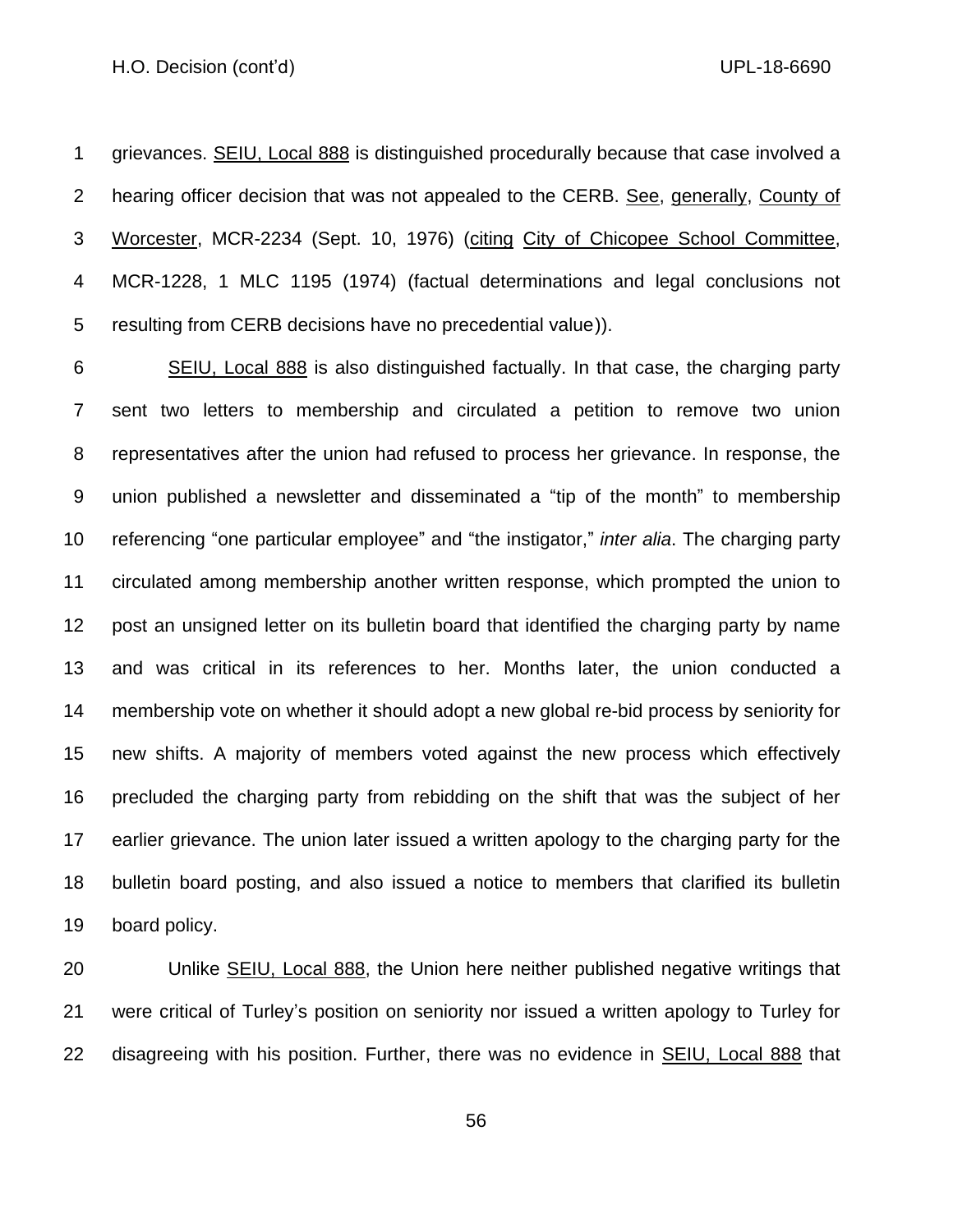grievances. SEIU, Local 888 is distinguished procedurally because that case involved a hearing officer decision that was not appealed to the CERB. See, generally, County of Worcester, MCR-2234 (Sept. 10, 1976) (citing City of Chicopee School Committee, MCR-1228, 1 MLC 1195 (1974) (factual determinations and legal conclusions not resulting from CERB decisions have no precedential value)).

SEIU, Local 888 is also distinguished factually. In that case, the charging party sent two letters to membership and circulated a petition to remove two union representatives after the union had refused to process her grievance. In response, the union published a newsletter and disseminated a "tip of the month" to membership referencing "one particular employee" and "the instigator," *inter alia*. The charging party circulated among membership another written response, which prompted the union to post an unsigned letter on its bulletin board that identified the charging party by name and was critical in its references to her. Months later, the union conducted a membership vote on whether it should adopt a new global re-bid process by seniority for new shifts. A majority of members voted against the new process which effectively precluded the charging party from rebidding on the shift that was the subject of her earlier grievance. The union later issued a written apology to the charging party for the bulletin board posting, and also issued a notice to members that clarified its bulletin board policy.

Unlike SEIU, Local 888, the Union here neither published negative writings that were critical of Turley's position on seniority nor issued a written apology to Turley for disagreeing with his position. Further, there was no evidence in SEIU, Local 888 that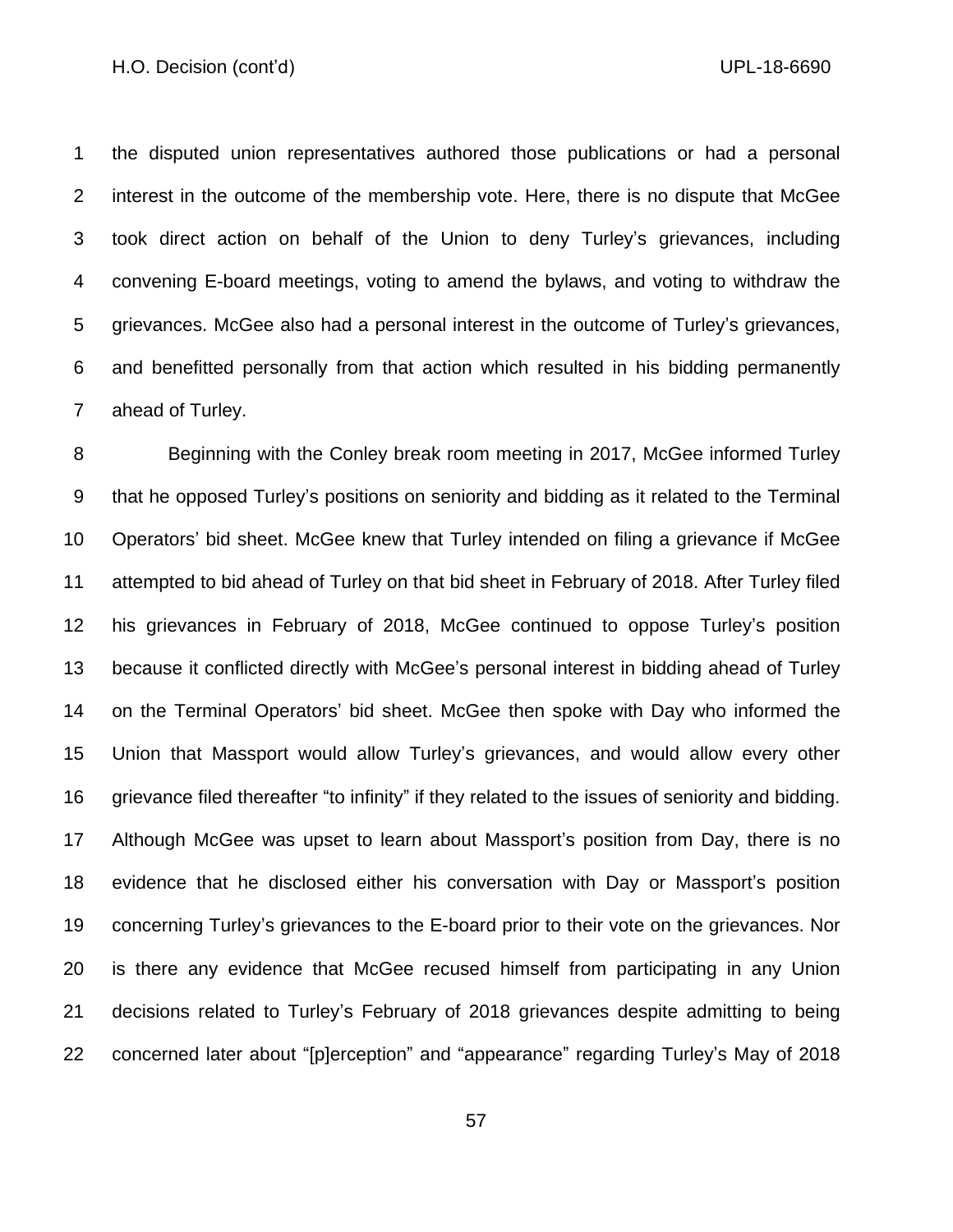the disputed union representatives authored those publications or had a personal interest in the outcome of the membership vote. Here, there is no dispute that McGee took direct action on behalf of the Union to deny Turley's grievances, including convening E-board meetings, voting to amend the bylaws, and voting to withdraw the grievances. McGee also had a personal interest in the outcome of Turley's grievances, and benefitted personally from that action which resulted in his bidding permanently ahead of Turley.

Beginning with the Conley break room meeting in 2017, McGee informed Turley that he opposed Turley's positions on seniority and bidding as it related to the Terminal Operators' bid sheet. McGee knew that Turley intended on filing a grievance if McGee attempted to bid ahead of Turley on that bid sheet in February of 2018. After Turley filed his grievances in February of 2018, McGee continued to oppose Turley's position because it conflicted directly with McGee's personal interest in bidding ahead of Turley on the Terminal Operators' bid sheet. McGee then spoke with Day who informed the Union that Massport would allow Turley's grievances, and would allow every other grievance filed thereafter "to infinity" if they related to the issues of seniority and bidding. Although McGee was upset to learn about Massport's position from Day, there is no evidence that he disclosed either his conversation with Day or Massport's position concerning Turley's grievances to the E-board prior to their vote on the grievances. Nor is there any evidence that McGee recused himself from participating in any Union decisions related to Turley's February of 2018 grievances despite admitting to being concerned later about "[p]erception" and "appearance" regarding Turley's May of 2018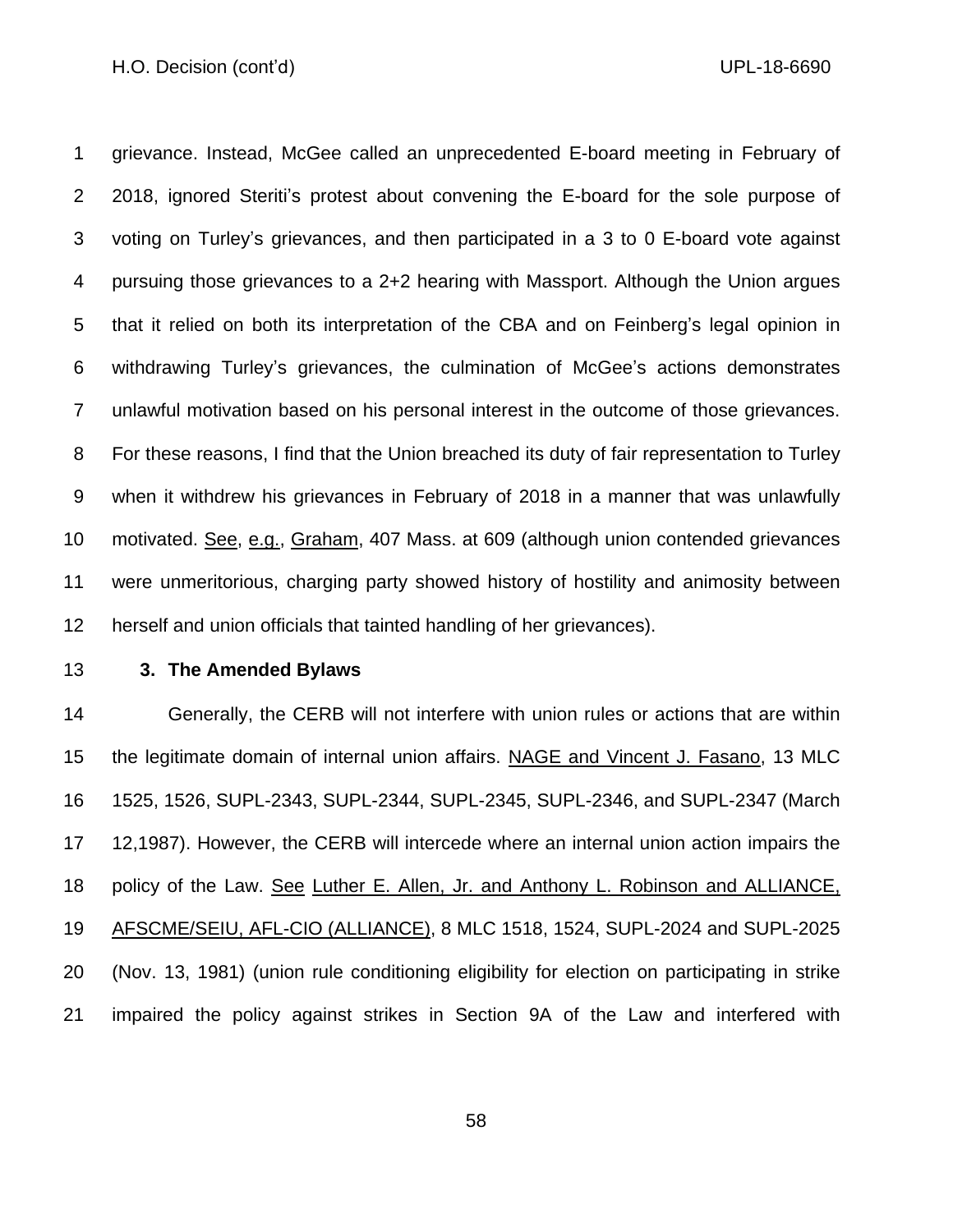grievance. Instead, McGee called an unprecedented E-board meeting in February of 2018, ignored Steriti's protest about convening the E-board for the sole purpose of voting on Turley's grievances, and then participated in a 3 to 0 E-board vote against pursuing those grievances to a 2+2 hearing with Massport. Although the Union argues that it relied on both its interpretation of the CBA and on Feinberg's legal opinion in withdrawing Turley's grievances, the culmination of McGee's actions demonstrates unlawful motivation based on his personal interest in the outcome of those grievances. For these reasons, I find that the Union breached its duty of fair representation to Turley when it withdrew his grievances in February of 2018 in a manner that was unlawfully motivated. See, e.g., Graham, 407 Mass. at 609 (although union contended grievances were unmeritorious, charging party showed history of hostility and animosity between herself and union officials that tainted handling of her grievances).

**3. The Amended Bylaws**

Generally, the CERB will not interfere with union rules or actions that are within the legitimate domain of internal union affairs. NAGE and Vincent J. Fasano, 13 MLC 1525, 1526, SUPL-2343, SUPL-2344, SUPL-2345, SUPL-2346, and SUPL-2347 (March 12,1987). However, the CERB will intercede where an internal union action impairs the policy of the Law. See Luther E. Allen, Jr. and Anthony L. Robinson and ALLIANCE, AFSCME/SEIU, AFL-CIO (ALLIANCE), 8 MLC 1518, 1524, SUPL-2024 and SUPL-2025 (Nov. 13, 1981) (union rule conditioning eligibility for election on participating in strike impaired the policy against strikes in Section 9A of the Law and interfered with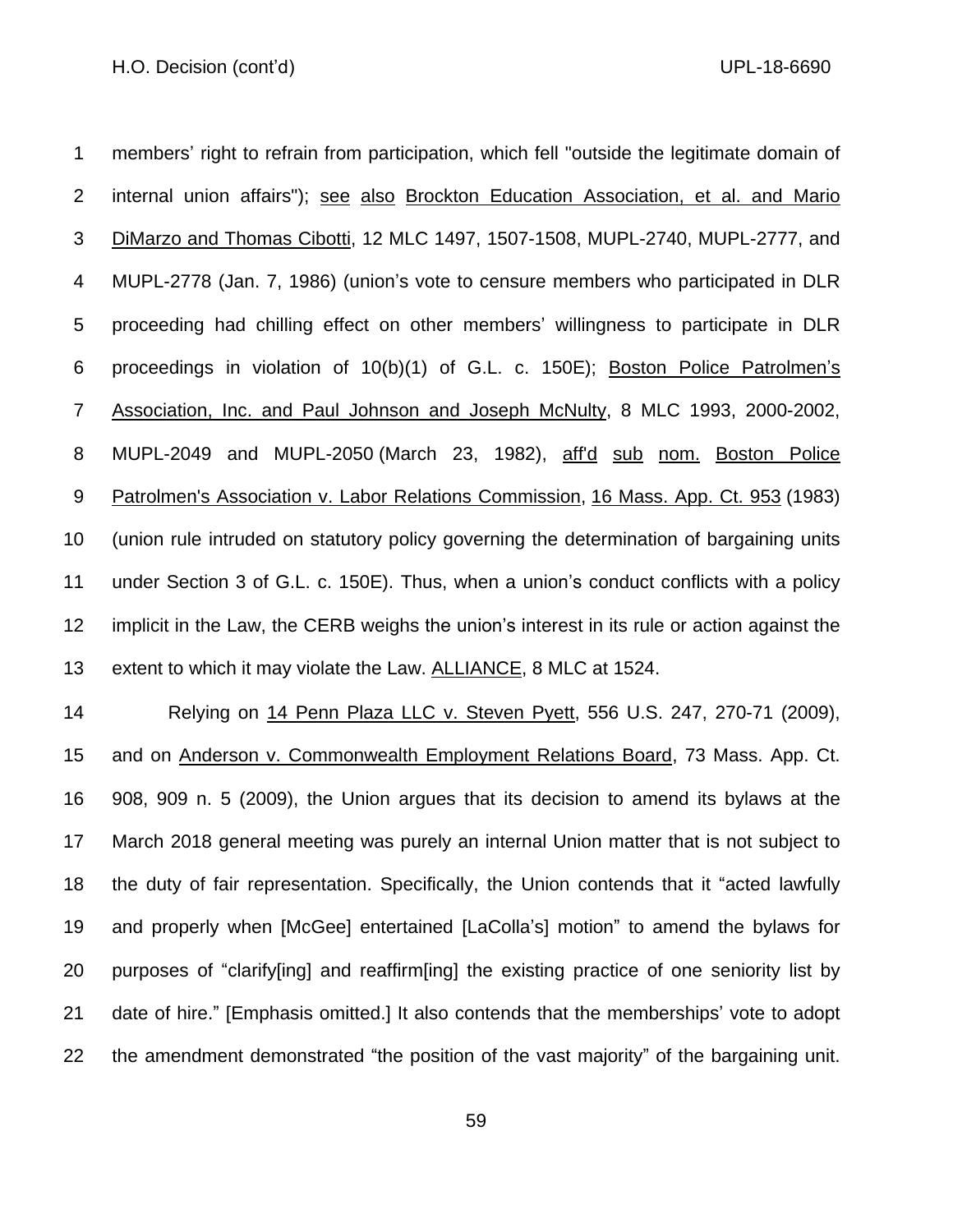members' right to refrain from participation, which fell "outside the legitimate domain of internal union affairs"); see also Brockton Education Association, et al. and Mario DiMarzo and Thomas Cibotti, 12 MLC 1497, 1507-1508, MUPL-2740, MUPL-2777, and MUPL-2778 (Jan. 7, 1986) (union's vote to censure members who participated in DLR proceeding had chilling effect on other members' willingness to participate in DLR proceedings in violation of 10(b)(1) of G.L. c. 150E); Boston Police Patrolmen's Association, Inc. and Paul Johnson and Joseph McNulty, 8 MLC 1993, 2000-2002, MUPL-2049 and MUPL-2050 (March 23, 1982), aff'd sub nom. Boston Police Patrolmen's Association v. Labor Relations Commission, 16 Mass. App. Ct. 953 (1983) (union rule intruded on statutory policy governing the determination of bargaining units under Section 3 of G.L. c. 150E). Thus, when a union's conduct conflicts with a policy implicit in the Law, the CERB weighs the union's interest in its rule or action against the extent to which it may violate the Law. ALLIANCE, 8 MLC at 1524.

Relying on 14 Penn Plaza LLC v. Steven Pyett, 556 U.S. 247, 270-71 (2009), and on Anderson v. Commonwealth Employment Relations Board, 73 Mass. App. Ct. 908, 909 n. 5 (2009), the Union argues that its decision to amend its bylaws at the March 2018 general meeting was purely an internal Union matter that is not subject to the duty of fair representation. Specifically, the Union contends that it "acted lawfully and properly when [McGee] entertained [LaColla's] motion" to amend the bylaws for purposes of "clarify[ing] and reaffirm[ing] the existing practice of one seniority list by date of hire." [Emphasis omitted.] It also contends that the memberships' vote to adopt the amendment demonstrated "the position of the vast majority" of the bargaining unit.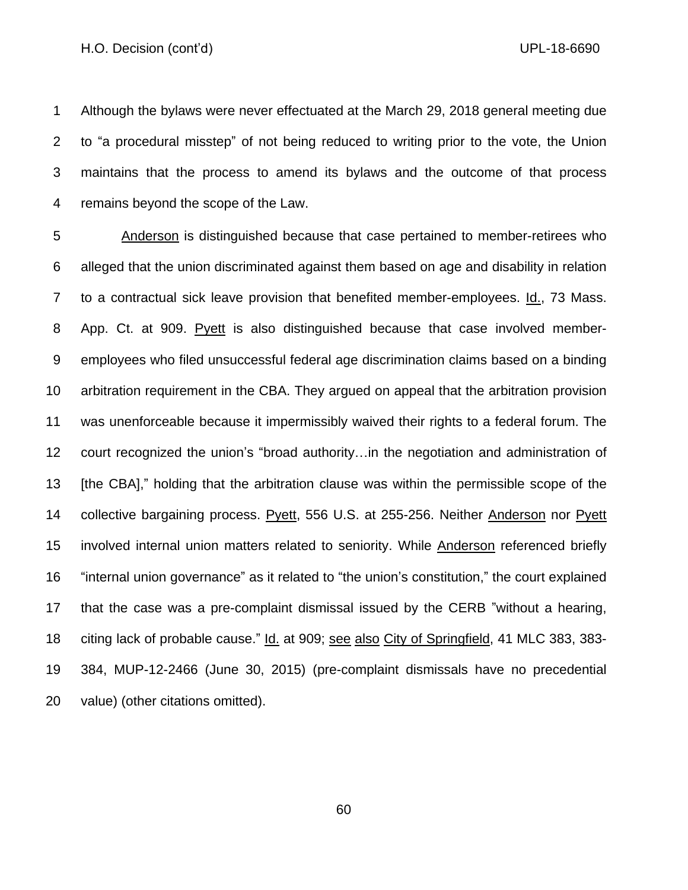Although the bylaws were never effectuated at the March 29, 2018 general meeting due to "a procedural misstep" of not being reduced to writing prior to the vote, the Union maintains that the process to amend its bylaws and the outcome of that process remains beyond the scope of the Law.

Anderson is distinguished because that case pertained to member-retirees who alleged that the union discriminated against them based on age and disability in relation to a contractual sick leave provision that benefited member-employees. Id., 73 Mass. App. Ct. at 909. Pyett is also distinguished because that case involved member-employees who filed unsuccessful federal age discrimination claims based on a binding arbitration requirement in the CBA. They argued on appeal that the arbitration provision was unenforceable because it impermissibly waived their rights to a federal forum. The court recognized the union's "broad authority…in the negotiation and administration of [the CBA]," holding that the arbitration clause was within the permissible scope of the collective bargaining process. Pyett, 556 U.S. at 255-256. Neither Anderson nor Pyett involved internal union matters related to seniority. While Anderson referenced briefly "internal union governance" as it related to "the union's constitution," the court explained that the case was a pre-complaint dismissal issued by the CERB "without a hearing, citing lack of probable cause." Id. at 909; see also City of Springfield, 41 MLC 383, 383-384, MUP-12-2466 (June 30, 2015) (pre-complaint dismissals have no precedential value) (other citations omitted).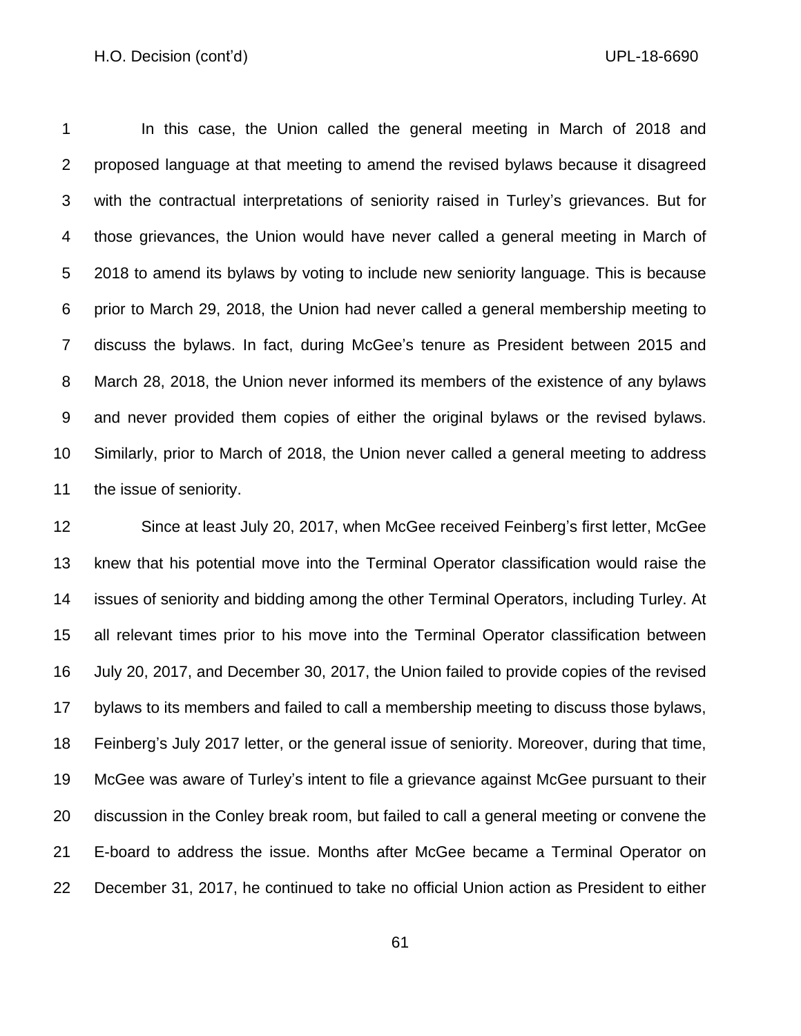In this case, the Union called the general meeting in March of 2018 and proposed language at that meeting to amend the revised bylaws because it disagreed with the contractual interpretations of seniority raised in Turley's grievances. But for those grievances, the Union would have never called a general meeting in March of 2018 to amend its bylaws by voting to include new seniority language. This is because prior to March 29, 2018, the Union had never called a general membership meeting to discuss the bylaws. In fact, during McGee's tenure as President between 2015 and March 28, 2018, the Union never informed its members of the existence of any bylaws and never provided them copies of either the original bylaws or the revised bylaws. Similarly, prior to March of 2018, the Union never called a general meeting to address the issue of seniority.

Since at least July 20, 2017, when McGee received Feinberg's first letter, McGee knew that his potential move into the Terminal Operator classification would raise the issues of seniority and bidding among the other Terminal Operators, including Turley. At all relevant times prior to his move into the Terminal Operator classification between July 20, 2017, and December 30, 2017, the Union failed to provide copies of the revised bylaws to its members and failed to call a membership meeting to discuss those bylaws, Feinberg's July 2017 letter, or the general issue of seniority. Moreover, during that time, McGee was aware of Turley's intent to file a grievance against McGee pursuant to their discussion in the Conley break room, but failed to call a general meeting or convene the E-board to address the issue. Months after McGee became a Terminal Operator on December 31, 2017, he continued to take no official Union action as President to either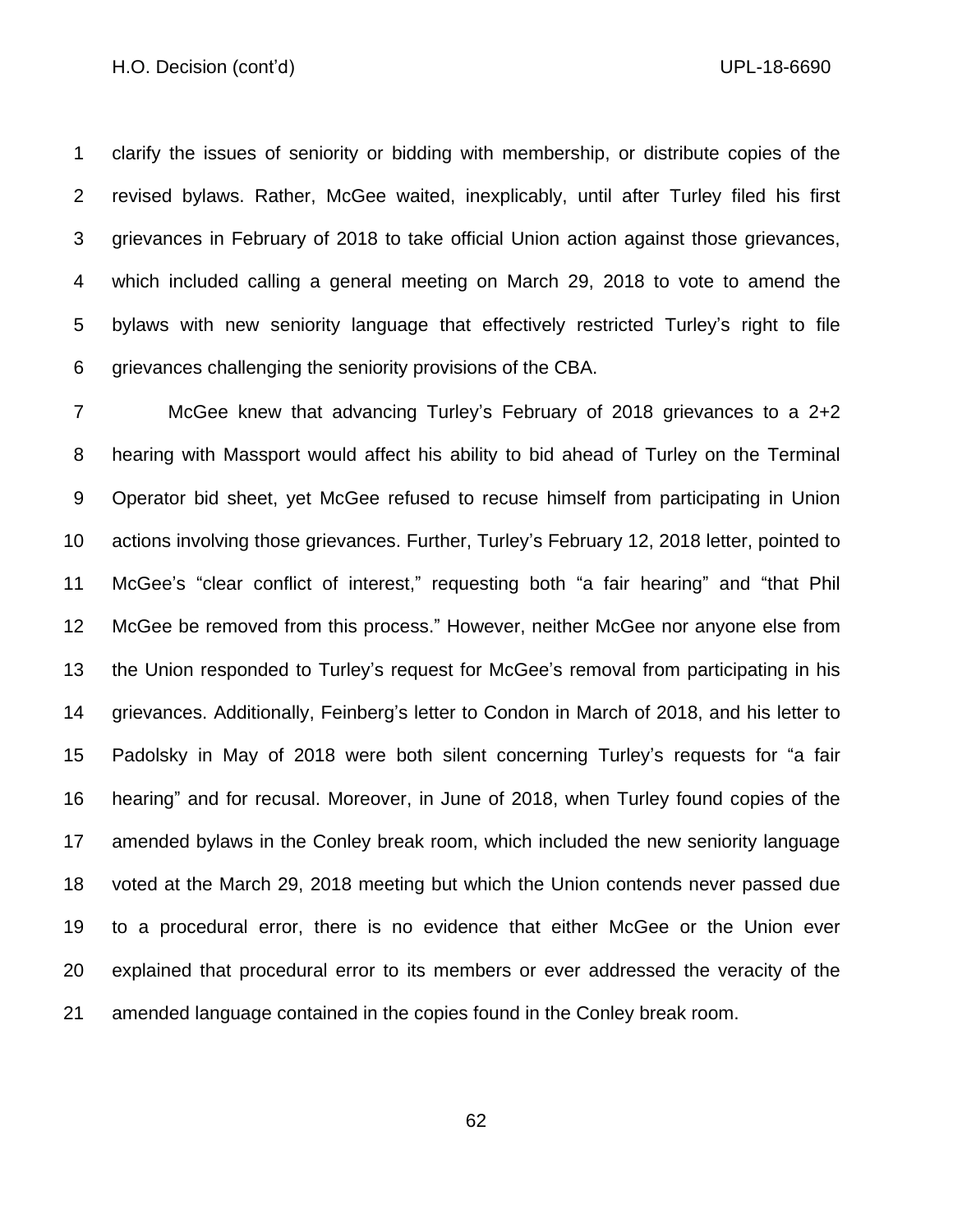clarify the issues of seniority or bidding with membership, or distribute copies of the revised bylaws. Rather, McGee waited, inexplicably, until after Turley filed his first grievances in February of 2018 to take official Union action against those grievances, which included calling a general meeting on March 29, 2018 to vote to amend the bylaws with new seniority language that effectively restricted Turley's right to file grievances challenging the seniority provisions of the CBA.

McGee knew that advancing Turley's February of 2018 grievances to a 2+2 hearing with Massport would affect his ability to bid ahead of Turley on the Terminal Operator bid sheet, yet McGee refused to recuse himself from participating in Union actions involving those grievances. Further, Turley's February 12, 2018 letter, pointed to McGee's "clear conflict of interest," requesting both "a fair hearing" and "that Phil McGee be removed from this process." However, neither McGee nor anyone else from the Union responded to Turley's request for McGee's removal from participating in his grievances. Additionally, Feinberg's letter to Condon in March of 2018, and his letter to Padolsky in May of 2018 were both silent concerning Turley's requests for "a fair hearing" and for recusal. Moreover, in June of 2018, when Turley found copies of the amended bylaws in the Conley break room, which included the new seniority language voted at the March 29, 2018 meeting but which the Union contends never passed due to a procedural error, there is no evidence that either McGee or the Union ever explained that procedural error to its members or ever addressed the veracity of the amended language contained in the copies found in the Conley break room.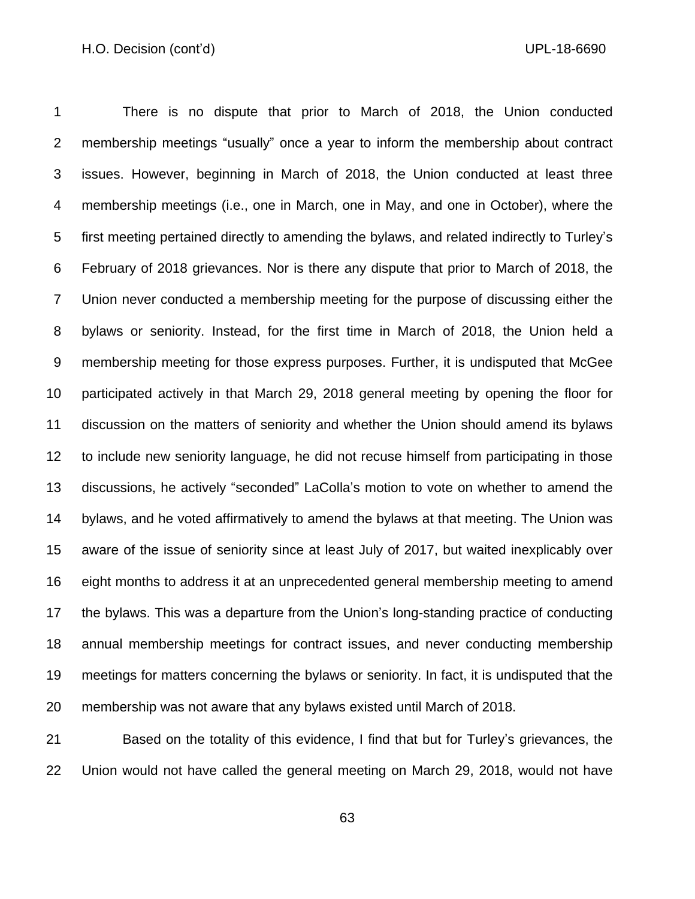There is no dispute that prior to March of 2018, the Union conducted membership meetings "usually" once a year to inform the membership about contract issues. However, beginning in March of 2018, the Union conducted at least three membership meetings (i.e., one in March, one in May, and one in October), where the first meeting pertained directly to amending the bylaws, and related indirectly to Turley's February of 2018 grievances. Nor is there any dispute that prior to March of 2018, the Union never conducted a membership meeting for the purpose of discussing either the bylaws or seniority. Instead, for the first time in March of 2018, the Union held a membership meeting for those express purposes. Further, it is undisputed that McGee participated actively in that March 29, 2018 general meeting by opening the floor for discussion on the matters of seniority and whether the Union should amend its bylaws to include new seniority language, he did not recuse himself from participating in those discussions, he actively "seconded" LaColla's motion to vote on whether to amend the bylaws, and he voted affirmatively to amend the bylaws at that meeting. The Union was aware of the issue of seniority since at least July of 2017, but waited inexplicably over eight months to address it at an unprecedented general membership meeting to amend the bylaws. This was a departure from the Union's long-standing practice of conducting annual membership meetings for contract issues, and never conducting membership meetings for matters concerning the bylaws or seniority. In fact, it is undisputed that the membership was not aware that any bylaws existed until March of 2018.

Based on the totality of this evidence, I find that but for Turley's grievances, the Union would not have called the general meeting on March 29, 2018, would not have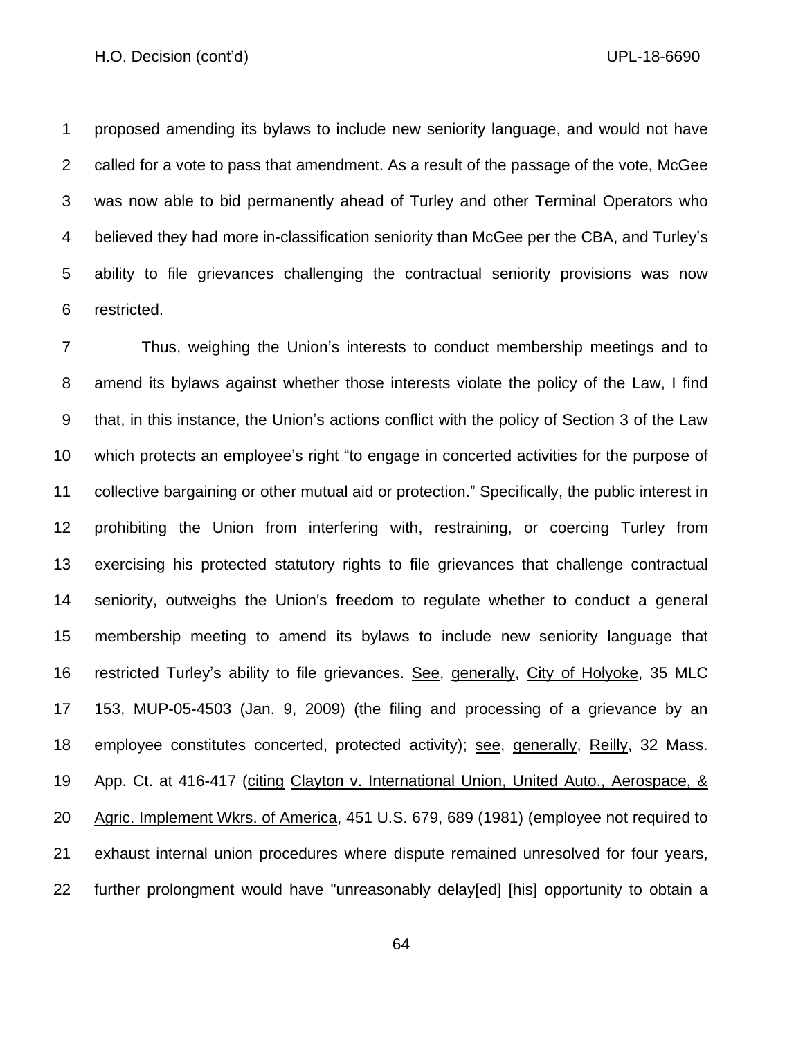proposed amending its bylaws to include new seniority language, and would not have called for a vote to pass that amendment. As a result of the passage of the vote, McGee was now able to bid permanently ahead of Turley and other Terminal Operators who believed they had more in-classification seniority than McGee per the CBA, and Turley's ability to file grievances challenging the contractual seniority provisions was now restricted.

Thus, weighing the Union's interests to conduct membership meetings and to amend its bylaws against whether those interests violate the policy of the Law, I find that, in this instance, the Union's actions conflict with the policy of Section 3 of the Law which protects an employee's right "to engage in concerted activities for the purpose of collective bargaining or other mutual aid or protection." Specifically, the public interest in prohibiting the Union from interfering with, restraining, or coercing Turley from exercising his protected statutory rights to file grievances that challenge contractual seniority, outweighs the Union's freedom to regulate whether to conduct a general membership meeting to amend its bylaws to include new seniority language that restricted Turley's ability to file grievances. See, generally, City of Holyoke, 35 MLC 153, MUP-05-4503 (Jan. 9, 2009) (the filing and processing of a grievance by an employee constitutes concerted, protected activity); see, generally, Reilly, 32 Mass. App. Ct. at 416-417 (citing Clayton v. International Union, United Auto., Aerospace, & Agric. Implement Wkrs. of America, 451 U.S. 679, 689 (1981) (employee not required to exhaust internal union procedures where dispute remained unresolved for four years, further prolongment would have "unreasonably delay[ed] [his] opportunity to obtain a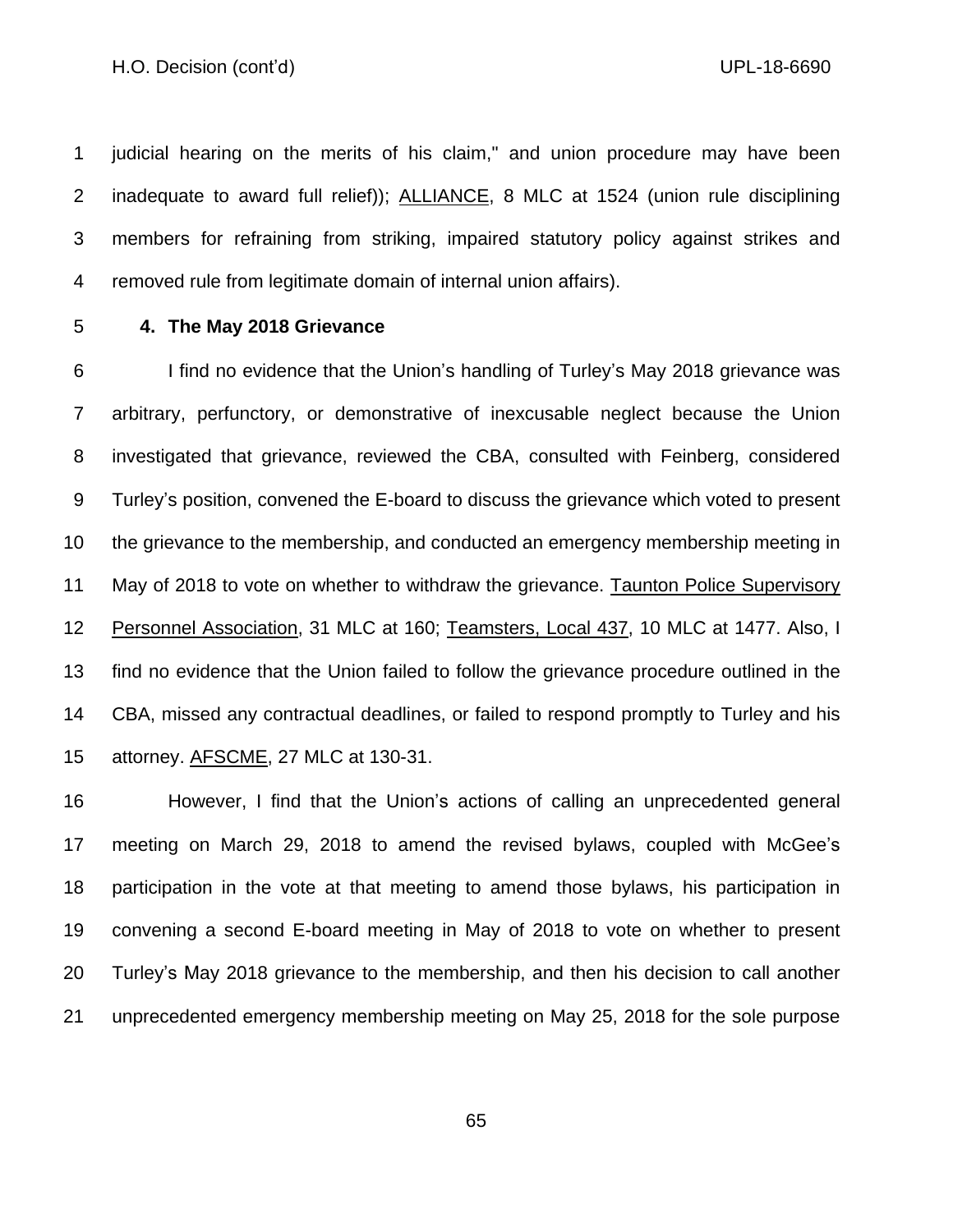judicial hearing on the merits of his claim," and union procedure may have been inadequate to award full relief)); ALLIANCE, 8 MLC at 1524 (union rule disciplining members for refraining from striking, impaired statutory policy against strikes and removed rule from legitimate domain of internal union affairs).

**4. The May 2018 Grievance**

I find no evidence that the Union's handling of Turley's May 2018 grievance was arbitrary, perfunctory, or demonstrative of inexcusable neglect because the Union investigated that grievance, reviewed the CBA, consulted with Feinberg, considered Turley's position, convened the E-board to discuss the grievance which voted to present the grievance to the membership, and conducted an emergency membership meeting in May of 2018 to vote on whether to withdraw the grievance. Taunton Police Supervisory Personnel Association, 31 MLC at 160; Teamsters, Local 437, 10 MLC at 1477. Also, I find no evidence that the Union failed to follow the grievance procedure outlined in the CBA, missed any contractual deadlines, or failed to respond promptly to Turley and his attorney. AFSCME, 27 MLC at 130-31.

However, I find that the Union's actions of calling an unprecedented general meeting on March 29, 2018 to amend the revised bylaws, coupled with McGee's participation in the vote at that meeting to amend those bylaws, his participation in convening a second E-board meeting in May of 2018 to vote on whether to present Turley's May 2018 grievance to the membership, and then his decision to call another unprecedented emergency membership meeting on May 25, 2018 for the sole purpose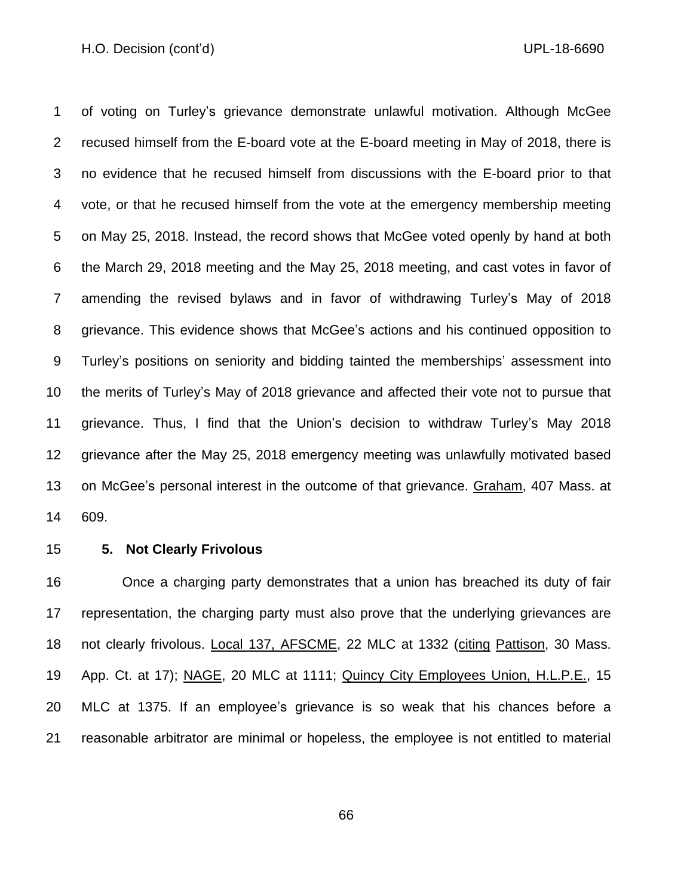of voting on Turley's grievance demonstrate unlawful motivation. Although McGee recused himself from the E-board vote at the E-board meeting in May of 2018, there is no evidence that he recused himself from discussions with the E-board prior to that vote, or that he recused himself from the vote at the emergency membership meeting on May 25, 2018. Instead, the record shows that McGee voted openly by hand at both the March 29, 2018 meeting and the May 25, 2018 meeting, and cast votes in favor of amending the revised bylaws and in favor of withdrawing Turley's May of 2018 grievance. This evidence shows that McGee's actions and his continued opposition to Turley's positions on seniority and bidding tainted the memberships' assessment into the merits of Turley's May of 2018 grievance and affected their vote not to pursue that grievance. Thus, I find that the Union's decision to withdraw Turley's May 2018 grievance after the May 25, 2018 emergency meeting was unlawfully motivated based on McGee's personal interest in the outcome of that grievance. Graham, 407 Mass. at 609.

**5. Not Clearly Frivolous**

Once a charging party demonstrates that a union has breached its duty of fair representation, the charging party must also prove that the underlying grievances are not clearly frivolous. Local 137, AFSCME, 22 MLC at 1332 (citing Pattison, 30 Mass. App. Ct. at 17); NAGE, 20 MLC at 1111; Quincy City Employees Union, H.L.P.E., 15 MLC at 1375. If an employee's grievance is so weak that his chances before a reasonable arbitrator are minimal or hopeless, the employee is not entitled to material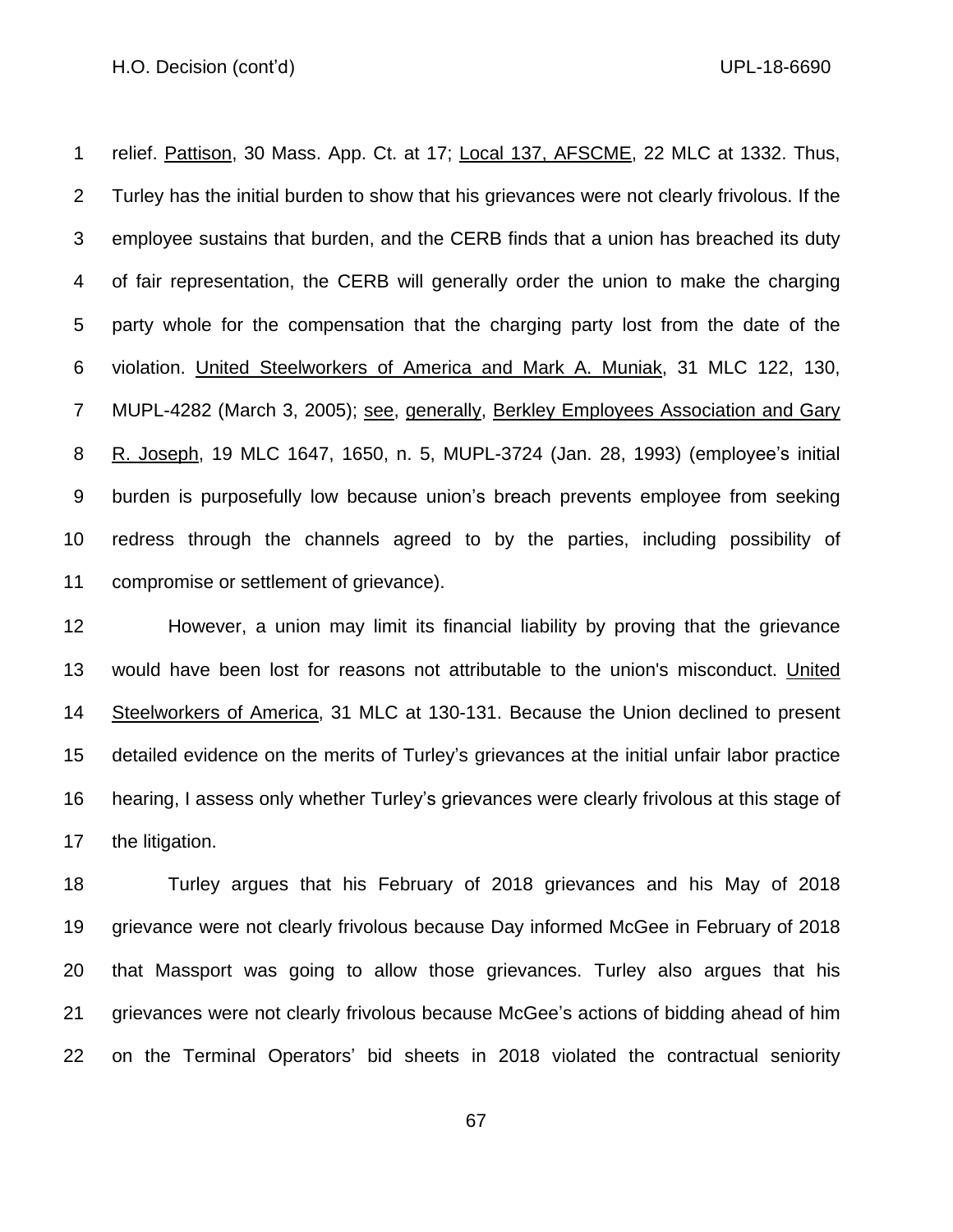relief. Pattison, 30 Mass. App. Ct. at 17; Local 137, AFSCME, 22 MLC at 1332. Thus, Turley has the initial burden to show that his grievances were not clearly frivolous. If the employee sustains that burden, and the CERB finds that a union has breached its duty of fair representation, the CERB will generally order the union to make the charging party whole for the compensation that the charging party lost from the date of the violation. United Steelworkers of America and Mark A. Muniak, 31 MLC 122, 130, MUPL-4282 (March 3, 2005); see, generally, Berkley Employees Association and Gary R. Joseph, 19 MLC 1647, 1650, n. 5, MUPL-3724 (Jan. 28, 1993) (employee's initial burden is purposefully low because union's breach prevents employee from seeking redress through the channels agreed to by the parties, including possibility of compromise or settlement of grievance).

However, a union may limit its financial liability by proving that the grievance would have been lost for reasons not attributable to the union's misconduct. United Steelworkers of America, 31 MLC at 130-131. Because the Union declined to present detailed evidence on the merits of Turley's grievances at the initial unfair labor practice hearing, I assess only whether Turley's grievances were clearly frivolous at this stage of the litigation.

Turley argues that his February of 2018 grievances and his May of 2018 grievance were not clearly frivolous because Day informed McGee in February of 2018 that Massport was going to allow those grievances. Turley also argues that his grievances were not clearly frivolous because McGee's actions of bidding ahead of him on the Terminal Operators' bid sheets in 2018 violated the contractual seniority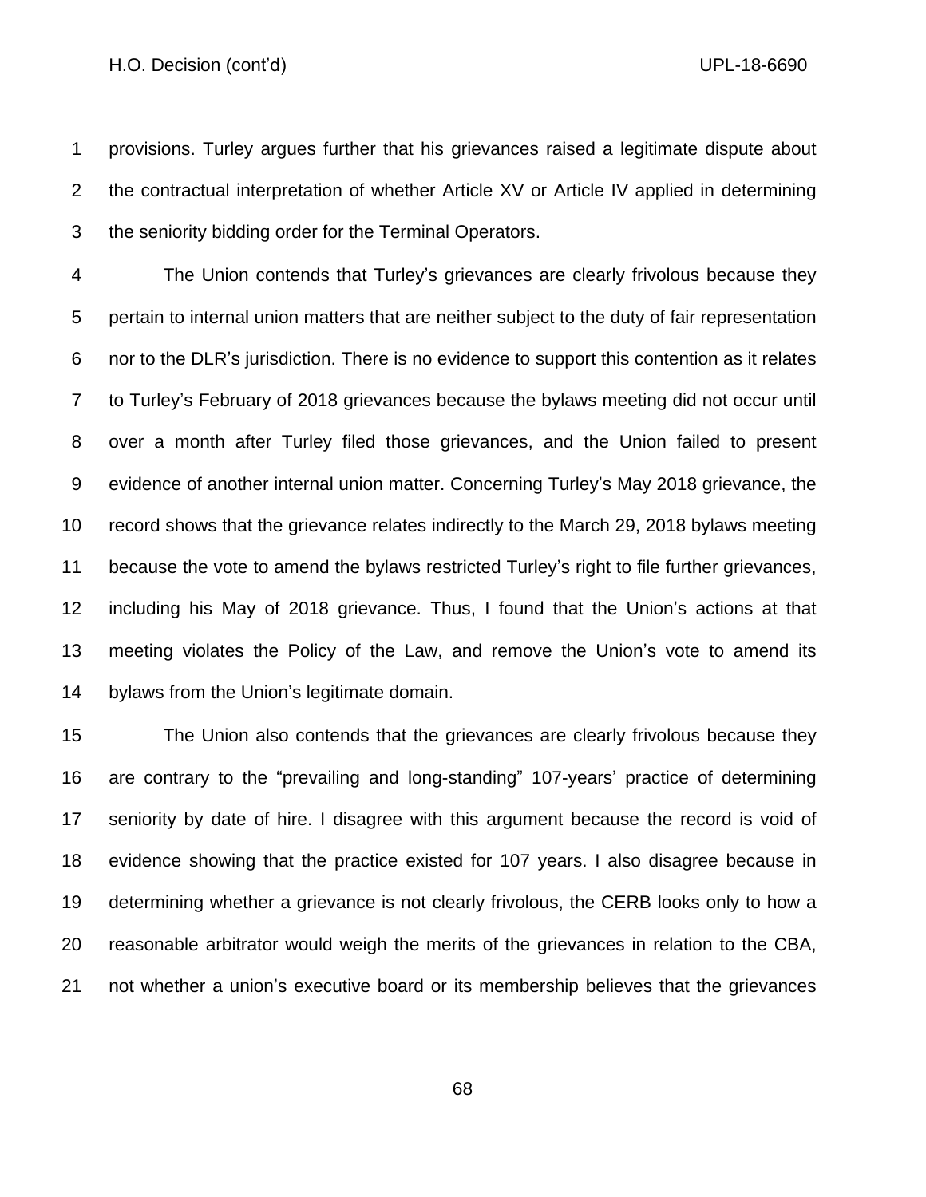provisions. Turley argues further that his grievances raised a legitimate dispute about the contractual interpretation of whether Article XV or Article IV applied in determining the seniority bidding order for the Terminal Operators.

The Union contends that Turley's grievances are clearly frivolous because they pertain to internal union matters that are neither subject to the duty of fair representation nor to the DLR's jurisdiction. There is no evidence to support this contention as it relates to Turley's February of 2018 grievances because the bylaws meeting did not occur until over a month after Turley filed those grievances, and the Union failed to present evidence of another internal union matter. Concerning Turley's May 2018 grievance, the record shows that the grievance relates indirectly to the March 29, 2018 bylaws meeting because the vote to amend the bylaws restricted Turley's right to file further grievances, including his May of 2018 grievance. Thus, I found that the Union's actions at that meeting violates the Policy of the Law, and remove the Union's vote to amend its bylaws from the Union's legitimate domain.

The Union also contends that the grievances are clearly frivolous because they are contrary to the "prevailing and long-standing" 107-years' practice of determining seniority by date of hire. I disagree with this argument because the record is void of evidence showing that the practice existed for 107 years. I also disagree because in determining whether a grievance is not clearly frivolous, the CERB looks only to how a reasonable arbitrator would weigh the merits of the grievances in relation to the CBA, not whether a union's executive board or its membership believes that the grievances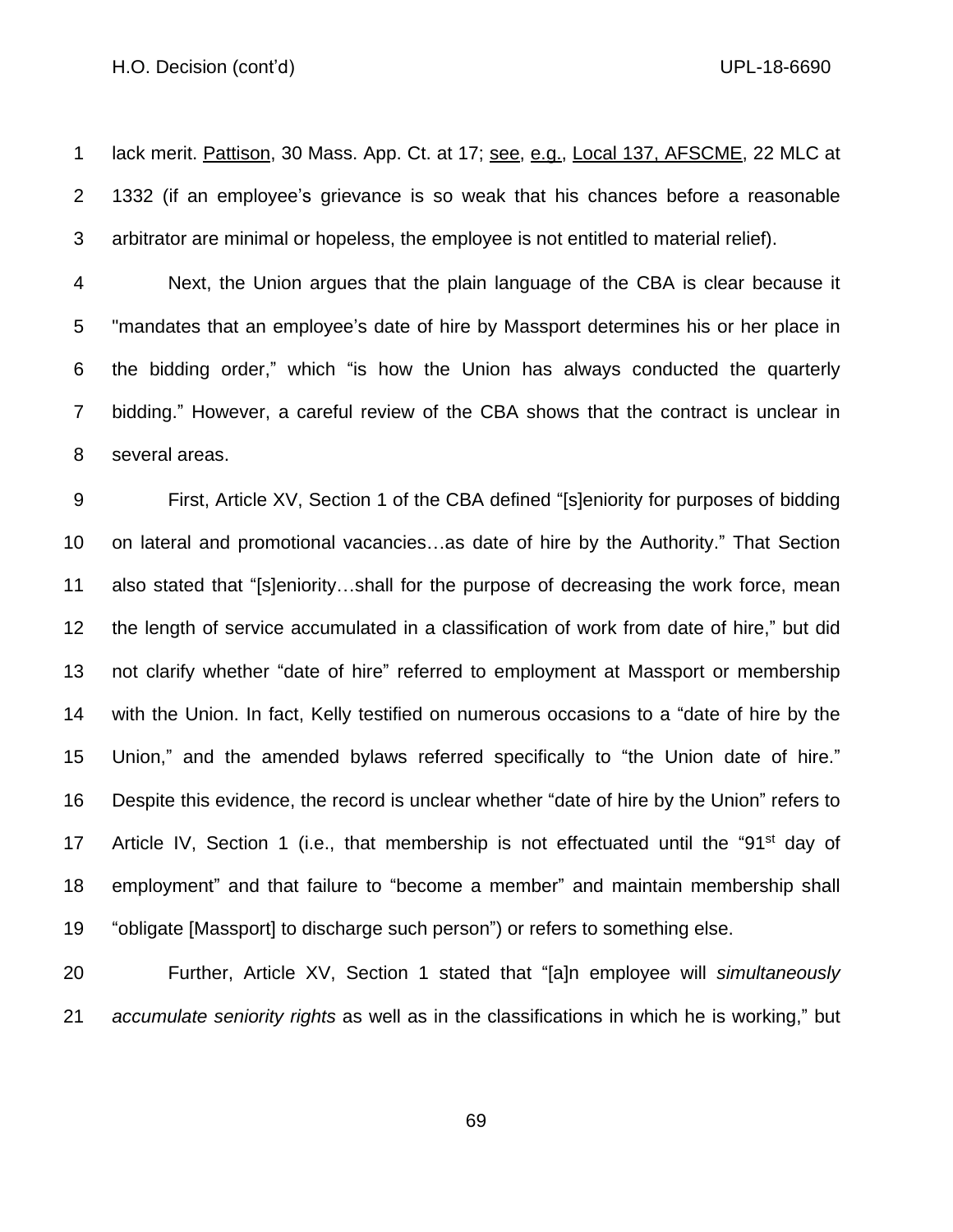lack merit. Pattison, 30 Mass. App. Ct. at 17; see, e.g., Local 137, AFSCME, 22 MLC at 1332 (if an employee's grievance is so weak that his chances before a reasonable arbitrator are minimal or hopeless, the employee is not entitled to material relief).

Next, the Union argues that the plain language of the CBA is clear because it "mandates that an employee's date of hire by Massport determines his or her place in the bidding order," which "is how the Union has always conducted the quarterly bidding." However, a careful review of the CBA shows that the contract is unclear in several areas.

First, Article XV, Section 1 of the CBA defined "[s]eniority for purposes of bidding on lateral and promotional vacancies…as date of hire by the Authority." That Section also stated that "[s]eniority…shall for the purpose of decreasing the work force, mean the length of service accumulated in a classification of work from date of hire," but did not clarify whether "date of hire" referred to employment at Massport or membership with the Union. In fact, Kelly testified on numerous occasions to a "date of hire by the Union," and the amended bylaws referred specifically to "the Union date of hire." Despite this evidence, the record is unclear whether "date of hire by the Union" refers to Article IV, Section 1 (i.e., that membership is not effectuated until the "91st day of employment" and that failure to "become a member" and maintain membership shall "obligate [Massport] to discharge such person") or refers to something else.

Further, Article XV, Section 1 stated that "[a]n employee will *simultaneously accumulate seniority rights* as well as in the classifications in which he is working," but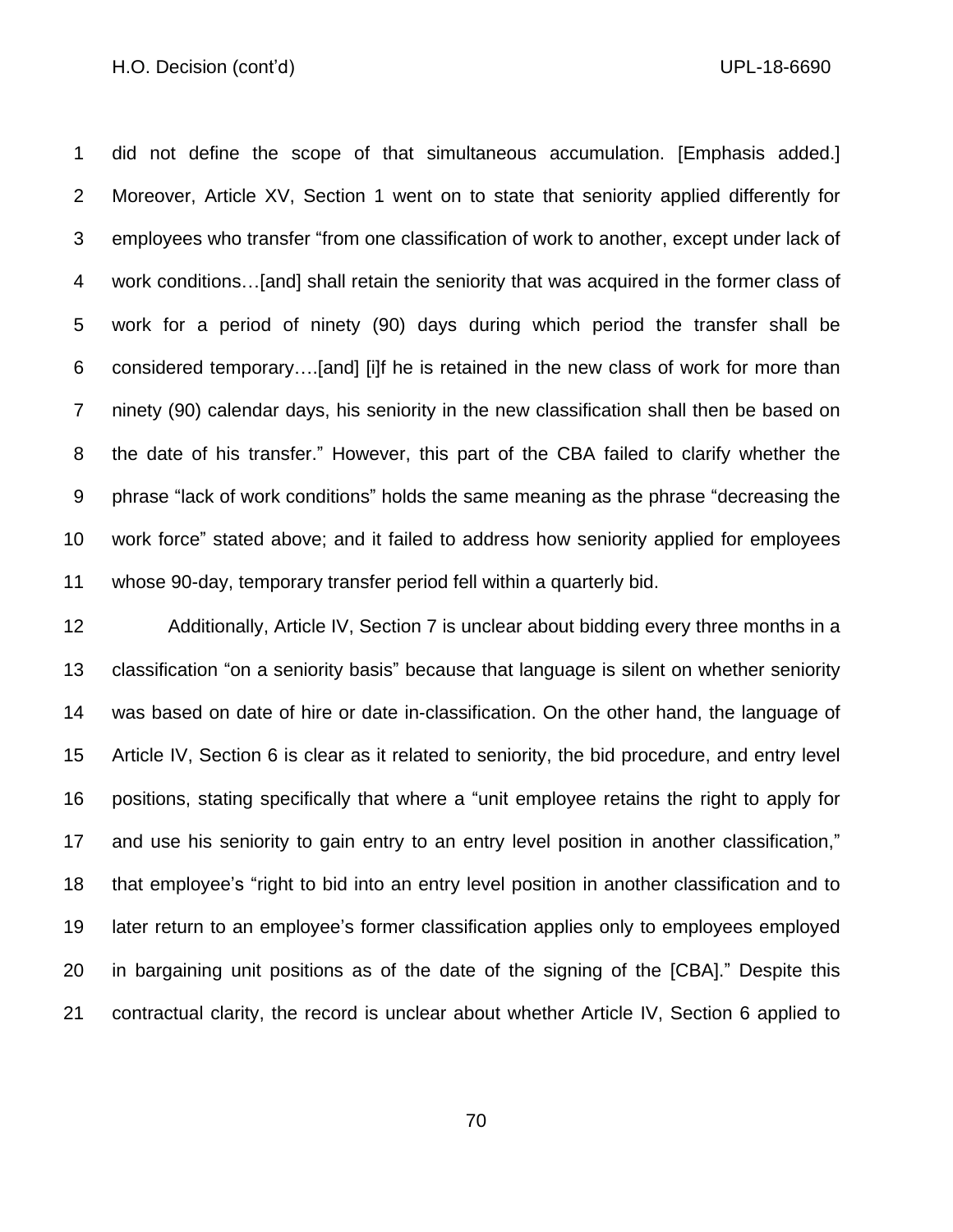did not define the scope of that simultaneous accumulation. [Emphasis added.] Moreover, Article XV, Section 1 went on to state that seniority applied differently for employees who transfer "from one classification of work to another, except under lack of work conditions…[and] shall retain the seniority that was acquired in the former class of work for a period of ninety (90) days during which period the transfer shall be considered temporary….[and] [i]f he is retained in the new class of work for more than ninety (90) calendar days, his seniority in the new classification shall then be based on the date of his transfer." However, this part of the CBA failed to clarify whether the phrase "lack of work conditions" holds the same meaning as the phrase "decreasing the work force" stated above; and it failed to address how seniority applied for employees whose 90-day, temporary transfer period fell within a quarterly bid.

Additionally, Article IV, Section 7 is unclear about bidding every three months in a classification "on a seniority basis" because that language is silent on whether seniority was based on date of hire or date in-classification. On the other hand, the language of Article IV, Section 6 is clear as it related to seniority, the bid procedure, and entry level positions, stating specifically that where a "unit employee retains the right to apply for and use his seniority to gain entry to an entry level position in another classification," that employee's "right to bid into an entry level position in another classification and to later return to an employee's former classification applies only to employees employed in bargaining unit positions as of the date of the signing of the [CBA]." Despite this contractual clarity, the record is unclear about whether Article IV, Section 6 applied to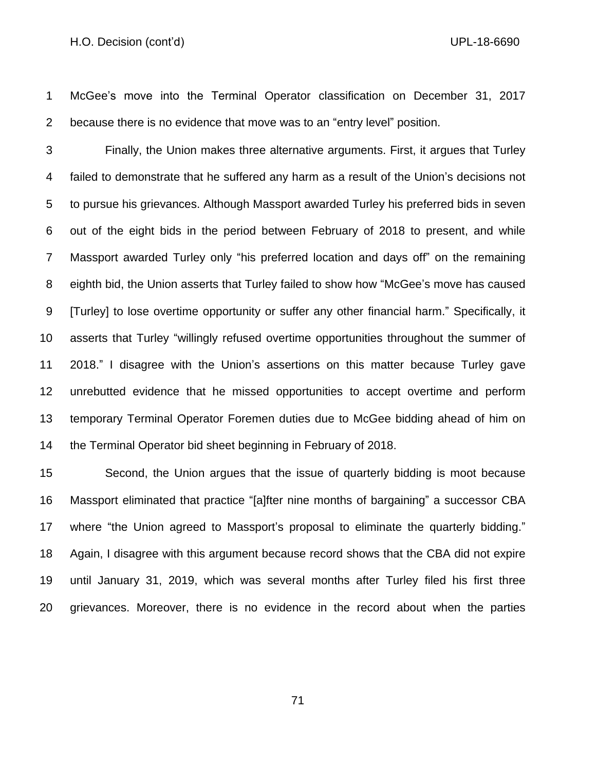McGee's move into the Terminal Operator classification on December 31, 2017 because there is no evidence that move was to an "entry level" position.

Finally, the Union makes three alternative arguments. First, it argues that Turley failed to demonstrate that he suffered any harm as a result of the Union's decisions not to pursue his grievances. Although Massport awarded Turley his preferred bids in seven out of the eight bids in the period between February of 2018 to present, and while Massport awarded Turley only "his preferred location and days off" on the remaining eighth bid, the Union asserts that Turley failed to show how "McGee's move has caused [Turley] to lose overtime opportunity or suffer any other financial harm." Specifically, it asserts that Turley "willingly refused overtime opportunities throughout the summer of 2018." I disagree with the Union's assertions on this matter because Turley gave unrebutted evidence that he missed opportunities to accept overtime and perform temporary Terminal Operator Foremen duties due to McGee bidding ahead of him on the Terminal Operator bid sheet beginning in February of 2018.

Second, the Union argues that the issue of quarterly bidding is moot because Massport eliminated that practice "[a]fter nine months of bargaining" a successor CBA where "the Union agreed to Massport's proposal to eliminate the quarterly bidding." Again, I disagree with this argument because record shows that the CBA did not expire until January 31, 2019, which was several months after Turley filed his first three grievances. Moreover, there is no evidence in the record about when the parties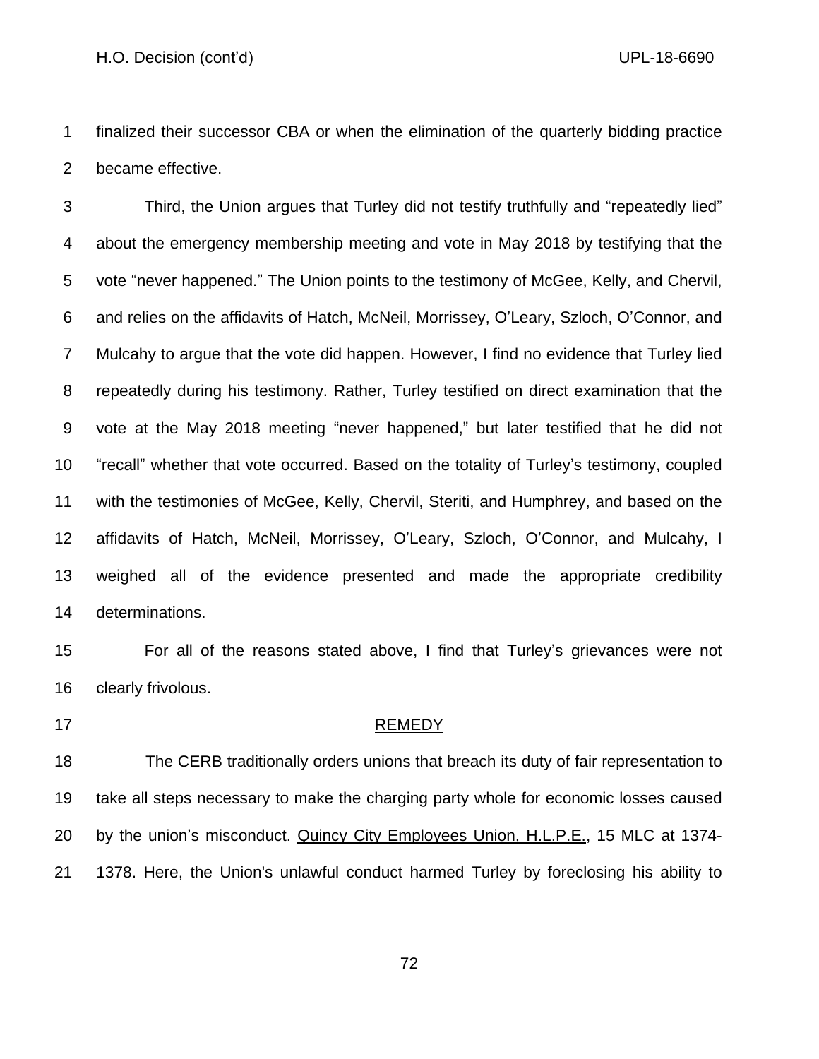finalized their successor CBA or when the elimination of the quarterly bidding practice became effective.

Third, the Union argues that Turley did not testify truthfully and "repeatedly lied" about the emergency membership meeting and vote in May 2018 by testifying that the vote "never happened." The Union points to the testimony of McGee, Kelly, and Chervil, and relies on the affidavits of Hatch, McNeil, Morrissey, O'Leary, Szloch, O'Connor, and Mulcahy to argue that the vote did happen. However, I find no evidence that Turley lied repeatedly during his testimony. Rather, Turley testified on direct examination that the vote at the May 2018 meeting "never happened," but later testified that he did not "recall" whether that vote occurred. Based on the totality of Turley's testimony, coupled with the testimonies of McGee, Kelly, Chervil, Steriti, and Humphrey, and based on the affidavits of Hatch, McNeil, Morrissey, O'Leary, Szloch, O'Connor, and Mulcahy, I weighed all of the evidence presented and made the appropriate credibility determinations.

For all of the reasons stated above, I find that Turley's grievances were not clearly frivolous.

## REMEDY

The CERB traditionally orders unions that breach its duty of fair representation to take all steps necessary to make the charging party whole for economic losses caused by the union's misconduct. Quincy City Employees Union, H.L.P.E., 15 MLC at 1374-1378. Here, the Union's unlawful conduct harmed Turley by foreclosing his ability to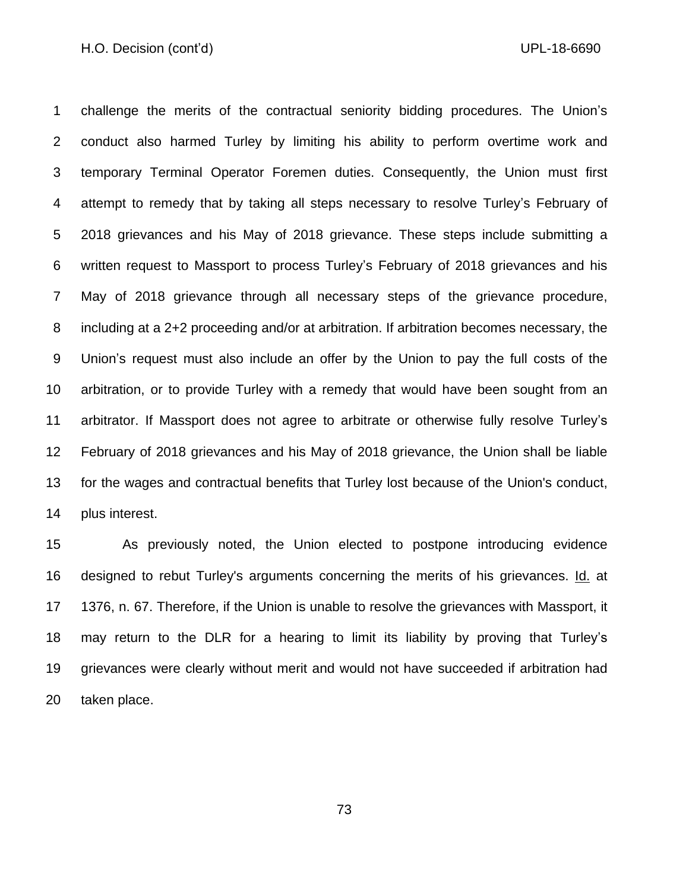challenge the merits of the contractual seniority bidding procedures. The Union's conduct also harmed Turley by limiting his ability to perform overtime work and temporary Terminal Operator Foremen duties. Consequently, the Union must first attempt to remedy that by taking all steps necessary to resolve Turley's February of 2018 grievances and his May of 2018 grievance. These steps include submitting a written request to Massport to process Turley's February of 2018 grievances and his May of 2018 grievance through all necessary steps of the grievance procedure, including at a 2+2 proceeding and/or at arbitration. If arbitration becomes necessary, the Union's request must also include an offer by the Union to pay the full costs of the arbitration, or to provide Turley with a remedy that would have been sought from an arbitrator. If Massport does not agree to arbitrate or otherwise fully resolve Turley's February of 2018 grievances and his May of 2018 grievance, the Union shall be liable for the wages and contractual benefits that Turley lost because of the Union's conduct, plus interest.

As previously noted, the Union elected to postpone introducing evidence designed to rebut Turley's arguments concerning the merits of his grievances. Id. at 1376, n. 67. Therefore, if the Union is unable to resolve the grievances with Massport, it may return to the DLR for a hearing to limit its liability by proving that Turley's grievances were clearly without merit and would not have succeeded if arbitration had taken place.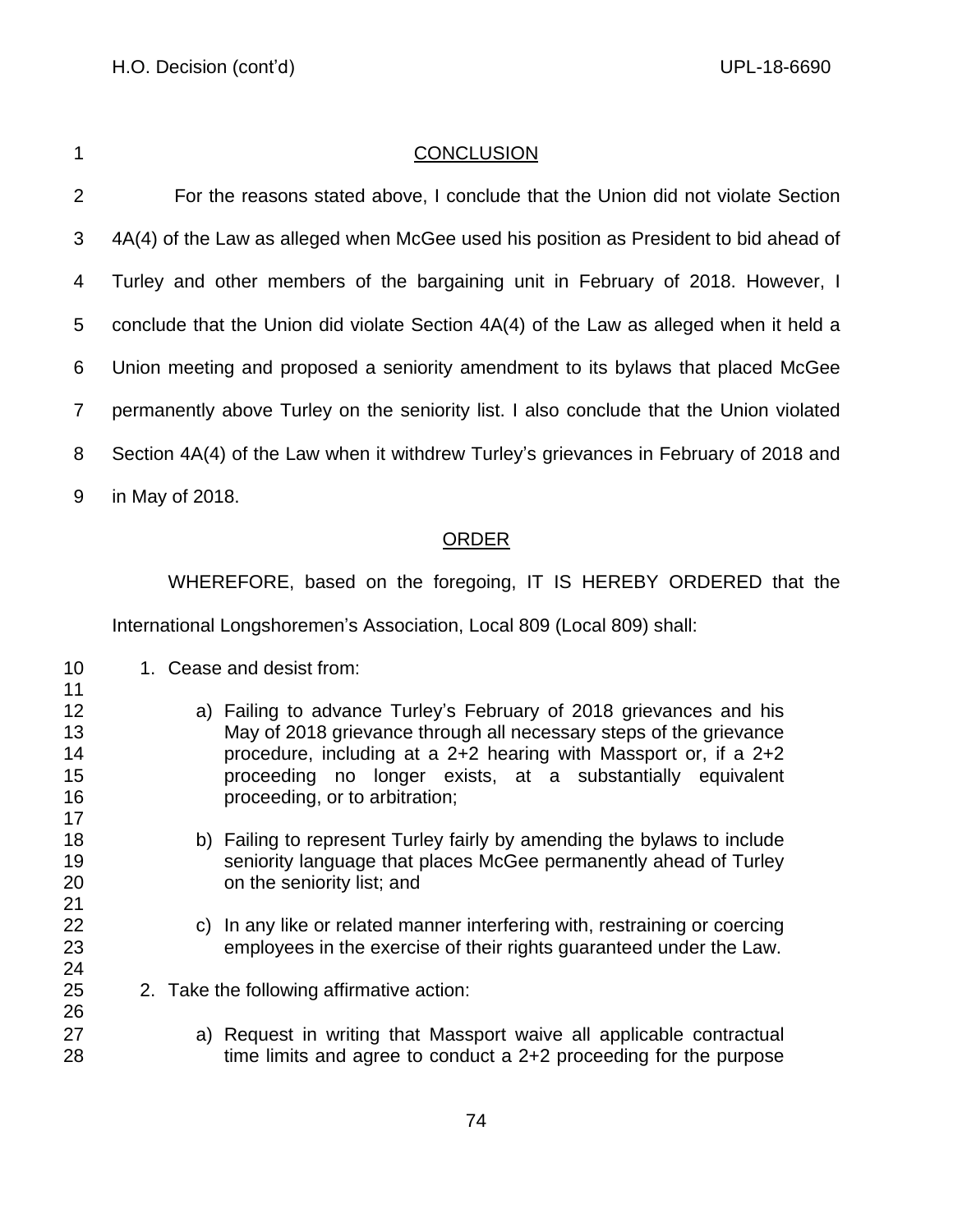## CONCLUSION

For the reasons stated above, I conclude that the Union did not violate Section 4A(4) of the Law as alleged when McGee used his position as President to bid ahead of Turley and other members of the bargaining unit in February of 2018. However, I conclude that the Union did violate Section 4A(4) of the Law as alleged when it held a Union meeting and proposed a seniority amendment to its bylaws that placed McGee permanently above Turley on the seniority list. I also conclude that the Union violated Section 4A(4) of the Law when it withdrew Turley's grievances in February of 2018 and in May of 2018.

## ORDER

WHEREFORE, based on the foregoing, IT IS HEREBY ORDERED that the International Longshoremen's Association, Local 809 (Local 809) shall:

1. Cease and desist from:

   a) Failing to advance Turley's February of 2018 grievances and his May of 2018 grievance through all necessary steps of the grievance procedure, including at a 2+2 hearing with Massport or, if a 2+2 proceeding no longer exists, at a substantially equivalent proceeding, or to arbitration;

   b) Failing to represent Turley fairly by amending the bylaws to include seniority language that places McGee permanently ahead of Turley on the seniority list; and

   c) In any like or related manner interfering with, restraining or coercing employees in the exercise of their rights guaranteed under the Law.

2. Take the following affirmative action:

   a) Request in writing that Massport waive all applicable contractual time limits and agree to conduct a 2+2 proceeding for the purpose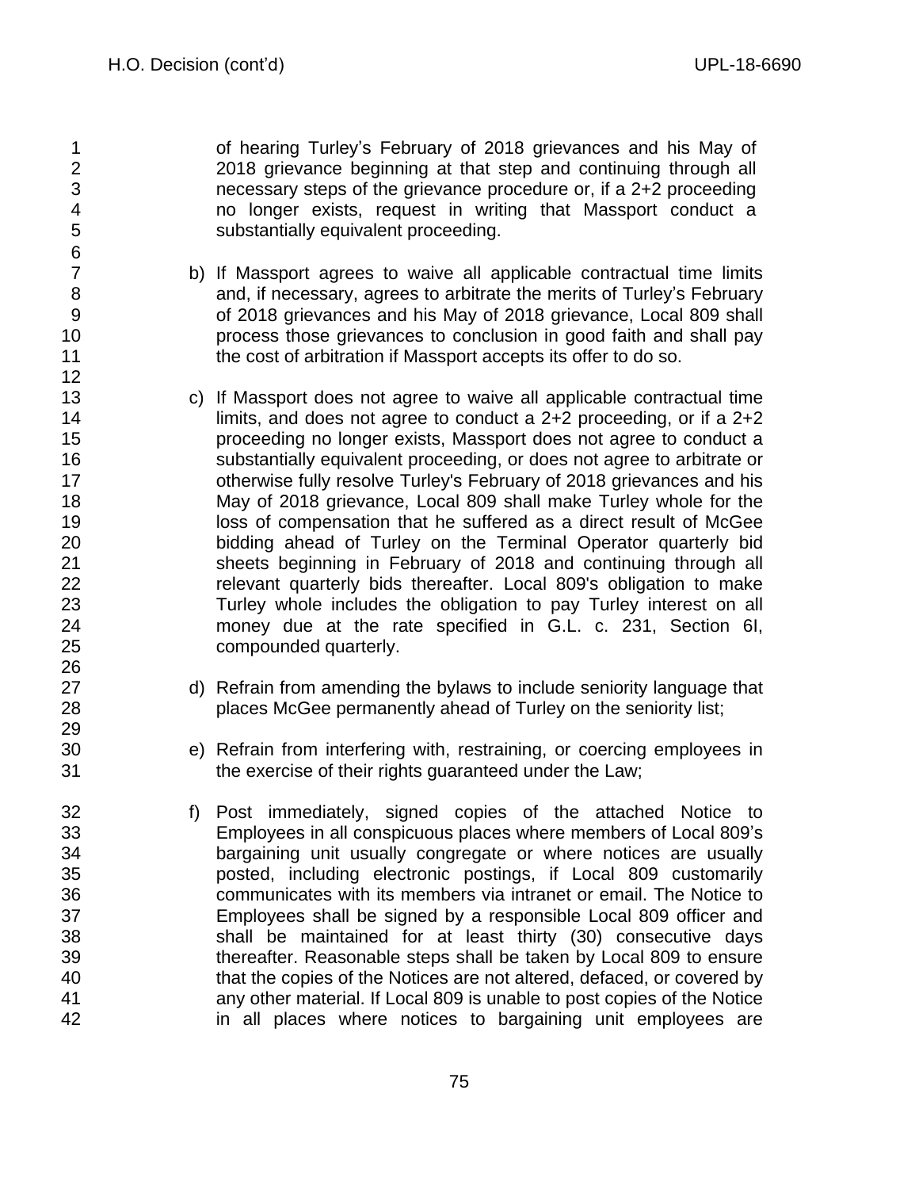of hearing Turley's February of 2018 grievances and his May of 2018 grievance beginning at that step and continuing through all necessary steps of the grievance procedure or, if a 2+2 proceeding no longer exists, request in writing that Massport conduct a substantially equivalent proceeding.

b) If Massport agrees to waive all applicable contractual time limits and, if necessary, agrees to arbitrate the merits of Turley's February of 2018 grievances and his May of 2018 grievance, Local 809 shall process those grievances to conclusion in good faith and shall pay the cost of arbitration if Massport accepts its offer to do so.

c) If Massport does not agree to waive all applicable contractual time limits, and does not agree to conduct a 2+2 proceeding, or if a 2+2 proceeding no longer exists, Massport does not agree to conduct a substantially equivalent proceeding, or does not agree to arbitrate or otherwise fully resolve Turley's February of 2018 grievances and his May of 2018 grievance, Local 809 shall make Turley whole for the loss of compensation that he suffered as a direct result of McGee bidding ahead of Turley on the Terminal Operator quarterly bid sheets beginning in February of 2018 and continuing through all relevant quarterly bids thereafter. Local 809's obligation to make Turley whole includes the obligation to pay Turley interest on all money due at the rate specified in G.L. c. 231, Section 6I, compounded quarterly.

d) Refrain from amending the bylaws to include seniority language that places McGee permanently ahead of Turley on the seniority list;

e) Refrain from interfering with, restraining, or coercing employees in the exercise of their rights guaranteed under the Law;

f) Post immediately, signed copies of the attached Notice to Employees in all conspicuous places where members of Local 809's bargaining unit usually congregate or where notices are usually posted, including electronic postings, if Local 809 customarily communicates with its members via intranet or email. The Notice to Employees shall be signed by a responsible Local 809 officer and shall be maintained for at least thirty (30) consecutive days thereafter. Reasonable steps shall be taken by Local 809 to ensure that the copies of the Notices are not altered, defaced, or covered by any other material. If Local 809 is unable to post copies of the Notice in all places where notices to bargaining unit employees are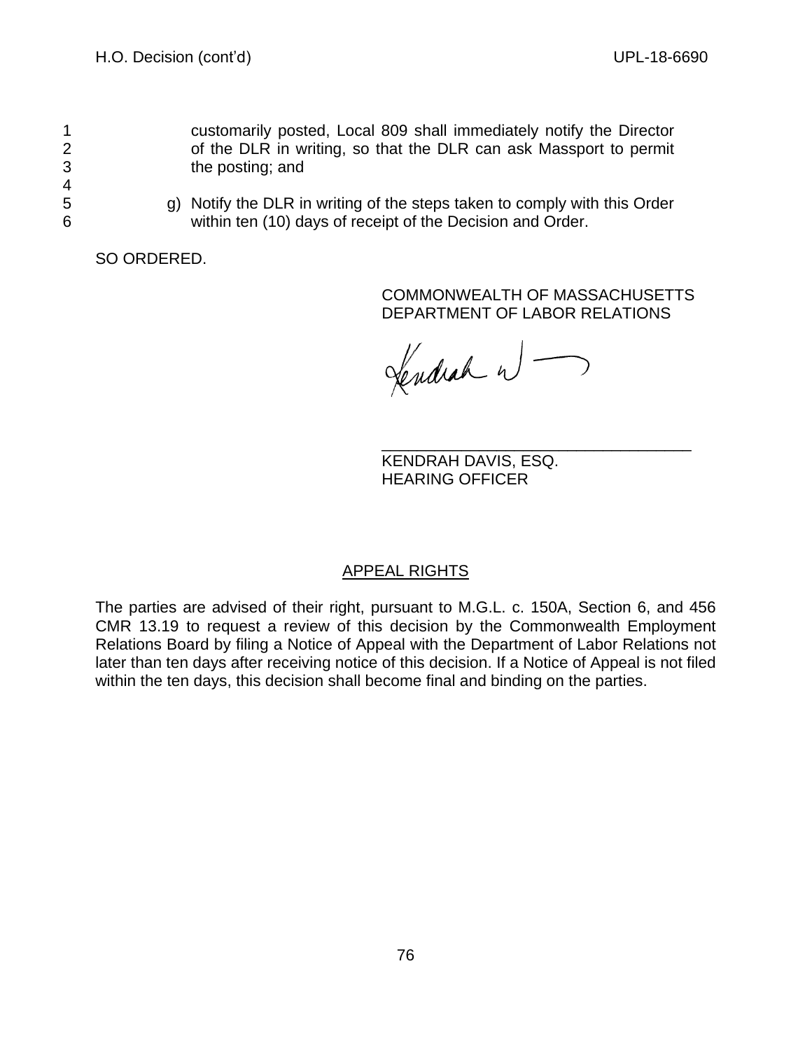customarily posted, Local 809 shall immediately notify the Director of the DLR in writing, so that the DLR can ask Massport to permit the posting; and

g) Notify the DLR in writing of the steps taken to comply with this Order within ten (10) days of receipt of the Decision and Order.

SO ORDERED.

COMMONWEALTH OF MASSACHUSETTS
DEPARTMENT OF LABOR RELATIONS

KENDRAH DAVIS, ESQ.
HEARING OFFICER

## APPEAL RIGHTS

The parties are advised of their right, pursuant to M.G.L. c. 150A, Section 6, and 456 CMR 13.19 to request a review of this decision by the Commonwealth Employment Relations Board by filing a Notice of Appeal with the Department of Labor Relations not later than ten days after receiving notice of this decision. If a Notice of Appeal is not filed within the ten days, this decision shall become final and binding on the parties.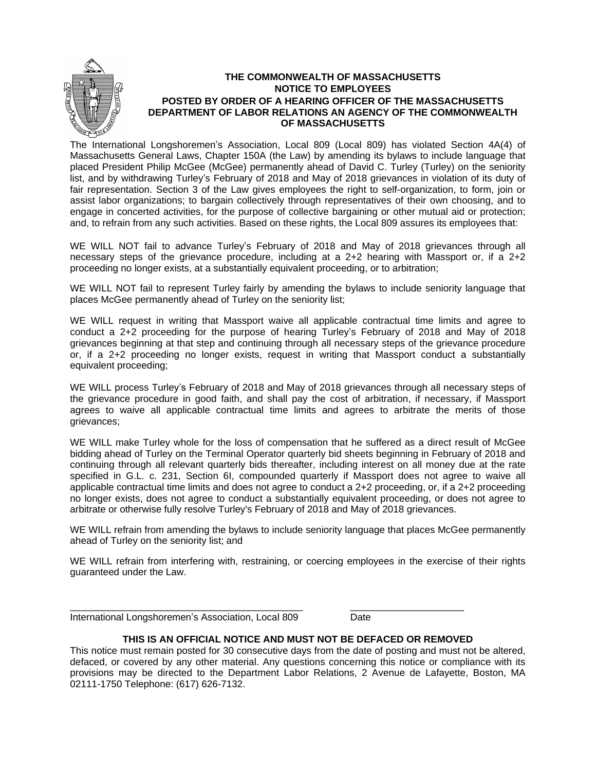**THE COMMONWEALTH OF MASSACHUSETTS**
**NOTICE TO EMPLOYEES**
**POSTED BY ORDER OF A HEARING OFFICER OF THE MASSACHUSETTS DEPARTMENT OF LABOR RELATIONS AN AGENCY OF THE COMMONWEALTH OF MASSACHUSETTS**

The International Longshoremen's Association, Local 809 (Local 809) has violated Section 4A(4) of Massachusetts General Laws, Chapter 150A (the Law) by amending its bylaws to include language that placed President Philip McGee (McGee) permanently ahead of David C. Turley (Turley) on the seniority list, and by withdrawing Turley's February of 2018 and May of 2018 grievances in violation of its duty of fair representation. Section 3 of the Law gives employees the right to self-organization, to form, join or assist labor organizations; to bargain collectively through representatives of their own choosing, and to engage in concerted activities, for the purpose of collective bargaining or other mutual aid or protection; and, to refrain from any such activities. Based on these rights, the Local 809 assures its employees that:

WE WILL NOT fail to advance Turley's February of 2018 and May of 2018 grievances through all necessary steps of the grievance procedure, including at a 2+2 hearing with Massport or, if a 2+2 proceeding no longer exists, at a substantially equivalent proceeding, or to arbitration;

WE WILL NOT fail to represent Turley fairly by amending the bylaws to include seniority language that places McGee permanently ahead of Turley on the seniority list;

WE WILL request in writing that Massport waive all applicable contractual time limits and agree to conduct a 2+2 proceeding for the purpose of hearing Turley's February of 2018 and May of 2018 grievances beginning at that step and continuing through all necessary steps of the grievance procedure or, if a 2+2 proceeding no longer exists, request in writing that Massport conduct a substantially equivalent proceeding;

WE WILL process Turley's February of 2018 and May of 2018 grievances through all necessary steps of the grievance procedure in good faith, and shall pay the cost of arbitration, if necessary, if Massport agrees to waive all applicable contractual time limits and agrees to arbitrate the merits of those grievances;

WE WILL make Turley whole for the loss of compensation that he suffered as a direct result of McGee bidding ahead of Turley on the Terminal Operator quarterly bid sheets beginning in February of 2018 and continuing through all relevant quarterly bids thereafter, including interest on all money due at the rate specified in G.L. c. 231, Section 6I, compounded quarterly if Massport does not agree to waive all applicable contractual time limits and does not agree to conduct a 2+2 proceeding, or, if a 2+2 proceeding no longer exists, does not agree to conduct a substantially equivalent proceeding, or does not agree to arbitrate or otherwise fully resolve Turley's February of 2018 and May of 2018 grievances.

WE WILL refrain from amending the bylaws to include seniority language that places McGee permanently ahead of Turley on the seniority list; and

WE WILL refrain from interfering with, restraining, or coercing employees in the exercise of their rights guaranteed under the Law.

___________________________________________ ____________________
International Longshoremen's Association, Local 809 Date

**THIS IS AN OFFICIAL NOTICE AND MUST NOT BE DEFACED OR REMOVED**

This notice must remain posted for 30 consecutive days from the date of posting and must not be altered, defaced, or covered by any other material. Any questions concerning this notice or compliance with its provisions may be directed to the Department Labor Relations, 2 Avenue de Lafayette, Boston, MA 02111-1750 Telephone: (617) 626-7132.